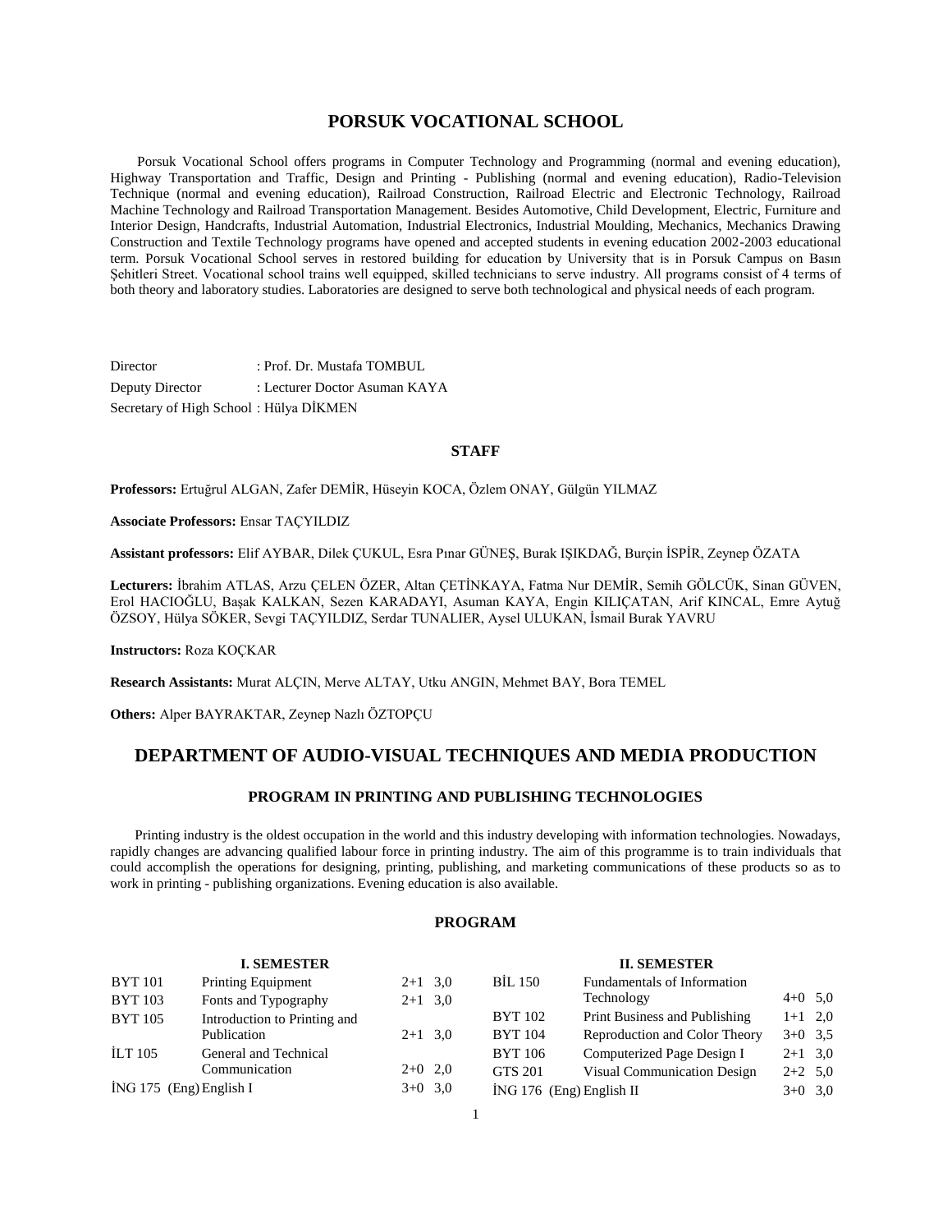# PORSUK VOCATIONAL SCHOOL

Porsuk Vocational School offers programs in Computer Technology and Programming (normal and evening education), Highway Transportation and Traffic, Design and Printing - Publishing (normal and evening education), Radio-Television Technique (normal and evening education), Railroad Construction, Railroad Electric and Electronic Technology, Railroad Machine Technology and Railroad Transportation Management. Besides Automotive, Child Development, Electric, Furniture and Interior Design, Handcrafts, Industrial Automation, Industrial Electronics, Industrial Moulding, Mechanics, Mechanics Drawing Construction and Textile Technology programs have opened and accepted students in evening education 2002-2003 educational term. Porsuk Vocational School serves in restored building for education by University that is in Porsuk Campus on Basın Şehitleri Street. Vocational school trains well equipped, skilled technicians to serve industry. All programs consist of 4 terms of both theory and laboratory studies. Laboratories are designed to serve both technological and physical needs of each program.

Director : Prof. Dr. Mustafa TOMBUL

Deputy Director : Lecturer Doctor Asuman KAYA

Secretary of High School : Hülya DİKMEN

## STAFF

**Professors:** Ertuğrul ALGAN, Zafer DEMİR, Hüseyin KOCA, Özlem ONAY, Gülgün YILMAZ

**Associate Professors:** Ensar TAÇYILDIZ

**Assistant professors:** Elif AYBAR, Dilek ÇUKUL, Esra Pınar GÜNEŞ, Burak IŞIKDAĞ, Burçin İSPİR, Zeynep ÖZATA

**Lecturers:** İbrahim ATLAS, Arzu ÇELEN ÖZER, Altan ÇETİNKAYA, Fatma Nur DEMİR, Semih GÖLCÜK, Sinan GÜVEN, Erol HACIOĞLU, Başak KALKAN, Sezen KARADAYI, Asuman KAYA, Engin KILIÇATAN, Arif KINCAL, Emre Aytuğ ÖZSOY, Hülya SÖKER, Sevgi TAÇYILDIZ, Serdar TUNALIER, Aysel ULUKAN, İsmail Burak YAVRU

**Instructors:** Roza KOÇKAR

**Research Assistants:** Murat ALÇIN, Merve ALTAY, Utku ANGIN, Mehmet BAY, Bora TEMEL

**Others:** Alper BAYRAKTAR, Zeynep Nazlı ÖZTOPÇU

# DEPARTMENT OF AUDIO-VISUAL TECHNIQUES AND MEDIA PRODUCTION

## PROGRAM IN PRINTING AND PUBLISHING TECHNOLOGIES

Printing industry is the oldest occupation in the world and this industry developing with information technologies. Nowadays, rapidly changes are advancing qualified labour force in printing industry. The aim of this programme is to train individuals that could accomplish the operations for designing, printing, publishing, and marketing communications of these products so as to work in printing - publishing organizations. Evening education is also available.

### PROGRAM

**I. SEMESTER**

| | | | |
|---|---|---|---|
| BYT 101 | Printing Equipment | 2+1 | 3,0 |
| BYT 103 | Fonts and Typography | 2+1 | 3,0 |
| BYT 105 | Introduction to Printing and Publication | 2+1 | 3,0 |
| İLT 105 | General and Technical Communication | 2+0 | 2,0 |
| İNG 175 (Eng) | English I | 3+0 | 3,0 |

**II. SEMESTER**

| | | | |
|---|---|---|---|
| BİL 150 | Fundamentals of Information Technology | 4+0 | 5,0 |
| BYT 102 | Print Business and Publishing | 1+1 | 2,0 |
| BYT 104 | Reproduction and Color Theory | 3+0 | 3,5 |
| BYT 106 | Computerized Page Design I | 2+1 | 3,0 |
| GTS 201 | Visual Communication Design | 2+2 | 5,0 |
| İNG 176 (Eng) | English II | 3+0 | 3,0 |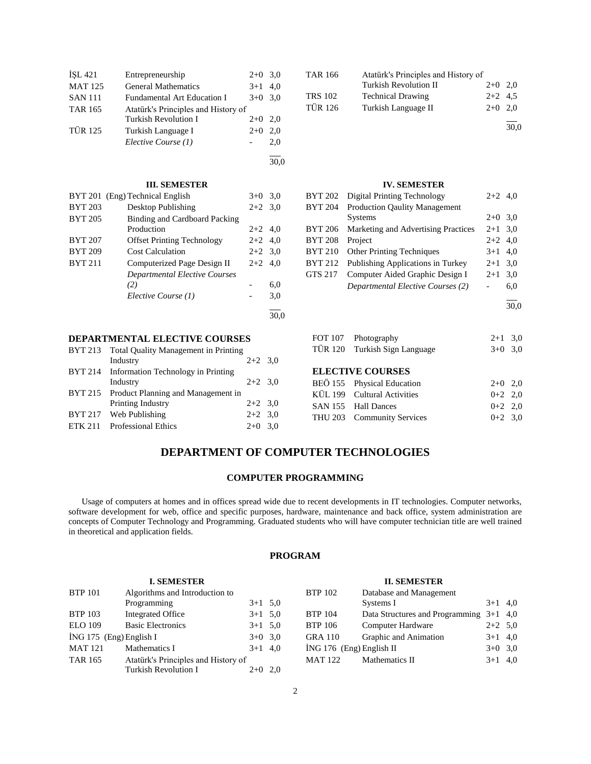| | | | |
|---|---|---|---|
| İŞL 421 | Entrepreneurship | 2+0 | 3,0 |
| MAT 125 | General Mathematics | 3+1 | 4,0 |
| SAN 111 | Fundamental Art Education I | 3+0 | 3,0 |
| TAR 165 | Atatürk's Principles and History of Turkish Revolution I | 2+0 | 2,0 |
| TÜR 125 | Turkish Language I | 2+0 | 2,0 |
| | *Elective Course (1)* | - | 2,0 |
| | | | 30,0 |

| | | | |
|---|---|---|---|
| TAR 166 | Atatürk's Principles and History of Turkish Revolution II | 2+0 | 2,0 |
| TRS 102 | Technical Drawing | 2+2 | 4,5 |
| TÜR 126 | Turkish Language II | 2+0 | 2,0 |
| | | | 30,0 |

### III. SEMESTER

| | | | |
|---|---|---|---|
| BYT 201 (Eng) | Technical English | 3+0 | 3,0 |
| BYT 203 | Desktop Publishing | 2+2 | 3,0 |
| BYT 205 | Binding and Cardboard Packing Production | 2+2 | 4,0 |
| BYT 207 | Offset Printing Technology | 2+2 | 4,0 |
| BYT 209 | Cost Calculation | 2+2 | 3,0 |
| BYT 211 | Computerized Page Design II | 2+2 | 4,0 |
| | *Departmental Elective Courses (2)* | - | 6,0 |
| | *Elective Course (1)* | - | 3,0 |
| | | | 30,0 |

### IV. SEMESTER

| | | | |
|---|---|---|---|
| BYT 202 | Digital Printing Technology | 2+2 | 4,0 |
| BYT 204 | Production Qaulity Management Systems | 2+0 | 3,0 |
| BYT 206 | Marketing and Advertising Practices | 2+1 | 3,0 |
| BYT 208 | Project | 2+2 | 4,0 |
| BYT 210 | Other Printing Techniques | 3+1 | 4,0 |
| BYT 212 | Publishing Applications in Turkey | 2+1 | 3,0 |
| GTS 217 | Computer Aided Graphic Design I | 2+1 | 3,0 |
| | *Departmental Elective Courses (2)* | - | 6,0 |
| | | | 30,0 |

### DEPARTMENTAL ELECTIVE COURSES

| | | | |
|---|---|---|---|
| BYT 213 | Total Quality Management in Printing Industry | 2+2 | 3,0 |
| BYT 214 | Information Technology in Printing Industry | 2+2 | 3,0 |
| BYT 215 | Product Planning and Management in Printing Industry | 2+2 | 3,0 |
| BYT 217 | Web Publishing | 2+2 | 3,0 |
| ETK 211 | Professional Ethics | 2+0 | 3,0 |
| FOT 107 | Photography | 2+1 | 3,0 |
| TÜR 120 | Turkish Sign Language | 3+0 | 3,0 |

### ELECTIVE COURSES

| | | | |
|---|---|---|---|
| BEÖ 155 | Physical Education | 2+0 | 2,0 |
| KÜL 199 | Cultural Activities | 0+2 | 2,0 |
| SAN 155 | Hall Dances | 0+2 | 2,0 |
| THU 203 | Community Services | 0+2 | 3,0 |

# DEPARTMENT OF COMPUTER TECHNOLOGIES

## COMPUTER PROGRAMMING

Usage of computers at homes and in offices spread wide due to recent developments in IT technologies. Computer networks, software development for web, office and specific purposes, hardware, maintenance and back office, system administration are concepts of Computer Technology and Programming. Graduated students who will have computer technician title are well trained in theoretical and application fields.

## PROGRAM

### I. SEMESTER

| | | | |
|---|---|---|---|
| BTP 101 | Algorithms and Introduction to Programming | 3+1 | 5,0 |
| BTP 103 | Integrated Office | 3+1 | 5,0 |
| ELO 109 | Basic Electronics | 3+1 | 5,0 |
| İNG 175 (Eng) | English I | 3+0 | 3,0 |
| MAT 121 | Mathematics I | 3+1 | 4,0 |
| TAR 165 | Atatürk's Principles and History of Turkish Revolution I | 2+0 | 2,0 |

### II. SEMESTER

| | | | |
|---|---|---|---|
| BTP 102 | Database and Management Systems I | 3+1 | 4,0 |
| BTP 104 | Data Structures and Programming | 3+1 | 4,0 |
| BTP 106 | Computer Hardware | 2+2 | 5,0 |
| GRA 110 | Graphic and Animation | 3+1 | 4,0 |
| İNG 176 (Eng) | English II | 3+0 | 3,0 |
| MAT 122 | Mathematics II | 3+1 | 4,0 |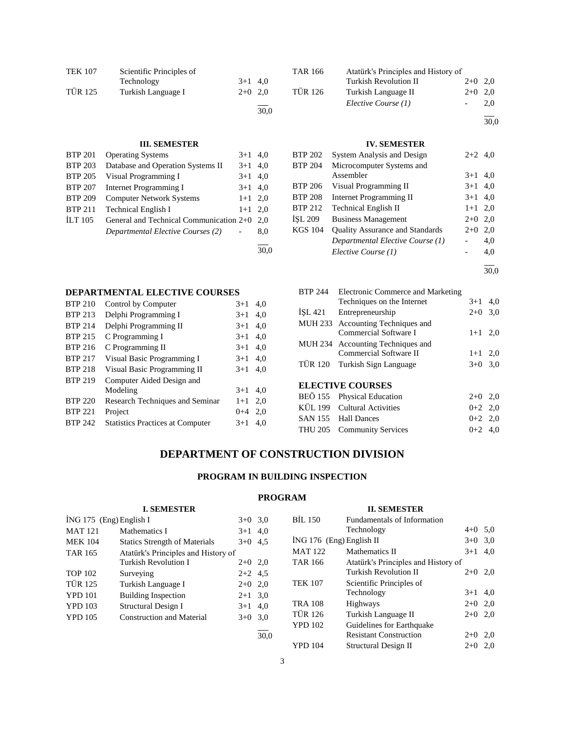| | | | |
|---|---|---|---|
| TEK 107 | Scientific Principles of Technology | 3+1 | 4,0 |
| TÜR 125 | Turkish Language I | 2+0 | 2,0 |
| | | | 30,0 |

| | | | |
|---|---|---|---|
| TAR 166 | Atatürk's Principles and History of Turkish Revolution II | 2+0 | 2,0 |
| TÜR 126 | Turkish Language II | 2+0 | 2,0 |
| | *Elective Course (1)* | - | 2,0 |
| | | | 30,0 |

**III. SEMESTER**

| | | | |
|---|---|---|---|
| BTP 201 | Operating Systems | 3+1 | 4,0 |
| BTP 203 | Database and Operation Systems II | 3+1 | 4,0 |
| BTP 205 | Visual Programming I | 3+1 | 4,0 |
| BTP 207 | Internet Programming I | 3+1 | 4,0 |
| BTP 209 | Computer Network Systems | 1+1 | 2,0 |
| BTP 211 | Technical English I | 1+1 | 2,0 |
| İLT 105 | General and Technical Communication | 2+0 | 2,0 |
| | *Departmental Elective Courses (2)* | - | 8,0 |
| | | | 30,0 |

**IV. SEMESTER**

| | | | |
|---|---|---|---|
| BTP 202 | System Analysis and Design | 2+2 | 4,0 |
| BTP 204 | Microcomputer Systems and Assembler | 3+1 | 4,0 |
| BTP 206 | Visual Programming II | 3+1 | 4,0 |
| BTP 208 | Internet Programming II | 3+1 | 4,0 |
| BTP 212 | Technical English II | 1+1 | 2,0 |
| İŞL 209 | Business Management | 2+0 | 2,0 |
| KGS 104 | Quality Assurance and Standards | 2+0 | 2,0 |
| | *Departmental Elective Course (1)* | - | 4,0 |
| | *Elective Course (1)* | - | 4,0 |
| | | | 30,0 |

### DEPARTMENTAL ELECTIVE COURSES

| | | | |
|---|---|---|---|
| BTP 210 | Control by Computer | 3+1 | 4,0 |
| BTP 213 | Delphi Programming I | 3+1 | 4,0 |
| BTP 214 | Delphi Programming II | 3+1 | 4,0 |
| BTP 215 | C Programming I | 3+1 | 4,0 |
| BTP 216 | C Programming II | 3+1 | 4,0 |
| BTP 217 | Visual Basic Programming I | 3+1 | 4,0 |
| BTP 218 | Visual Basic Programming II | 3+1 | 4,0 |
| BTP 219 | Computer Aided Design and Modeling | 3+1 | 4,0 |
| BTP 220 | Research Techniques and Seminar | 1+1 | 2,0 |
| BTP 221 | Project | 0+4 | 2,0 |
| BTP 242 | Statistics Practices at Computer | 3+1 | 4,0 |
| BTP 244 | Electronic Commerce and Marketing Techniques on the Internet | 3+1 | 4,0 |
| İŞL 421 | Entrepreneurship | 2+0 | 3,0 |
| MUH 233 | Accounting Techniques and Commercial Software I | 1+1 | 2,0 |
| MUH 234 | Accounting Techniques and Commercial Software II | 1+1 | 2,0 |
| TÜR 120 | Turkish Sign Language | 3+0 | 3,0 |

### ELECTIVE COURSES

| | | | |
|---|---|---|---|
| BEÖ 155 | Physical Education | 2+0 | 2,0 |
| KÜL 199 | Cultural Activities | 0+2 | 2,0 |
| SAN 155 | Hall Dances | 0+2 | 2,0 |
| THU 205 | Community Services | 0+2 | 4,0 |

# DEPARTMENT OF CONSTRUCTION DIVISION

## PROGRAM IN BUILDING INSPECTION

### PROGRAM

**I. SEMESTER**

| | | | |
|---|---|---|---|
| İNG 175 (Eng) | English I | 3+0 | 3,0 |
| MAT 121 | Mathematics I | 3+1 | 4,0 |
| MEK 104 | Statics Strength of Materials | 3+0 | 4,5 |
| TAR 165 | Atatürk's Principles and History of Turkish Revolution I | 2+0 | 2,0 |
| TOP 102 | Surveying | 2+2 | 4,5 |
| TÜR 125 | Turkish Language I | 2+0 | 2,0 |
| YPD 101 | Building Inspection | 2+1 | 3,0 |
| YPD 103 | Structural Design I | 3+1 | 4,0 |
| YPD 105 | Construction and Material | 3+0 | 3,0 |
| | | | 30,0 |

**II. SEMESTER**

| | | | |
|---|---|---|---|
| BİL 150 | Fundamentals of Information Technology | 4+0 | 5,0 |
| İNG 176 (Eng) | English II | 3+0 | 3,0 |
| MAT 122 | Mathematics II | 3+1 | 4,0 |
| TAR 166 | Atatürk's Principles and History of Turkish Revolution II | 2+0 | 2,0 |
| TEK 107 | Scientific Principles of Technology | 3+1 | 4,0 |
| TRA 108 | Highways | 2+0 | 2,0 |
| TÜR 126 | Turkish Language II | 2+0 | 2,0 |
| YPD 102 | Guidelines for Earthquake Resistant Construction | 2+0 | 2,0 |
| YPD 104 | Structural Design II | 2+0 | 2,0 |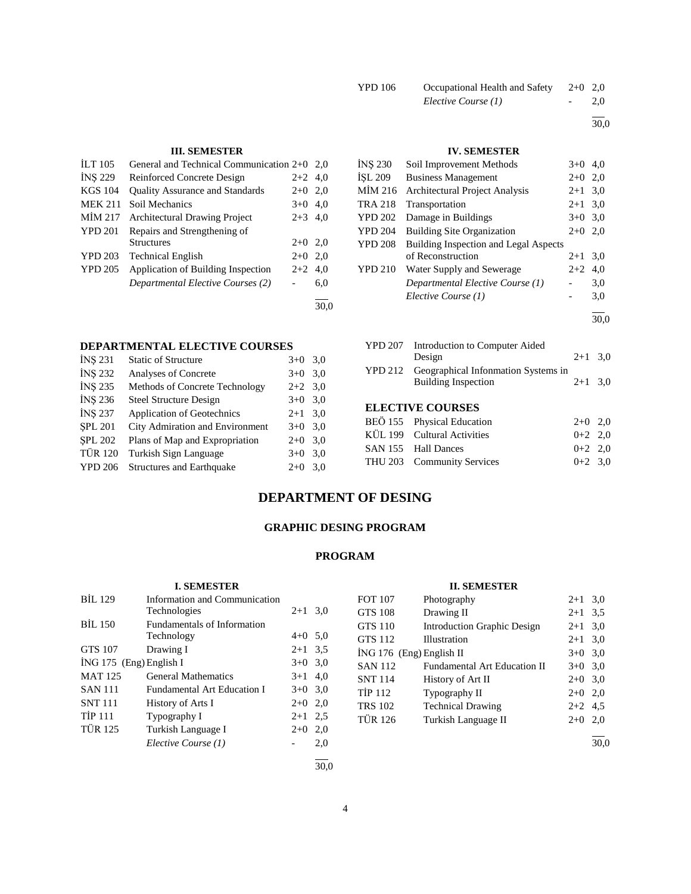| | | | |
|---|---|---|---|
| YPD 106 | Occupational Health and Safety | 2+0 | 2,0 |
| | *Elective Course (1)* | - | 2,0 |
| | | | 30,0 |

### III. SEMESTER

| | | | |
|---|---|---|---|
| İLT 105 | General and Technical Communication | 2+0 | 2,0 |
| İNŞ 229 | Reinforced Concrete Design | 2+2 | 4,0 |
| KGS 104 | Quality Assurance and Standards | 2+0 | 2,0 |
| MEK 211 | Soil Mechanics | 3+0 | 4,0 |
| MİM 217 | Architectural Drawing Project | 2+3 | 4,0 |
| YPD 201 | Repairs and Strengthening of Structures | 2+0 | 2,0 |
| YPD 203 | Technical English | 2+0 | 2,0 |
| YPD 205 | Application of Building Inspection | 2+2 | 4,0 |
| | *Departmental Elective Courses (2)* | - | 6,0 |
| | | | 30,0 |

### IV. SEMESTER

| | | | |
|---|---|---|---|
| İNŞ 230 | Soil Improvement Methods | 3+0 | 4,0 |
| İŞL 209 | Business Management | 2+0 | 2,0 |
| MİM 216 | Architectural Project Analysis | 2+1 | 3,0 |
| TRA 218 | Transportation | 2+1 | 3,0 |
| YPD 202 | Damage in Buildings | 3+0 | 3,0 |
| YPD 204 | Building Site Organization | 2+0 | 2,0 |
| YPD 208 | Building Inspection and Legal Aspects of Reconstruction | 2+1 | 3,0 |
| YPD 210 | Water Supply and Sewerage | 2+2 | 4,0 |
| | *Departmental Elective Course (1)* | - | 3,0 |
| | *Elective Course (1)* | - | 3,0 |
| | | | 30,0 |

### DEPARTMENTAL ELECTIVE COURSES

| | | | |
|---|---|---|---|
| İNŞ 231 | Static of Structure | 3+0 | 3,0 |
| İNŞ 232 | Analyses of Concrete | 3+0 | 3,0 |
| İNŞ 235 | Methods of Concrete Technology | 2+2 | 3,0 |
| İNŞ 236 | Steel Structure Design | 3+0 | 3,0 |
| İNŞ 237 | Application of Geotechnics | 2+1 | 3,0 |
| ŞPL 201 | City Admiration and Environment | 3+0 | 3,0 |
| ŞPL 202 | Plans of Map and Expropriation | 2+0 | 3,0 |
| TÜR 120 | Turkish Sign Language | 3+0 | 3,0 |
| YPD 206 | Structures and Earthquake | 2+0 | 3,0 |
| YPD 207 | Introduction to Computer Aided Design | 2+1 | 3,0 |
| YPD 212 | Geographical Infonmation Systems in Building Inspection | 2+1 | 3,0 |

### ELECTIVE COURSES

| | | | |
|---|---|---|---|
| BEÖ 155 | Physical Education | 2+0 | 2,0 |
| KÜL 199 | Cultural Activities | 0+2 | 2,0 |
| SAN 155 | Hall Dances | 0+2 | 2,0 |
| THU 203 | Community Services | 0+2 | 3,0 |

# DEPARTMENT OF DESING

## GRAPHIC DESING PROGRAM

## PROGRAM

### I. SEMESTER

| | | | |
|---|---|---|---|
| BİL 129 | Information and Communication Technologies | 2+1 | 3,0 |
| BİL 150 | Fundamentals of Information Technology | 4+0 | 5,0 |
| GTS 107 | Drawing I | 2+1 | 3,5 |
| İNG 175 (Eng) | English I | 3+0 | 3,0 |
| MAT 125 | General Mathematics | 3+1 | 4,0 |
| SAN 111 | Fundamental Art Education I | 3+0 | 3,0 |
| SNT 111 | History of Arts I | 2+0 | 2,0 |
| TİP 111 | Typography I | 2+1 | 2,5 |
| TÜR 125 | Turkish Language I | 2+0 | 2,0 |
| | *Elective Course (1)* | - | 2,0 |
| | | | 30,0 |

### II. SEMESTER

| | | | |
|---|---|---|---|
| FOT 107 | Photography | 2+1 | 3,0 |
| GTS 108 | Drawing II | 2+1 | 3,5 |
| GTS 110 | Introduction Graphic Design | 2+1 | 3,0 |
| GTS 112 | Illustration | 2+1 | 3,0 |
| İNG 176 (Eng) | English II | 3+0 | 3,0 |
| SAN 112 | Fundamental Art Education II | 3+0 | 3,0 |
| SNT 114 | History of Art II | 2+0 | 3,0 |
| TİP 112 | Typography II | 2+0 | 2,0 |
| TRS 102 | Technical Drawing | 2+2 | 4,5 |
| TÜR 126 | Turkish Language II | 2+0 | 2,0 |
| | | | 30,0 |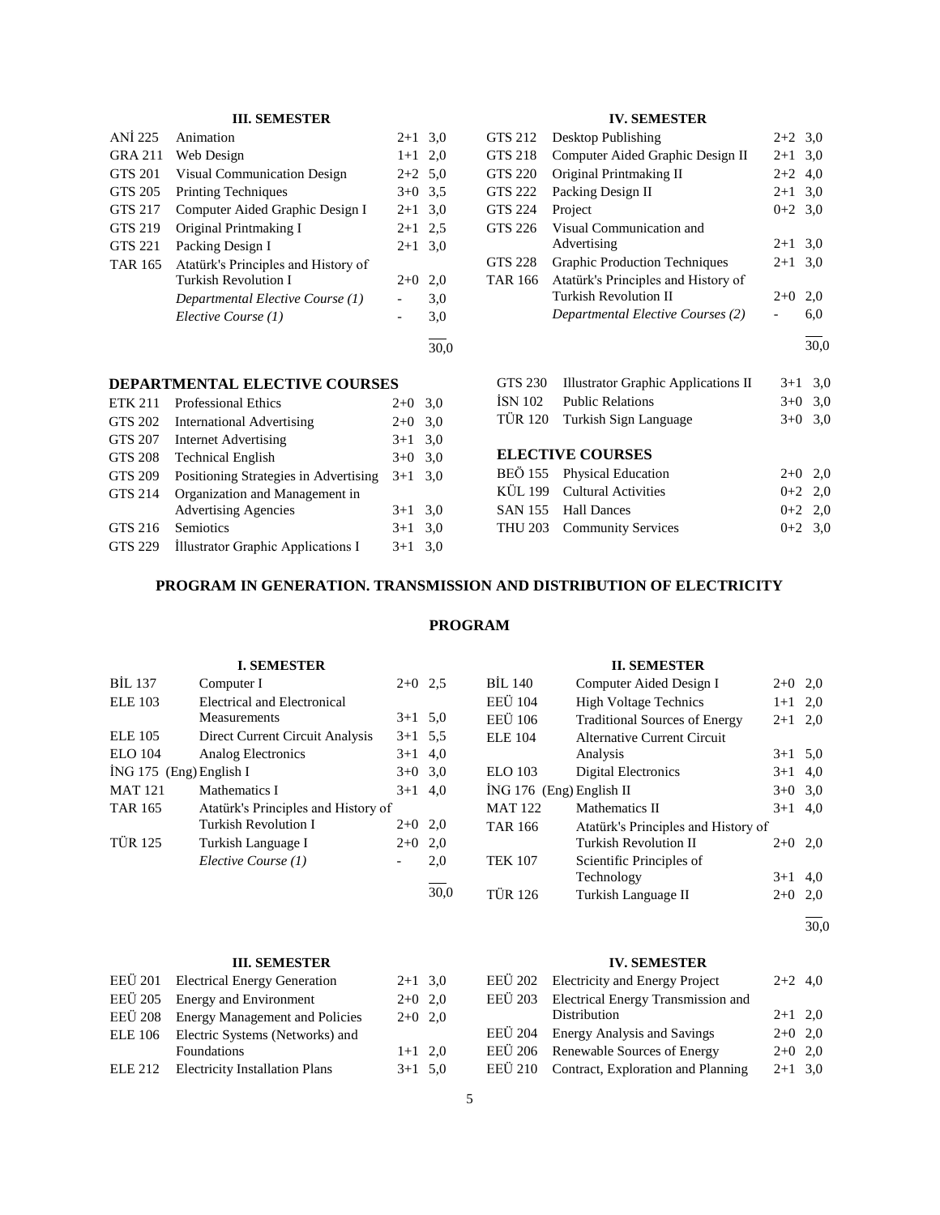### III. SEMESTER

| | | | |
|---|---|---|---|
| ANİ 225 | Animation | 2+1 | 3,0 |
| GRA 211 | Web Design | 1+1 | 2,0 |
| GTS 201 | Visual Communication Design | 2+2 | 5,0 |
| GTS 205 | Printing Techniques | 3+0 | 3,5 |
| GTS 217 | Computer Aided Graphic Design I | 2+1 | 3,0 |
| GTS 219 | Original Printmaking I | 2+1 | 2,5 |
| GTS 221 | Packing Design I | 2+1 | 3,0 |
| TAR 165 | Atatürk's Principles and History of Turkish Revolution I | 2+0 | 2,0 |
| | *Departmental Elective Course (1)* | - | 3,0 |
| | *Elective Course (1)* | - | 3,0 |
| | | | 30,0 |

### IV. SEMESTER

| | | | |
|---|---|---|---|
| GTS 212 | Desktop Publishing | 2+2 | 3,0 |
| GTS 218 | Computer Aided Graphic Design II | 2+1 | 3,0 |
| GTS 220 | Original Printmaking II | 2+2 | 4,0 |
| GTS 222 | Packing Design II | 2+1 | 3,0 |
| GTS 224 | Project | 0+2 | 3,0 |
| GTS 226 | Visual Communication and Advertising | 2+1 | 3,0 |
| GTS 228 | Graphic Production Techniques | 2+1 | 3,0 |
| TAR 166 | Atatürk's Principles and History of Turkish Revolution II | 2+0 | 2,0 |
| | *Departmental Elective Courses (2)* | - | 6,0 |
| | | | 30,0 |

### DEPARTMENTAL ELECTIVE COURSES

| | | | |
|---|---|---|---|
| ETK 211 | Professional Ethics | 2+0 | 3,0 |
| GTS 202 | International Advertising | 2+0 | 3,0 |
| GTS 207 | Internet Advertising | 3+1 | 3,0 |
| GTS 208 | Technical English | 3+0 | 3,0 |
| GTS 209 | Positioning Strategies in Advertising | 3+1 | 3,0 |
| GTS 214 | Organization and Management in Advertising Agencies | 3+1 | 3,0 |
| GTS 216 | Semiotics | 3+1 | 3,0 |
| GTS 229 | İllustrator Graphic Applications I | 3+1 | 3,0 |
| GTS 230 | Illustrator Graphic Applications II | 3+1 | 3,0 |
| İSN 102 | Public Relations | 3+0 | 3,0 |
| TÜR 120 | Turkish Sign Language | 3+0 | 3,0 |

### ELECTIVE COURSES

| | | | |
|---|---|---|---|
| BEÖ 155 | Physical Education | 2+0 | 2,0 |
| KÜL 199 | Cultural Activities | 0+2 | 2,0 |
| SAN 155 | Hall Dances | 0+2 | 2,0 |
| THU 203 | Community Services | 0+2 | 3,0 |

## PROGRAM IN GENERATION. TRANSMISSION AND DISTRIBUTION OF ELECTRICITY

## PROGRAM

### I. SEMESTER

| | | | |
|---|---|---|---|
| BİL 137 | Computer I | 2+0 | 2,5 |
| ELE 103 | Electrical and Electronical Measurements | 3+1 | 5,0 |
| ELE 105 | Direct Current Circuit Analysis | 3+1 | 5,5 |
| ELO 104 | Analog Electronics | 3+1 | 4,0 |
| İNG 175 (Eng) | English I | 3+0 | 3,0 |
| MAT 121 | Mathematics I | 3+1 | 4,0 |
| TAR 165 | Atatürk's Principles and History of Turkish Revolution I | 2+0 | 2,0 |
| TÜR 125 | Turkish Language I | 2+0 | 2,0 |
| | *Elective Course (1)* | - | 2,0 |
| | | | 30,0 |

### II. SEMESTER

| | | | |
|---|---|---|---|
| BİL 140 | Computer Aided Design I | 2+0 | 2,0 |
| EEÜ 104 | High Voltage Technics | 1+1 | 2,0 |
| EEÜ 106 | Traditional Sources of Energy | 2+1 | 2,0 |
| ELE 104 | Alternative Current Circuit Analysis | 3+1 | 5,0 |
| ELO 103 | Digital Electronics | 3+1 | 4,0 |
| İNG 176 (Eng) | English II | 3+0 | 3,0 |
| MAT 122 | Mathematics II | 3+1 | 4,0 |
| TAR 166 | Atatürk's Principles and History of Turkish Revolution II | 2+0 | 2,0 |
| TEK 107 | Scientific Principles of Technology | 3+1 | 4,0 |
| TÜR 126 | Turkish Language II | 2+0 | 2,0 |
| | | | 30,0 |

### III. SEMESTER

| | | | |
|---|---|---|---|
| EEÜ 201 | Electrical Energy Generation | 2+1 | 3,0 |
| EEÜ 205 | Energy and Environment | 2+0 | 2,0 |
| EEÜ 208 | Energy Management and Policies | 2+0 | 2,0 |
| ELE 106 | Electric Systems (Networks) and Foundations | 1+1 | 2,0 |
| ELE 212 | Electricity Installation Plans | 3+1 | 5,0 |

### IV. SEMESTER

| | | | |
|---|---|---|---|
| EEÜ 202 | Electricity and Energy Project | 2+2 | 4,0 |
| EEÜ 203 | Electrical Energy Transmission and Distribution | 2+1 | 2,0 |
| EEÜ 204 | Energy Analysis and Savings | 2+0 | 2,0 |
| EEÜ 206 | Renewable Sources of Energy | 2+0 | 2,0 |
| EEÜ 210 | Contract, Exploration and Planning | 2+1 | 3,0 |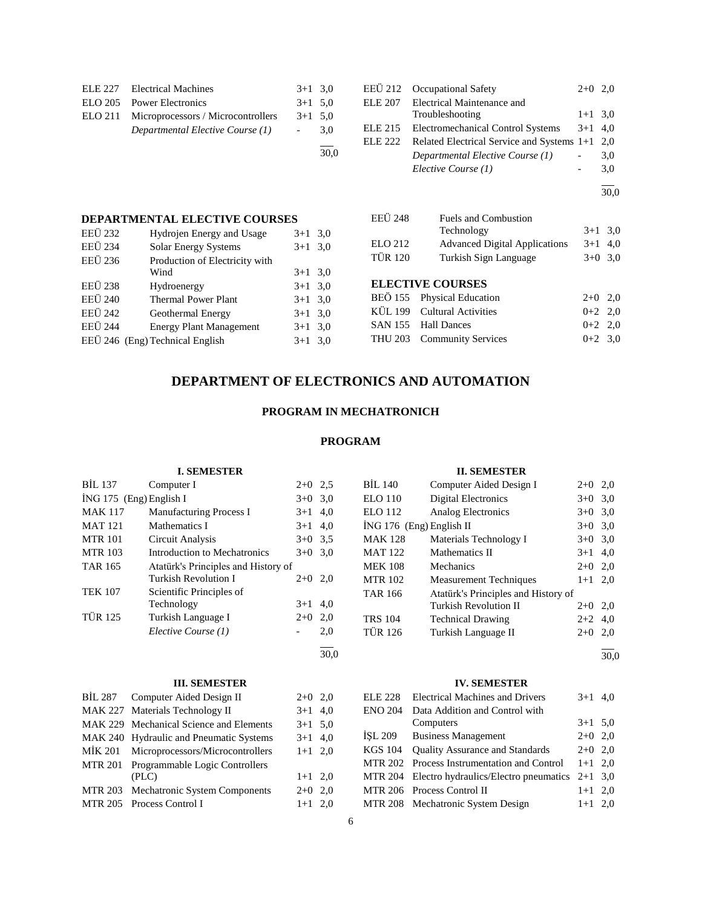| | | | |
|---|---|---|---|
| ELE 227 | Electrical Machines | 3+1 | 3,0 |
| ELO 205 | Power Electronics | 3+1 | 5,0 |
| ELO 211 | Microprocessors / Microcontrollers | 3+1 | 5,0 |
| | *Departmental Elective Course (1)* | - | 3,0 |
| | | | 30,0 |

| | | | |
|---|---|---|---|
| EEÜ 212 | Occupational Safety | 2+0 | 2,0 |
| ELE 207 | Electrical Maintenance and Troubleshooting | 1+1 | 3,0 |
| ELE 215 | Electromechanical Control Systems | 3+1 | 4,0 |
| ELE 222 | Related Electrical Service and Systems | 1+1 | 2,0 |
| | *Departmental Elective Course (1)* | - | 3,0 |
| | *Elective Course (1)* | - | 3,0 |
| | | | 30,0 |

### DEPARTMENTAL ELECTIVE COURSES

| | | | |
|---|---|---|---|
| EEÜ 232 | Hydrojen Energy and Usage | 3+1 | 3,0 |
| EEÜ 234 | Solar Energy Systems | 3+1 | 3,0 |
| EEÜ 236 | Production of Electricity with Wind | 3+1 | 3,0 |
| EEÜ 238 | Hydroenergy | 3+1 | 3,0 |
| EEÜ 240 | Thermal Power Plant | 3+1 | 3,0 |
| EEÜ 242 | Geothermal Energy | 3+1 | 3,0 |
| EEÜ 244 | Energy Plant Management | 3+1 | 3,0 |
| EEÜ 246 (Eng) | Technical English | 3+1 | 3,0 |
| EEÜ 248 | Fuels and Combustion Technology | 3+1 | 3,0 |
| ELO 212 | Advanced Digital Applications | 3+1 | 4,0 |
| TÜR 120 | Turkish Sign Language | 3+0 | 3,0 |

### ELECTIVE COURSES

| | | | |
|---|---|---|---|
| BEÖ 155 | Physical Education | 2+0 | 2,0 |
| KÜL 199 | Cultural Activities | 0+2 | 2,0 |
| SAN 155 | Hall Dances | 0+2 | 2,0 |
| THU 203 | Community Services | 0+2 | 3,0 |

# DEPARTMENT OF ELECTRONICS AND AUTOMATION

## PROGRAM IN MECHATRONICH

### PROGRAM

#### I. SEMESTER

| | | | |
|---|---|---|---|
| BİL 137 | Computer I | 2+0 | 2,5 |
| İNG 175 (Eng) | English I | 3+0 | 3,0 |
| MAK 117 | Manufacturing Process I | 3+1 | 4,0 |
| MAT 121 | Mathematics I | 3+1 | 4,0 |
| MTR 101 | Circuit Analysis | 3+0 | 3,5 |
| MTR 103 | Introduction to Mechatronics | 3+0 | 3,0 |
| TAR 165 | Atatürk's Principles and History of Turkish Revolution I | 2+0 | 2,0 |
| TEK 107 | Scientific Principles of Technology | 3+1 | 4,0 |
| TÜR 125 | Turkish Language I | 2+0 | 2,0 |
| | *Elective Course (1)* | - | 2,0 |
| | | | 30,0 |

#### II. SEMESTER

| | | | |
|---|---|---|---|
| BİL 140 | Computer Aided Design I | 2+0 | 2,0 |
| ELO 110 | Digital Electronics | 3+0 | 3,0 |
| ELO 112 | Analog Electronics | 3+0 | 3,0 |
| İNG 176 (Eng) | English II | 3+0 | 3,0 |
| MAK 128 | Materials Technology I | 3+0 | 3,0 |
| MAT 122 | Mathematics II | 3+1 | 4,0 |
| MEK 108 | Mechanics | 2+0 | 2,0 |
| MTR 102 | Measurement Techniques | 1+1 | 2,0 |
| TAR 166 | Atatürk's Principles and History of Turkish Revolution II | 2+0 | 2,0 |
| TRS 104 | Technical Drawing | 2+2 | 4,0 |
| TÜR 126 | Turkish Language II | 2+0 | 2,0 |
| | | | 30,0 |

#### III. SEMESTER

| | | | |
|---|---|---|---|
| BİL 287 | Computer Aided Design II | 2+0 | 2,0 |
| MAK 227 | Materials Technology II | 3+1 | 4,0 |
| MAK 229 | Mechanical Science and Elements | 3+1 | 5,0 |
| MAK 240 | Hydraulic and Pneumatic Systems | 3+1 | 4,0 |
| MİK 201 | Microprocessors/Microcontrollers | 1+1 | 2,0 |
| MTR 201 | Programmable Logic Controllers (PLC) | 1+1 | 2,0 |
| MTR 203 | Mechatronic System Components | 2+0 | 2,0 |
| MTR 205 | Process Control I | 1+1 | 2,0 |

#### IV. SEMESTER

| | | | |
|---|---|---|---|
| ELE 228 | Electrical Machines and Drivers | 3+1 | 4,0 |
| ENO 204 | Data Addition and Control with Computers | 3+1 | 5,0 |
| İŞL 209 | Business Management | 2+0 | 2,0 |
| KGS 104 | Quality Assurance and Standards | 2+0 | 2,0 |
| MTR 202 | Process Instrumentation and Control | 1+1 | 2,0 |
| MTR 204 | Electro hydraulics/Electro pneumatics | 2+1 | 3,0 |
| MTR 206 | Process Control II | 1+1 | 2,0 |
| MTR 208 | Mechatronic System Design | 1+1 | 2,0 |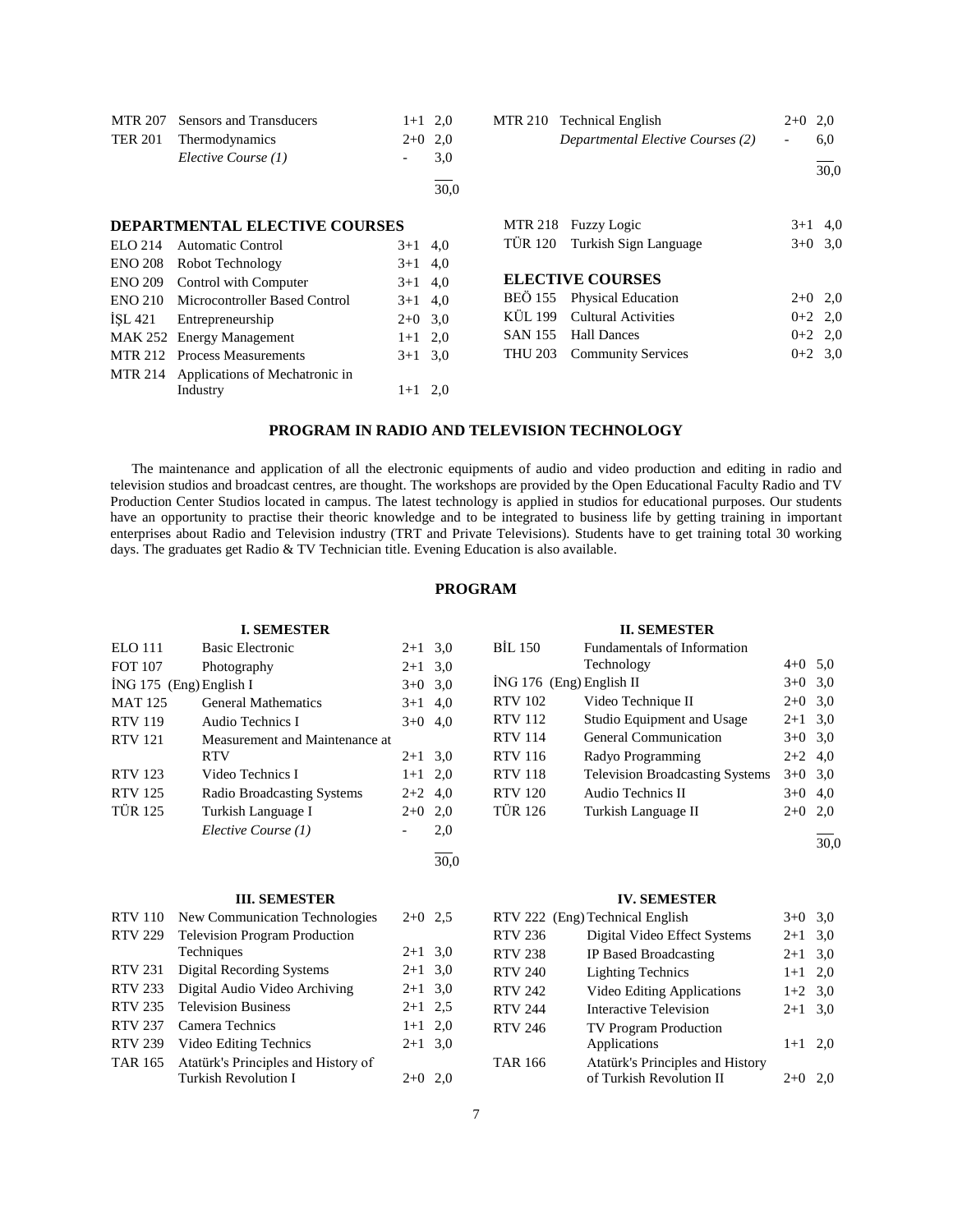| | | | |
|---|---|---|---|
| MTR 207 | Sensors and Transducers | 1+1 | 2,0 |
| TER 201 | Thermodynamics | 2+0 | 2,0 |
| | *Elective Course (1)* | - | 3,0 |
| | | | 30,0 |

| | | | |
|---|---|---|---|
| MTR 210 | Technical English | 2+0 | 2,0 |
| | *Departmental Elective Courses (2)* | - | 6,0 |
| | | | 30,0 |

**DEPARTMENTAL ELECTIVE COURSES**

| | | | |
|---|---|---|---|
| ELO 214 | Automatic Control | 3+1 | 4,0 |
| ENO 208 | Robot Technology | 3+1 | 4,0 |
| ENO 209 | Control with Computer | 3+1 | 4,0 |
| ENO 210 | Microcontroller Based Control | 3+1 | 4,0 |
| İŞL 421 | Entrepreneurship | 2+0 | 3,0 |
| MAK 252 | Energy Management | 1+1 | 2,0 |
| MTR 212 | Process Measurements | 3+1 | 3,0 |
| MTR 214 | Applications of Mechatronic in Industry | 1+1 | 2,0 |
| MTR 218 | Fuzzy Logic | 3+1 | 4,0 |
| TÜR 120 | Turkish Sign Language | 3+0 | 3,0 |

**ELECTIVE COURSES**

| | | | |
|---|---|---|---|
| BEÖ 155 | Physical Education | 2+0 | 2,0 |
| KÜL 199 | Cultural Activities | 0+2 | 2,0 |
| SAN 155 | Hall Dances | 0+2 | 2,0 |
| THU 203 | Community Services | 0+2 | 3,0 |

## PROGRAM IN RADIO AND TELEVISION TECHNOLOGY

The maintenance and application of all the electronic equipments of audio and video production and editing in radio and television studios and broadcast centres, are thought. The workshops are provided by the Open Educational Faculty Radio and TV Production Center Studios located in campus. The latest technology is applied in studios for educational purposes. Our students have an opportunity to practise their theoric knowledge and to be integrated to business life by getting training in important enterprises about Radio and Television industry (TRT and Private Televisions). Students have to get training total 30 working days. The graduates get Radio & TV Technician title. Evening Education is also available.

### PROGRAM

**I. SEMESTER**

| | | | |
|---|---|---|---|
| ELO 111 | Basic Electronic | 2+1 | 3,0 |
| FOT 107 | Photography | 2+1 | 3,0 |
| İNG 175 (Eng) | English I | 3+0 | 3,0 |
| MAT 125 | General Mathematics | 3+1 | 4,0 |
| RTV 119 | Audio Technics I | 3+0 | 4,0 |
| RTV 121 | Measurement and Maintenance at RTV | 2+1 | 3,0 |
| RTV 123 | Video Technics I | 1+1 | 2,0 |
| RTV 125 | Radio Broadcasting Systems | 2+2 | 4,0 |
| TÜR 125 | Turkish Language I | 2+0 | 2,0 |
| | *Elective Course (1)* | - | 2,0 |
| | | | 30,0 |

**II. SEMESTER**

| | | | |
|---|---|---|---|
| BİL 150 | Fundamentals of Information Technology | 4+0 | 5,0 |
| İNG 176 (Eng) | English II | 3+0 | 3,0 |
| RTV 102 | Video Technique II | 2+0 | 3,0 |
| RTV 112 | Studio Equipment and Usage | 2+1 | 3,0 |
| RTV 114 | General Communication | 3+0 | 3,0 |
| RTV 116 | Radyo Programming | 2+2 | 4,0 |
| RTV 118 | Television Broadcasting Systems | 3+0 | 3,0 |
| RTV 120 | Audio Technics II | 3+0 | 4,0 |
| TÜR 126 | Turkish Language II | 2+0 | 2,0 |
| | | | 30,0 |

**III. SEMESTER**

| | | | |
|---|---|---|---|
| RTV 110 | New Communication Technologies | 2+0 | 2,5 |
| RTV 229 | Television Program Production Techniques | 2+1 | 3,0 |
| RTV 231 | Digital Recording Systems | 2+1 | 3,0 |
| RTV 233 | Digital Audio Video Archiving | 2+1 | 3,0 |
| RTV 235 | Television Business | 2+1 | 2,5 |
| RTV 237 | Camera Technics | 1+1 | 2,0 |
| RTV 239 | Video Editing Technics | 2+1 | 3,0 |
| TAR 165 | Atatürk's Principles and History of Turkish Revolution I | 2+0 | 2,0 |

**IV. SEMESTER**

| | | | |
|---|---|---|---|
| RTV 222 (Eng) | Technical English | 3+0 | 3,0 |
| RTV 236 | Digital Video Effect Systems | 2+1 | 3,0 |
| RTV 238 | IP Based Broadcasting | 2+1 | 3,0 |
| RTV 240 | Lighting Technics | 1+1 | 2,0 |
| RTV 242 | Video Editing Applications | 1+2 | 3,0 |
| RTV 244 | Interactive Television | 2+1 | 3,0 |
| RTV 246 | TV Program Production Applications | 1+1 | 2,0 |
| TAR 166 | Atatürk's Principles and History of Turkish Revolution II | 2+0 | 2,0 |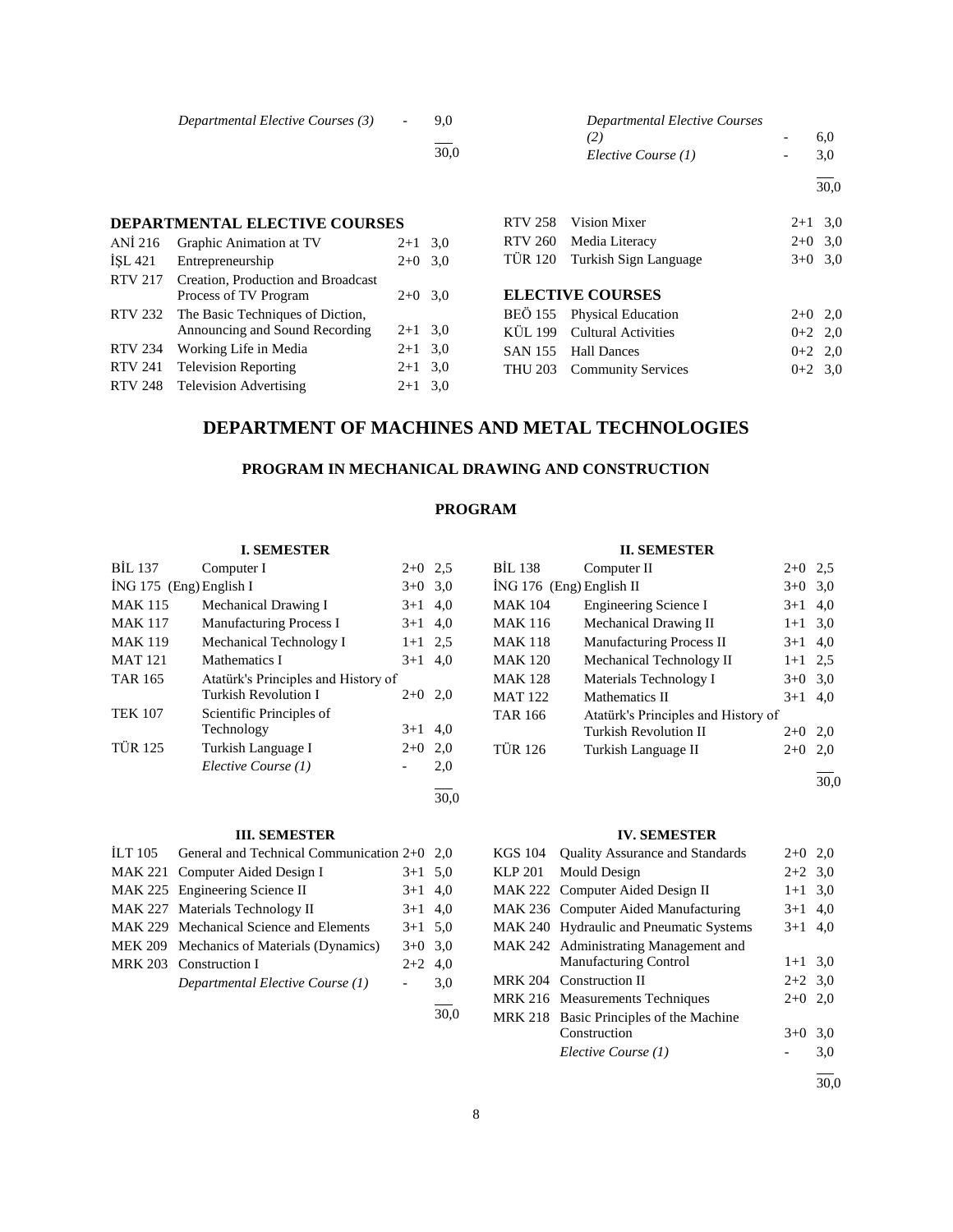| | | | |
|---|---|---|---|
| | *Departmental Elective Courses (3)* | - | 9,0 |
| | | | 30,0 |

| | | | |
|---|---|---|---|
| | *Departmental Elective Courses (2)* | - | 6,0 |
| | *Elective Course (1)* | - | 3,0 |
| | | | 30,0 |

**DEPARTMENTAL ELECTIVE COURSES**

| | | | |
|---|---|---|---|
| ANİ 216 | Graphic Animation at TV | 2+1 | 3,0 |
| İŞL 421 | Entrepreneurship | 2+0 | 3,0 |
| RTV 217 | Creation, Production and Broadcast Process of TV Program | 2+0 | 3,0 |
| RTV 232 | The Basic Techniques of Diction, Announcing and Sound Recording | 2+1 | 3,0 |
| RTV 234 | Working Life in Media | 2+1 | 3,0 |
| RTV 241 | Television Reporting | 2+1 | 3,0 |
| RTV 248 | Television Advertising | 2+1 | 3,0 |
| RTV 258 | Vision Mixer | 2+1 | 3,0 |
| RTV 260 | Media Literacy | 2+0 | 3,0 |
| TÜR 120 | Turkish Sign Language | 3+0 | 3,0 |

**ELECTIVE COURSES**

| | | | |
|---|---|---|---|
| BEÖ 155 | Physical Education | 2+0 | 2,0 |
| KÜL 199 | Cultural Activities | 0+2 | 2,0 |
| SAN 155 | Hall Dances | 0+2 | 2,0 |
| THU 203 | Community Services | 0+2 | 3,0 |

# DEPARTMENT OF MACHINES AND METAL TECHNOLOGIES

## PROGRAM IN MECHANICAL DRAWING AND CONSTRUCTION

### PROGRAM

**I. SEMESTER**

| | | | |
|---|---|---|---|
| BİL 137 | Computer I | 2+0 | 2,5 |
| İNG 175 (Eng) | English I | 3+0 | 3,0 |
| MAK 115 | Mechanical Drawing I | 3+1 | 4,0 |
| MAK 117 | Manufacturing Process I | 3+1 | 4,0 |
| MAK 119 | Mechanical Technology I | 1+1 | 2,5 |
| MAT 121 | Mathematics I | 3+1 | 4,0 |
| TAR 165 | Atatürk's Principles and History of Turkish Revolution I | 2+0 | 2,0 |
| TEK 107 | Scientific Principles of Technology | 3+1 | 4,0 |
| TÜR 125 | Turkish Language I | 2+0 | 2,0 |
| | *Elective Course (1)* | - | 2,0 |
| | | | 30,0 |

**II. SEMESTER**

| | | | |
|---|---|---|---|
| BİL 138 | Computer II | 2+0 | 2,5 |
| İNG 176 (Eng) | English II | 3+0 | 3,0 |
| MAK 104 | Engineering Science I | 3+1 | 4,0 |
| MAK 116 | Mechanical Drawing II | 1+1 | 3,0 |
| MAK 118 | Manufacturing Process II | 3+1 | 4,0 |
| MAK 120 | Mechanical Technology II | 1+1 | 2,5 |
| MAK 128 | Materials Technology I | 3+0 | 3,0 |
| MAT 122 | Mathematics II | 3+1 | 4,0 |
| TAR 166 | Atatürk's Principles and History of Turkish Revolution II | 2+0 | 2,0 |
| TÜR 126 | Turkish Language II | 2+0 | 2,0 |
| | | | 30,0 |

**III. SEMESTER**

| | | | |
|---|---|---|---|
| İLT 105 | General and Technical Communication | 2+0 | 2,0 |
| MAK 221 | Computer Aided Design I | 3+1 | 5,0 |
| MAK 225 | Engineering Science II | 3+1 | 4,0 |
| MAK 227 | Materials Technology II | 3+1 | 4,0 |
| MAK 229 | Mechanical Science and Elements | 3+1 | 5,0 |
| MEK 209 | Mechanics of Materials (Dynamics) | 3+0 | 3,0 |
| MRK 203 | Construction I | 2+2 | 4,0 |
| | *Departmental Elective Course (1)* | - | 3,0 |
| | | | 30,0 |

**IV. SEMESTER**

| | | | |
|---|---|---|---|
| KGS 104 | Quality Assurance and Standards | 2+0 | 2,0 |
| KLP 201 | Mould Design | 2+2 | 3,0 |
| MAK 222 | Computer Aided Design II | 1+1 | 3,0 |
| MAK 236 | Computer Aided Manufacturing | 3+1 | 4,0 |
| MAK 240 | Hydraulic and Pneumatic Systems | 3+1 | 4,0 |
| MAK 242 | Administrating Management and Manufacturing Control | 1+1 | 3,0 |
| MRK 204 | Construction II | 2+2 | 3,0 |
| MRK 216 | Measurements Techniques | 2+0 | 2,0 |
| MRK 218 | Basic Principles of the Machine Construction | 3+0 | 3,0 |
| | *Elective Course (1)* | - | 3,0 |
| | | | 30,0 |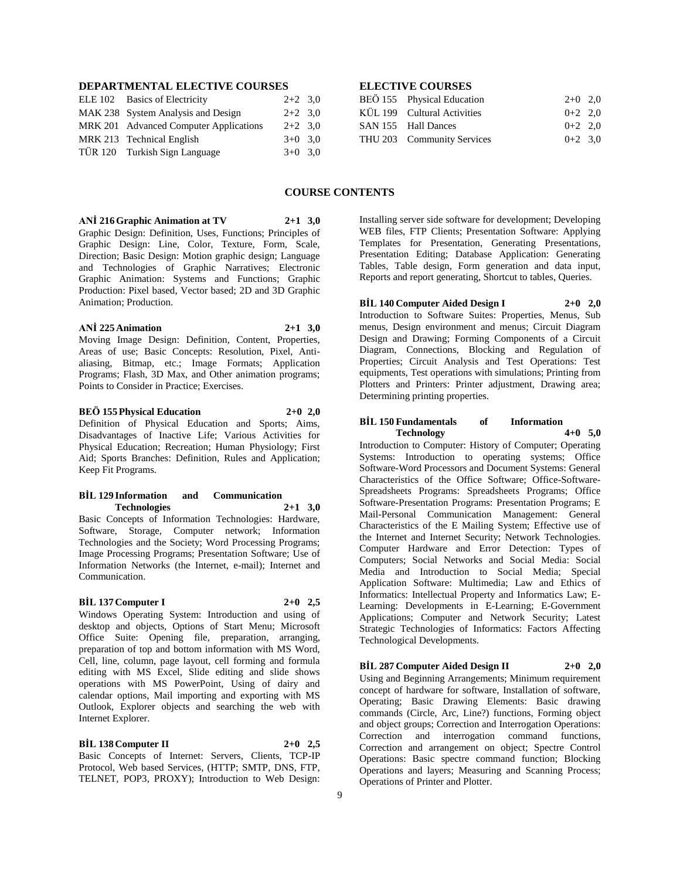## DEPARTMENTAL ELECTIVE COURSES

| | | | |
|---|---|---|---|
| ELE 102 | Basics of Electricity | 2+2 | 3,0 |
| MAK 238 | System Analysis and Design | 2+2 | 3,0 |
| MRK 201 | Advanced Computer Applications | 2+2 | 3,0 |
| MRK 213 | Technical English | 3+0 | 3,0 |
| TÜR 120 | Turkish Sign Language | 3+0 | 3,0 |

## ELECTIVE COURSES

| | | | |
|---|---|---|---|
| BEÖ 155 | Physical Education | 2+0 | 2,0 |
| KÜL 199 | Cultural Activities | 0+2 | 2,0 |
| SAN 155 | Hall Dances | 0+2 | 2,0 |
| THU 203 | Community Services | 0+2 | 3,0 |

## COURSE CONTENTS

**ANİ 216 Graphic Animation at TV 2+1 3,0**
Graphic Design: Definition, Uses, Functions; Principles of Graphic Design: Line, Color, Texture, Form, Scale, Direction; Basic Design: Motion graphic design; Language and Technologies of Graphic Narratives; Electronic Graphic Animation: Systems and Functions; Graphic Production: Pixel based, Vector based; 2D and 3D Graphic Animation; Production.

**ANİ 225 Animation 2+1 3,0**
Moving Image Design: Definition, Content, Properties, Areas of use; Basic Concepts: Resolution, Pixel, Anti-aliasing, Bitmap, etc.; Image Formats; Application Programs; Flash, 3D Max, and Other animation programs; Points to Consider in Practice; Exercises.

**BEÖ 155 Physical Education 2+0 2,0**
Definition of Physical Education and Sports; Aims, Disadvantages of Inactive Life; Various Activities for Physical Education; Recreation; Human Physiology; First Aid; Sports Branches: Definition, Rules and Application; Keep Fit Programs.

**BİL 129 Information and Communication Technologies 2+1 3,0**
Basic Concepts of Information Technologies: Hardware, Software, Storage, Computer network; Information Technologies and the Society; Word Processing Programs; Image Processing Programs; Presentation Software; Use of Information Networks (the Internet, e-mail); Internet and Communication.

**BİL 137 Computer I 2+0 2,5**
Windows Operating System: Introduction and using of desktop and objects, Options of Start Menu; Microsoft Office Suite: Opening file, preparation, arranging, preparation of top and bottom information with MS Word, Cell, line, column, page layout, cell forming and formula editing with MS Excel, Slide editing and slide shows operations with MS PowerPoint, Using of dairy and calendar options, Mail importing and exporting with MS Outlook, Explorer objects and searching the web with Internet Explorer.

**BİL 138 Computer II 2+0 2,5**
Basic Concepts of Internet: Servers, Clients, TCP-IP Protocol, Web based Services, (HTTP; SMTP, DNS, FTP, TELNET, POP3, PROXY); Introduction to Web Design: Installing server side software for development; Developing WEB files, FTP Clients; Presentation Software: Applying Templates for Presentation, Generating Presentations, Presentation Editing; Database Application: Generating Tables, Table design, Form generation and data input, Reports and report generating, Shortcut to tables, Queries.

**BİL 140 Computer Aided Design I 2+0 2,0**
Introduction to Software Suites: Properties, Menus, Sub menus, Design environment and menus; Circuit Diagram Design and Drawing; Forming Components of a Circuit Diagram, Connections, Blocking and Regulation of Properties; Circuit Analysis and Test Operations: Test equipments, Test operations with simulations; Printing from Plotters and Printers: Printer adjustment, Drawing area; Determining printing properties.

**BİL 150 Fundamentals of Information Technology 4+0 5,0**
Introduction to Computer: History of Computer; Operating Systems: Introduction to operating systems; Office Software-Word Processors and Document Systems: General Characteristics of the Office Software; Office-Software-Spreadsheets Programs: Spreadsheets Programs; Office Software-Presentation Programs: Presentation Programs; E Mail-Personal Communication Management: General Characteristics of the E Mailing System; Effective use of the Internet and Internet Security; Network Technologies. Computer Hardware and Error Detection: Types of Computers; Social Networks and Social Media: Social Media and Introduction to Social Media; Special Application Software: Multimedia; Law and Ethics of Informatics: Intellectual Property and Informatics Law; E-Learning: Developments in E-Learning; E-Government Applications; Computer and Network Security; Latest Strategic Technologies of Informatics: Factors Affecting Technological Developments.

**BİL 287 Computer Aided Design II 2+0 2,0**
Using and Beginning Arrangements; Minimum requirement concept of hardware for software, Installation of software, Operating; Basic Drawing Elements: Basic drawing commands (Circle, Arc, Line?) functions, Forming object and object groups; Correction and Interrogation Operations: Correction and interrogation command functions, Correction and arrangement on object; Spectre Control Operations: Basic spectre command function; Blocking Operations and layers; Measuring and Scanning Process; Operations of Printer and Plotter.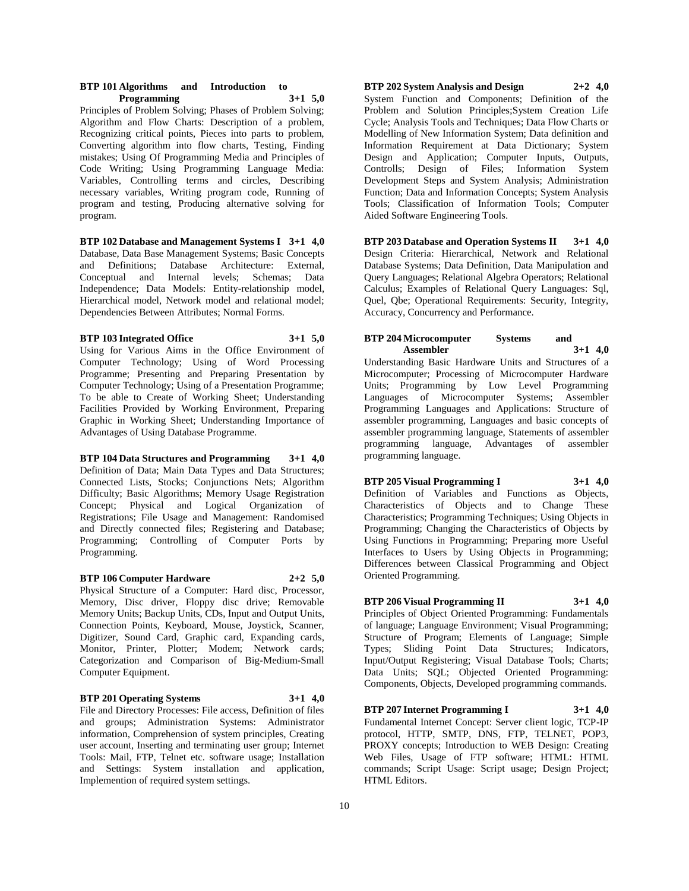**BTP 101 Algorithms and Introduction to Programming 3+1 5,0**

Principles of Problem Solving; Phases of Problem Solving; Algorithm and Flow Charts: Description of a problem, Recognizing critical points, Pieces into parts to problem, Converting algorithm into flow charts, Testing, Finding mistakes; Using Of Programming Media and Principles of Code Writing; Using Programming Language Media: Variables, Controlling terms and circles, Describing necessary variables, Writing program code, Running of program and testing, Producing alternative solving for program.

**BTP 102 Database and Management Systems I 3+1 4,0**

Database, Data Base Management Systems; Basic Concepts and Definitions; Database Architecture: External, Conceptual and Internal levels; Schemas; Data Independence; Data Models: Entity-relationship model, Hierarchical model, Network model and relational model; Dependencies Between Attributes; Normal Forms.

**BTP 103 Integrated Office 3+1 5,0**

Using for Various Aims in the Office Environment of Computer Technology; Using of Word Processing Programme; Presenting and Preparing Presentation by Computer Technology; Using of a Presentation Programme; To be able to Create of Working Sheet; Understanding Facilities Provided by Working Environment, Preparing Graphic in Working Sheet; Understanding Importance of Advantages of Using Database Programme.

**BTP 104 Data Structures and Programming 3+1 4,0**

Definition of Data; Main Data Types and Data Structures; Connected Lists, Stocks; Conjunctions Nets; Algorithm Difficulty; Basic Algorithms; Memory Usage Registration Concept; Physical and Logical Organization of Registrations; File Usage and Management: Randomised and Directly connected files; Registering and Database; Programming; Controlling of Computer Ports by Programming.

**BTP 106 Computer Hardware 2+2 5,0**

Physical Structure of a Computer: Hard disc, Processor, Memory, Disc driver, Floppy disc drive; Removable Memory Units; Backup Units, CDs, Input and Output Units, Connection Points, Keyboard, Mouse, Joystick, Scanner, Digitizer, Sound Card, Graphic card, Expanding cards, Monitor, Printer, Plotter; Modem; Network cards; Categorization and Comparison of Big-Medium-Small Computer Equipment.

**BTP 201 Operating Systems 3+1 4,0**

File and Directory Processes: File access, Definition of files and groups; Administration Systems: Administrator information, Comprehension of system principles, Creating user account, Inserting and terminating user group; Internet Tools: Mail, FTP, Telnet etc. software usage; Installation and Settings: System installation and application, Implemention of required system settings.

**BTP 202 System Analysis and Design 2+2 4,0**

System Function and Components; Definition of the Problem and Solution Principles;System Creation Life Cycle; Analysis Tools and Techniques; Data Flow Charts or Modelling of New Information System; Data definition and Information Requirement at Data Dictionary; System Design and Application; Computer Inputs, Outputs, Controlls; Design of Files; Information System Development Steps and System Analysis; Administration Function; Data and Information Concepts; System Analysis Tools; Classification of Information Tools; Computer Aided Software Engineering Tools.

**BTP 203 Database and Operation Systems II 3+1 4,0**

Design Criteria: Hierarchical, Network and Relational Database Systems; Data Definition, Data Manipulation and Query Languages; Relational Algebra Operators; Relational Calculus; Examples of Relational Query Languages: Sql, Quel, Qbe; Operational Requirements: Security, Integrity, Accuracy, Concurrency and Performance.

**BTP 204 Microcomputer Systems and Assembler 3+1 4,0**

Understanding Basic Hardware Units and Structures of a Microcomputer; Processing of Microcomputer Hardware Units; Programming by Low Level Programming Languages of Microcomputer Systems; Assembler Programming Languages and Applications: Structure of assembler programming, Languages and basic concepts of assembler programming language, Statements of assembler programming language, Advantages of assembler programming language.

**BTP 205 Visual Programming I 3+1 4,0**

Definition of Variables and Functions as Objects, Characteristics of Objects and to Change These Characteristics; Programming Techniques; Using Objects in Programming; Changing the Characteristics of Objects by Using Functions in Programming; Preparing more Useful Interfaces to Users by Using Objects in Programming; Differences between Classical Programming and Object Oriented Programming.

**BTP 206 Visual Programming II 3+1 4,0**

Principles of Object Oriented Programming: Fundamentals of language; Language Environment; Visual Programming; Structure of Program; Elements of Language; Simple Types; Sliding Point Data Structures; Indicators, Input/Output Registering; Visual Database Tools; Charts; Data Units; SQL; Objected Oriented Programming: Components, Objects, Developed programming commands.

**BTP 207 Internet Programming I 3+1 4,0**

Fundamental Internet Concept: Server client logic, TCP-IP protocol, HTTP, SMTP, DNS, FTP, TELNET, POP3, PROXY concepts; Introduction to WEB Design: Creating Web Files, Usage of FTP software; HTML: HTML commands; Script Usage: Script usage; Design Project; HTML Editors.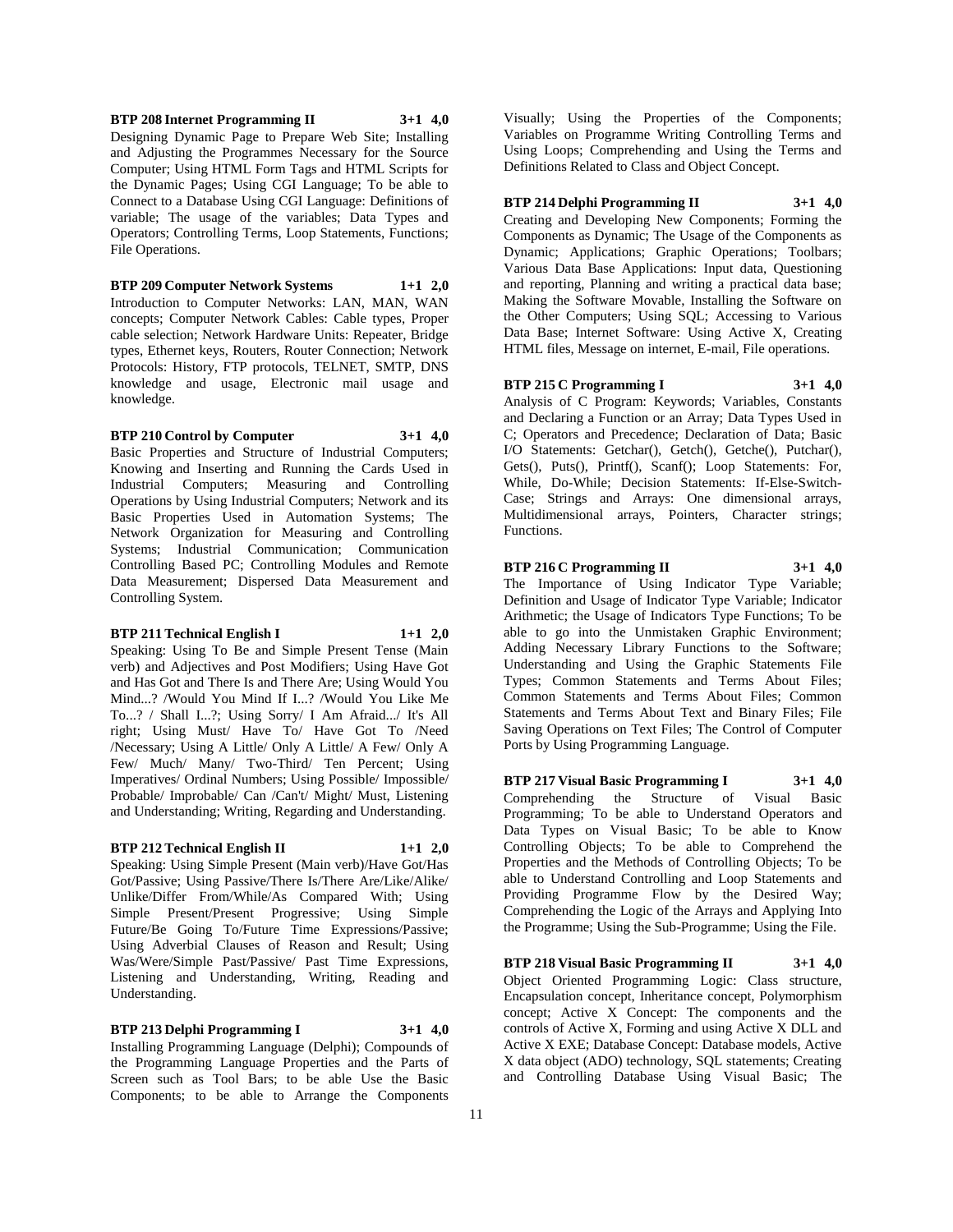**BTP 208 Internet Programming II 3+1 4,0**

Designing Dynamic Page to Prepare Web Site; Installing and Adjusting the Programmes Necessary for the Source Computer; Using HTML Form Tags and HTML Scripts for the Dynamic Pages; Using CGI Language; To be able to Connect to a Database Using CGI Language: Definitions of variable; The usage of the variables; Data Types and Operators; Controlling Terms, Loop Statements, Functions; File Operations.

**BTP 209 Computer Network Systems 1+1 2,0**

Introduction to Computer Networks: LAN, MAN, WAN concepts; Computer Network Cables: Cable types, Proper cable selection; Network Hardware Units: Repeater, Bridge types, Ethernet keys, Routers, Router Connection; Network Protocols: History, FTP protocols, TELNET, SMTP, DNS knowledge and usage, Electronic mail usage and knowledge.

**BTP 210 Control by Computer 3+1 4,0**

Basic Properties and Structure of Industrial Computers; Knowing and Inserting and Running the Cards Used in Industrial Computers; Measuring and Controlling Operations by Using Industrial Computers; Network and its Basic Properties Used in Automation Systems; The Network Organization for Measuring and Controlling Systems; Industrial Communication; Communication Controlling Based PC; Controlling Modules and Remote Data Measurement; Dispersed Data Measurement and Controlling System.

**BTP 211 Technical English I 1+1 2,0**

Speaking: Using To Be and Simple Present Tense (Main verb) and Adjectives and Post Modifiers; Using Have Got and Has Got and There Is and There Are; Using Would You Mind...? /Would You Mind If I...? /Would You Like Me To...? / Shall I...?; Using Sorry/ I Am Afraid.../ It's All right; Using Must/ Have To/ Have Got To /Need /Necessary; Using A Little/ Only A Little/ A Few/ Only A Few/ Much/ Many/ Two-Third/ Ten Percent; Using Imperatives/ Ordinal Numbers; Using Possible/ Impossible/ Probable/ Improbable/ Can /Can't/ Might/ Must, Listening and Understanding; Writing, Regarding and Understanding.

**BTP 212 Technical English II 1+1 2,0**

Speaking: Using Simple Present (Main verb)/Have Got/Has Got/Passive; Using Passive/There Is/There Are/Like/Alike/ Unlike/Differ From/While/As Compared With; Using Simple Present/Present Progressive; Using Simple Future/Be Going To/Future Time Expressions/Passive; Using Adverbial Clauses of Reason and Result; Using Was/Were/Simple Past/Passive/ Past Time Expressions, Listening and Understanding, Writing, Reading and Understanding.

**BTP 213 Delphi Programming I 3+1 4,0**

Installing Programming Language (Delphi); Compounds of the Programming Language Properties and the Parts of Screen such as Tool Bars; to be able Use the Basic Components; to be able to Arrange the Components Visually; Using the Properties of the Components; Variables on Programme Writing Controlling Terms and Using Loops; Comprehending and Using the Terms and Definitions Related to Class and Object Concept.

**BTP 214 Delphi Programming II 3+1 4,0**

Creating and Developing New Components; Forming the Components as Dynamic; The Usage of the Components as Dynamic; Applications; Graphic Operations; Toolbars; Various Data Base Applications: Input data, Questioning and reporting, Planning and writing a practical data base; Making the Software Movable, Installing the Software on the Other Computers; Using SQL; Accessing to Various Data Base; Internet Software: Using Active X, Creating HTML files, Message on internet, E-mail, File operations.

**BTP 215 C Programming I 3+1 4,0**

Analysis of C Program: Keywords; Variables, Constants and Declaring a Function or an Array; Data Types Used in C; Operators and Precedence; Declaration of Data; Basic I/O Statements: Getchar(), Getch(), Getche(), Putchar(), Gets(), Puts(), Printf(), Scanf(); Loop Statements: For, While, Do-While; Decision Statements: If-Else-Switch-Case; Strings and Arrays: One dimensional arrays, Multidimensional arrays, Pointers, Character strings; Functions.

**BTP 216 C Programming II 3+1 4,0**

The Importance of Using Indicator Type Variable; Definition and Usage of Indicator Type Variable; Indicator Arithmetic; the Usage of Indicators Type Functions; To be able to go into the Unmistaken Graphic Environment; Adding Necessary Library Functions to the Software; Understanding and Using the Graphic Statements File Types; Common Statements and Terms About Files; Common Statements and Terms About Files; Common Statements and Terms About Text and Binary Files; File Saving Operations on Text Files; The Control of Computer Ports by Using Programming Language.

**BTP 217 Visual Basic Programming I 3+1 4,0**

Comprehending the Structure of Visual Basic Programming; To be able to Understand Operators and Data Types on Visual Basic; To be able to Know Controlling Objects; To be able to Comprehend the Properties and the Methods of Controlling Objects; To be able to Understand Controlling and Loop Statements and Providing Programme Flow by the Desired Way; Comprehending the Logic of the Arrays and Applying Into the Programme; Using the Sub-Programme; Using the File.

**BTP 218 Visual Basic Programming II 3+1 4,0**

Object Oriented Programming Logic: Class structure, Encapsulation concept, Inheritance concept, Polymorphism concept; Active X Concept: The components and the controls of Active X, Forming and using Active X DLL and Active X EXE; Database Concept: Database models, Active X data object (ADO) technology, SQL statements; Creating and Controlling Database Using Visual Basic; The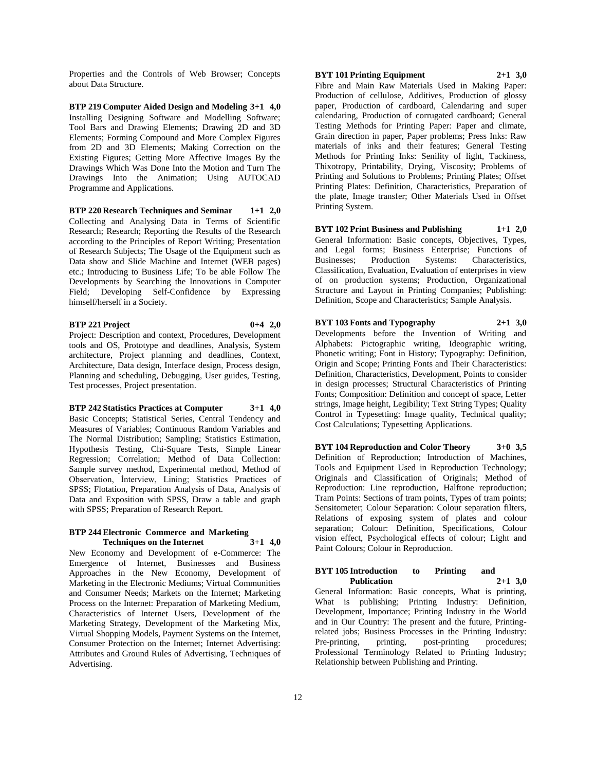Properties and the Controls of Web Browser; Concepts about Data Structure.

**BTP 219 Computer Aided Design and Modeling 3+1 4,0**

Installing Designing Software and Modelling Software; Tool Bars and Drawing Elements; Drawing 2D and 3D Elements; Forming Compound and More Complex Figures from 2D and 3D Elements; Making Correction on the Existing Figures; Getting More Affective Images By the Drawings Which Was Done Into the Motion and Turn The Drawings Into the Animation; Using AUTOCAD Programme and Applications.

**BTP 220 Research Techniques and Seminar 1+1 2,0**

Collecting and Analysing Data in Terms of Scientific Research; Research; Reporting the Results of the Research according to the Principles of Report Writing; Presentation of Research Subjects; The Usage of the Equipment such as Data show and Slide Machine and Internet (WEB pages) etc.; Introducing to Business Life; To be able Follow The Developments by Searching the Innovations in Computer Field; Developing Self-Confidence by Expressing himself/herself in a Society.

**BTP 221 Project 0+4 2,0**

Project: Description and context, Procedures, Development tools and OS, Prototype and deadlines, Analysis, System architecture, Project planning and deadlines, Context, Architecture, Data design, Interface design, Process design, Planning and scheduling, Debugging, User guides, Testing, Test processes, Project presentation.

**BTP 242 Statistics Practices at Computer 3+1 4,0**

Basic Concepts; Statistical Series, Central Tendency and Measures of Variables; Continuous Random Variables and The Normal Distribution; Sampling; Statistics Estimation, Hypothesis Testing, Chi-Square Tests, Simple Linear Regression; Correlation; Method of Data Collection: Sample survey method, Experimental method, Method of Observation, İnterview, Lining; Statistics Practices of SPSS; Flotation, Preparation Analysis of Data, Analysis of Data and Exposition with SPSS, Draw a table and graph with SPSS; Preparation of Research Report.

**BTP 244 Electronic Commerce and Marketing Techniques on the Internet 3+1 4,0**

New Economy and Development of e-Commerce: The Emergence of Internet, Businesses and Business Approaches in the New Economy, Development of Marketing in the Electronic Mediums; Virtual Communities and Consumer Needs; Markets on the Internet; Marketing Process on the Internet: Preparation of Marketing Medium, Characteristics of Internet Users, Development of the Marketing Strategy, Development of the Marketing Mix, Virtual Shopping Models, Payment Systems on the Internet, Consumer Protection on the Internet; Internet Advertising: Attributes and Ground Rules of Advertising, Techniques of Advertising.

**BYT 101 Printing Equipment 2+1 3,0**

Fibre and Main Raw Materials Used in Making Paper: Production of cellulose, Additives, Production of glossy paper, Production of cardboard, Calendaring and super calendaring, Production of corrugated cardboard; General Testing Methods for Printing Paper: Paper and climate, Grain direction in paper, Paper problems; Press Inks: Raw materials of inks and their features; General Testing Methods for Printing Inks: Senility of light, Tackiness, Thixotropy, Printability, Drying, Viscosity; Problems of Printing and Solutions to Problems; Printing Plates; Offset Printing Plates: Definition, Characteristics, Preparation of the plate, Image transfer; Other Materials Used in Offset Printing System.

**BYT 102 Print Business and Publishing 1+1 2,0**

General Information: Basic concepts, Objectives, Types, and Legal forms; Business Enterprise; Functions of Businesses; Production Systems: Characteristics, Classification, Evaluation, Evaluation of enterprises in view of on production systems; Production, Organizational Structure and Layout in Printing Companies; Publishing: Definition, Scope and Characteristics; Sample Analysis.

**BYT 103 Fonts and Typography 2+1 3,0**

Developments before the Invention of Writing and Alphabets: Pictographic writing, Ideographic writing, Phonetic writing; Font in History; Typography: Definition, Origin and Scope; Printing Fonts and Their Characteristics: Definition, Characteristics, Development, Points to consider in design processes; Structural Characteristics of Printing Fonts; Composition: Definition and concept of space, Letter strings, Image height, Legibility; Text String Types; Quality Control in Typesetting: Image quality, Technical quality; Cost Calculations; Typesetting Applications.

**BYT 104 Reproduction and Color Theory 3+0 3,5**

Definition of Reproduction; Introduction of Machines, Tools and Equipment Used in Reproduction Technology; Originals and Classification of Originals; Method of Reproduction: Line reproduction, Halftone reproduction; Tram Points: Sections of tram points, Types of tram points; Sensitometer; Colour Separation: Colour separation filters, Relations of exposing system of plates and colour separation; Colour: Definition, Specifications, Colour vision effect, Psychological effects of colour; Light and Paint Colours; Colour in Reproduction.

**BYT 105 Introduction to Printing and Publication 2+1 3,0**

General Information: Basic concepts, What is printing, What is publishing; Printing Industry: Definition, Development, Importance; Printing Industry in the World and in Our Country: The present and the future, Printing-related jobs; Business Processes in the Printing Industry: Pre-printing, printing, post-printing procedures; Professional Terminology Related to Printing Industry; Relationship between Publishing and Printing.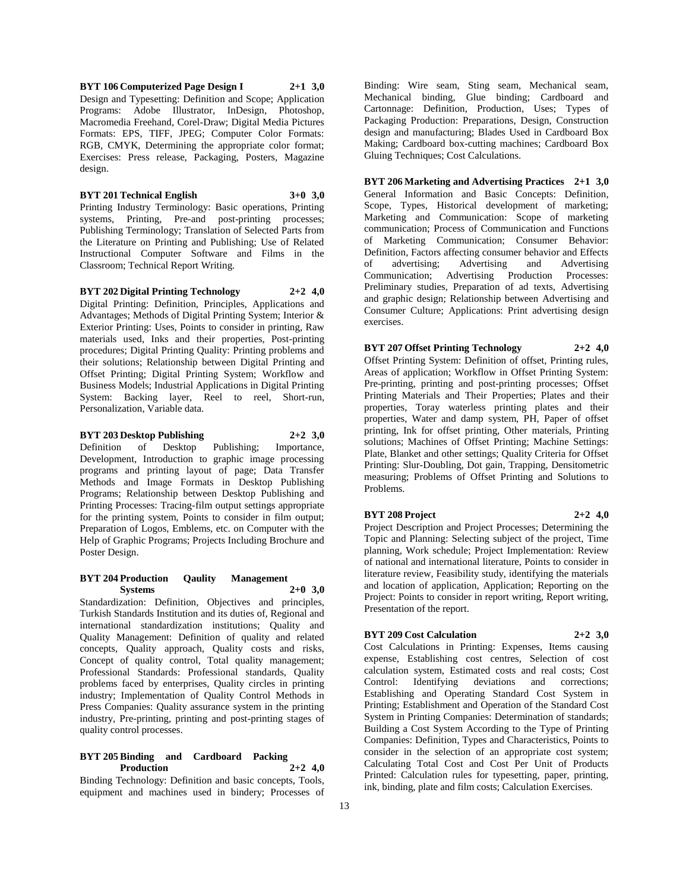**BYT 106 Computerized Page Design I 2+1 3,0**

Design and Typesetting: Definition and Scope; Application Programs: Adobe Illustrator, InDesign, Photoshop, Macromedia Freehand, Corel-Draw; Digital Media Pictures Formats: EPS, TIFF, JPEG; Computer Color Formats: RGB, CMYK, Determining the appropriate color format; Exercises: Press release, Packaging, Posters, Magazine design.

**BYT 201 Technical English 3+0 3,0**

Printing Industry Terminology: Basic operations, Printing systems, Printing, Pre-and post-printing processes; Publishing Terminology; Translation of Selected Parts from the Literature on Printing and Publishing; Use of Related Instructional Computer Software and Films in the Classroom; Technical Report Writing.

**BYT 202 Digital Printing Technology 2+2 4,0**

Digital Printing: Definition, Principles, Applications and Advantages; Methods of Digital Printing System; Interior & Exterior Printing: Uses, Points to consider in printing, Raw materials used, Inks and their properties, Post-printing procedures; Digital Printing Quality: Printing problems and their solutions; Relationship between Digital Printing and Offset Printing; Digital Printing System; Workflow and Business Models; Industrial Applications in Digital Printing System: Backing layer, Reel to reel, Short-run, Personalization, Variable data.

**BYT 203 Desktop Publishing 2+2 3,0**

Definition of Desktop Publishing; Importance, Development, Introduction to graphic image processing programs and printing layout of page; Data Transfer Methods and Image Formats in Desktop Publishing Programs; Relationship between Desktop Publishing and Printing Processes: Tracing-film output settings appropriate for the printing system, Points to consider in film output; Preparation of Logos, Emblems, etc. on Computer with the Help of Graphic Programs; Projects Including Brochure and Poster Design.

**BYT 204 Production Qaulity Management Systems 2+0 3,0**

Standardization: Definition, Objectives and principles, Turkish Standards Institution and its duties of, Regional and international standardization institutions; Quality and Quality Management: Definition of quality and related concepts, Quality approach, Quality costs and risks, Concept of quality control, Total quality management; Professional Standards: Professional standards, Quality problems faced by enterprises, Quality circles in printing industry; Implementation of Quality Control Methods in Press Companies: Quality assurance system in the printing industry, Pre-printing, printing and post-printing stages of quality control processes.

**BYT 205 Binding and Cardboard Packing Production 2+2 4,0**

Binding Technology: Definition and basic concepts, Tools, equipment and machines used in bindery; Processes of Binding: Wire seam, Sting seam, Mechanical seam, Mechanical binding, Glue binding; Cardboard and Cartonnage: Definition, Production, Uses; Types of Packaging Production: Preparations, Design, Construction design and manufacturing; Blades Used in Cardboard Box Making; Cardboard box-cutting machines; Cardboard Box Gluing Techniques; Cost Calculations.

**BYT 206 Marketing and Advertising Practices 2+1 3,0**

General Information and Basic Concepts: Definition, Scope, Types, Historical development of marketing; Marketing and Communication: Scope of marketing communication; Process of Communication and Functions of Marketing Communication; Consumer Behavior: Definition, Factors affecting consumer behavior and Effects of advertising; Advertising and Advertising Communication; Advertising Production Processes: Preliminary studies, Preparation of ad texts, Advertising and graphic design; Relationship between Advertising and Consumer Culture; Applications: Print advertising design exercises.

**BYT 207 Offset Printing Technology 2+2 4,0**

Offset Printing System: Definition of offset, Printing rules, Areas of application; Workflow in Offset Printing System: Pre-printing, printing and post-printing processes; Offset Printing Materials and Their Properties; Plates and their properties, Toray waterless printing plates and their properties, Water and damp system, PH, Paper of offset printing, Ink for offset printing, Other materials, Printing solutions; Machines of Offset Printing; Machine Settings: Plate, Blanket and other settings; Quality Criteria for Offset Printing: Slur-Doubling, Dot gain, Trapping, Densitometric measuring; Problems of Offset Printing and Solutions to Problems.

**BYT 208 Project 2+2 4,0**

Project Description and Project Processes; Determining the Topic and Planning: Selecting subject of the project, Time planning, Work schedule; Project Implementation: Review of national and international literature, Points to consider in literature review, Feasibility study, identifying the materials and location of application, Application; Reporting on the Project: Points to consider in report writing, Report writing, Presentation of the report.

**BYT 209 Cost Calculation 2+2 3,0**

Cost Calculations in Printing: Expenses, Items causing expense, Establishing cost centres, Selection of cost calculation system, Estimated costs and real costs; Cost Control: Identifying deviations and corrections; Establishing and Operating Standard Cost System in Printing; Establishment and Operation of the Standard Cost System in Printing Companies: Determination of standards; Building a Cost System According to the Type of Printing Companies: Definition, Types and Characteristics, Points to consider in the selection of an appropriate cost system; Calculating Total Cost and Cost Per Unit of Products Printed: Calculation rules for typesetting, paper, printing, ink, binding, plate and film costs; Calculation Exercises.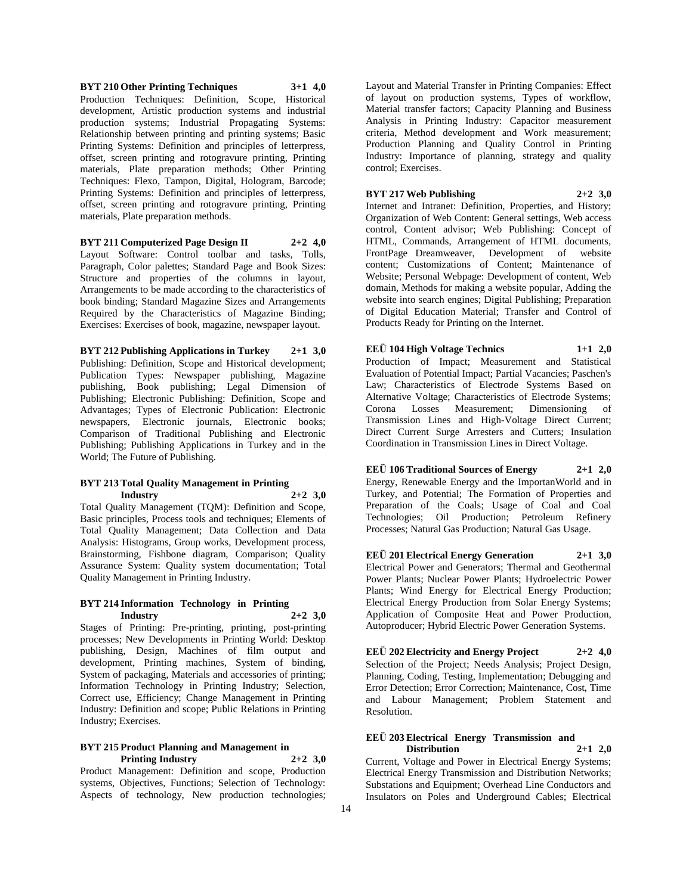**BYT 210 Other Printing Techniques 3+1 4,0**

Production Techniques: Definition, Scope, Historical development, Artistic production systems and industrial production systems; Industrial Propagating Systems: Relationship between printing and printing systems; Basic Printing Systems: Definition and principles of letterpress, offset, screen printing and rotogravure printing, Printing materials, Plate preparation methods; Other Printing Techniques: Flexo, Tampon, Digital, Hologram, Barcode; Printing Systems: Definition and principles of letterpress, offset, screen printing and rotogravure printing, Printing materials, Plate preparation methods.

**BYT 211 Computerized Page Design II 2+2 4,0**

Layout Software: Control toolbar and tasks, Tolls, Paragraph, Color palettes; Standard Page and Book Sizes: Structure and properties of the columns in layout, Arrangements to be made according to the characteristics of book binding; Standard Magazine Sizes and Arrangements Required by the Characteristics of Magazine Binding; Exercises: Exercises of book, magazine, newspaper layout.

**BYT 212 Publishing Applications in Turkey 2+1 3,0**

Publishing: Definition, Scope and Historical development; Publication Types: Newspaper publishing, Magazine publishing, Book publishing; Legal Dimension of Publishing; Electronic Publishing: Definition, Scope and Advantages; Types of Electronic Publication: Electronic newspapers, Electronic journals, Electronic books; Comparison of Traditional Publishing and Electronic Publishing; Publishing Applications in Turkey and in the World; The Future of Publishing.

**BYT 213 Total Quality Management in Printing Industry 2+2 3,0**

Total Quality Management (TQM): Definition and Scope, Basic principles, Process tools and techniques; Elements of Total Quality Management; Data Collection and Data Analysis: Histograms, Group works, Development process, Brainstorming, Fishbone diagram, Comparison; Quality Assurance System: Quality system documentation; Total Quality Management in Printing Industry.

**BYT 214 Information Technology in Printing Industry 2+2 3,0**

Stages of Printing: Pre-printing, printing, post-printing processes; New Developments in Printing World: Desktop publishing, Design, Machines of film output and development, Printing machines, System of binding, System of packaging, Materials and accessories of printing; Information Technology in Printing Industry; Selection, Correct use, Efficiency; Change Management in Printing Industry: Definition and scope; Public Relations in Printing Industry; Exercises.

**BYT 215 Product Planning and Management in Printing Industry 2+2 3,0**

Product Management: Definition and scope, Production systems, Objectives, Functions; Selection of Technology: Aspects of technology, New production technologies; Layout and Material Transfer in Printing Companies: Effect of layout on production systems, Types of workflow, Material transfer factors; Capacity Planning and Business Analysis in Printing Industry: Capacitor measurement criteria, Method development and Work measurement; Production Planning and Quality Control in Printing Industry: Importance of planning, strategy and quality control; Exercises.

**BYT 217 Web Publishing 2+2 3,0**

Internet and Intranet: Definition, Properties, and History; Organization of Web Content: General settings, Web access control, Content advisor; Web Publishing: Concept of HTML, Commands, Arrangement of HTML documents, FrontPage Dreamweaver, Development of website content; Customizations of Content; Maintenance of Website; Personal Webpage: Development of content, Web domain, Methods for making a website popular, Adding the website into search engines; Digital Publishing; Preparation of Digital Education Material; Transfer and Control of Products Ready for Printing on the Internet.

**EEÜ 104 High Voltage Technics 1+1 2,0**

Production of Impact; Measurement and Statistical Evaluation of Potential Impact; Partial Vacancies; Paschen's Law; Characteristics of Electrode Systems Based on Alternative Voltage; Characteristics of Electrode Systems; Corona Losses Measurement; Dimensioning of Transmission Lines and High-Voltage Direct Current; Direct Current Surge Arresters and Cutters; Insulation Coordination in Transmission Lines in Direct Voltage.

**EEÜ 106 Traditional Sources of Energy 2+1 2,0**

Energy, Renewable Energy and the ImportanWorld and in Turkey, and Potential; The Formation of Properties and Preparation of the Coals; Usage of Coal and Coal Technologies; Oil Production; Petroleum Refinery Processes; Natural Gas Production; Natural Gas Usage.

**EEÜ 201 Electrical Energy Generation 2+1 3,0**

Electrical Power and Generators; Thermal and Geothermal Power Plants; Nuclear Power Plants; Hydroelectric Power Plants; Wind Energy for Electrical Energy Production; Electrical Energy Production from Solar Energy Systems; Application of Composite Heat and Power Production, Autoproducer; Hybrid Electric Power Generation Systems.

**EEÜ 202 Electricity and Energy Project 2+2 4,0**

Selection of the Project; Needs Analysis; Project Design, Planning, Coding, Testing, Implementation; Debugging and Error Detection; Error Correction; Maintenance, Cost, Time and Labour Management; Problem Statement and Resolution.

**EEÜ 203 Electrical Energy Transmission and Distribution 2+1 2,0**

Current, Voltage and Power in Electrical Energy Systems; Electrical Energy Transmission and Distribution Networks; Substations and Equipment; Overhead Line Conductors and Insulators on Poles and Underground Cables; Electrical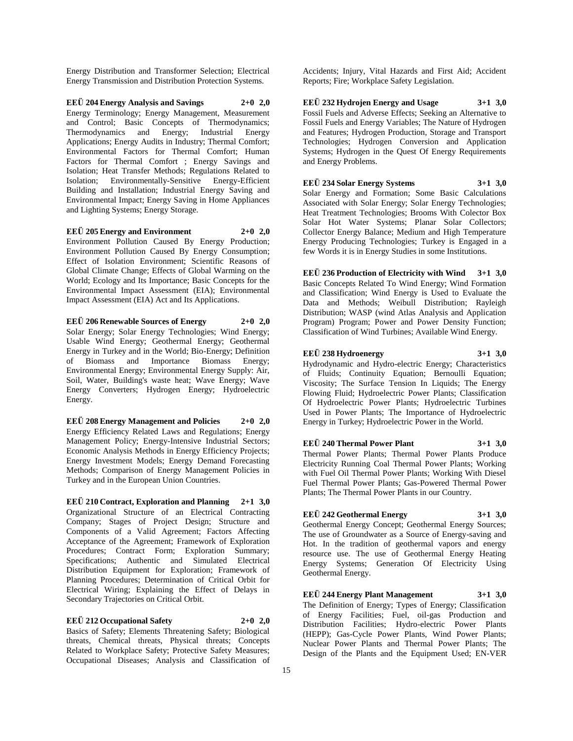Energy Distribution and Transformer Selection; Electrical Energy Transmission and Distribution Protection Systems.

**EEÜ 204 Energy Analysis and Savings 2+0 2,0**

Energy Terminology; Energy Management, Measurement and Control; Basic Concepts of Thermodynamics; Thermodynamics and Energy; Industrial Energy Applications; Energy Audits in Industry; Thermal Comfort; Environmental Factors for Thermal Comfort; Human Factors for Thermal Comfort ; Energy Savings and Isolation; Heat Transfer Methods; Regulations Related to Isolation; Environmentally-Sensitive Energy-Efficient Building and Installation; Industrial Energy Saving and Environmental Impact; Energy Saving in Home Appliances and Lighting Systems; Energy Storage.

**EEÜ 205 Energy and Environment 2+0 2,0**

Environment Pollution Caused By Energy Production; Environment Pollution Caused By Energy Consumption; Effect of Isolation Environment; Scientific Reasons of Global Climate Change; Effects of Global Warming on the World; Ecology and Its Importance; Basic Concepts for the Environmental Impact Assessment (EIA); Environmental Impact Assessment (EIA) Act and Its Applications.

**EEÜ 206 Renewable Sources of Energy 2+0 2,0**

Solar Energy; Solar Energy Technologies; Wind Energy; Usable Wind Energy; Geothermal Energy; Geothermal Energy in Turkey and in the World; Bio-Energy; Definition of Biomass and Importance Biomass Energy; Environmental Energy; Environmental Energy Supply: Air, Soil, Water, Building's waste heat; Wave Energy; Wave Energy Converters; Hydrogen Energy; Hydroelectric Energy.

**EEÜ 208 Energy Management and Policies 2+0 2,0**

Energy Efficiency Related Laws and Regulations; Energy Management Policy; Energy-Intensive Industrial Sectors; Economic Analysis Methods in Energy Efficiency Projects; Energy Investment Models; Energy Demand Forecasting Methods; Comparison of Energy Management Policies in Turkey and in the European Union Countries.

**EEÜ 210 Contract, Exploration and Planning 2+1 3,0**

Organizational Structure of an Electrical Contracting Company; Stages of Project Design; Structure and Components of a Valid Agreement; Factors Affecting Acceptance of the Agreement; Framework of Exploration Procedures; Contract Form; Exploration Summary; Specifications; Authentic and Simulated Electrical Distribution Equipment for Exploration; Framework of Planning Procedures; Determination of Critical Orbit for Electrical Wiring; Explaining the Effect of Delays in Secondary Trajectories on Critical Orbit.

**EEÜ 212 Occupational Safety 2+0 2,0**

Basics of Safety; Elements Threatening Safety; Biological threats, Chemical threats, Physical threats; Concepts Related to Workplace Safety; Protective Safety Measures; Occupational Diseases; Analysis and Classification of Accidents; Injury, Vital Hazards and First Aid; Accident Reports; Fire; Workplace Safety Legislation.

**EEÜ 232 Hydrojen Energy and Usage 3+1 3,0**

Fossil Fuels and Adverse Effects; Seeking an Alternative to Fossil Fuels and Energy Variables; The Nature of Hydrogen and Features; Hydrogen Production, Storage and Transport Technologies; Hydrogen Conversion and Application Systems; Hydrogen in the Quest Of Energy Requirements and Energy Problems.

**EEÜ 234 Solar Energy Systems 3+1 3,0**

Solar Energy and Formation; Some Basic Calculations Associated with Solar Energy; Solar Energy Technologies; Heat Treatment Technologies; Brooms With Colector Box Solar Hot Water Systems; Planar Solar Collectors; Collector Energy Balance; Medium and High Temperature Energy Producing Technologies; Turkey is Engaged in a few Words it is in Energy Studies in some Institutions.

**EEÜ 236 Production of Electricity with Wind 3+1 3,0**

Basic Concepts Related To Wind Energy; Wind Formation and Classification; Wind Energy is Used to Evaluate the Data and Methods; Weibull Distribution; Rayleigh Distribution; WASP (wind Atlas Analysis and Application Program) Program; Power and Power Density Function; Classification of Wind Turbines; Available Wind Energy.

**EEÜ 238 Hydroenergy 3+1 3,0**

Hydrodynamic and Hydro-electric Energy; Characteristics of Fluids; Continuity Equation; Bernoulli Equation; Viscosity; The Surface Tension In Liquids; The Energy Flowing Fluid; Hydroelectric Power Plants; Classification Of Hydroelectric Power Plants; Hydroelectric Turbines Used in Power Plants; The Importance of Hydroelectric Energy in Turkey; Hydroelectric Power in the World.

**EEÜ 240 Thermal Power Plant 3+1 3,0**

Thermal Power Plants; Thermal Power Plants Produce Electricity Running Coal Thermal Power Plants; Working with Fuel Oil Thermal Power Plants; Working With Diesel Fuel Thermal Power Plants; Gas-Powered Thermal Power Plants; The Thermal Power Plants in our Country.

**EEÜ 242 Geothermal Energy 3+1 3,0**

Geothermal Energy Concept; Geothermal Energy Sources; The use of Groundwater as a Source of Energy-saving and Hot. In the tradition of geothermal vapors and energy resource use. The use of Geothermal Energy Heating Energy Systems; Generation Of Electricity Using Geothermal Energy.

**EEÜ 244 Energy Plant Management 3+1 3,0**

The Definition of Energy; Types of Energy; Classification of Energy Facilities; Fuel, oil-gas Production and Distribution Facilities; Hydro-electric Power Plants (HEPP); Gas-Cycle Power Plants, Wind Power Plants; Nuclear Power Plants and Thermal Power Plants; The Design of the Plants and the Equipment Used; EN-VER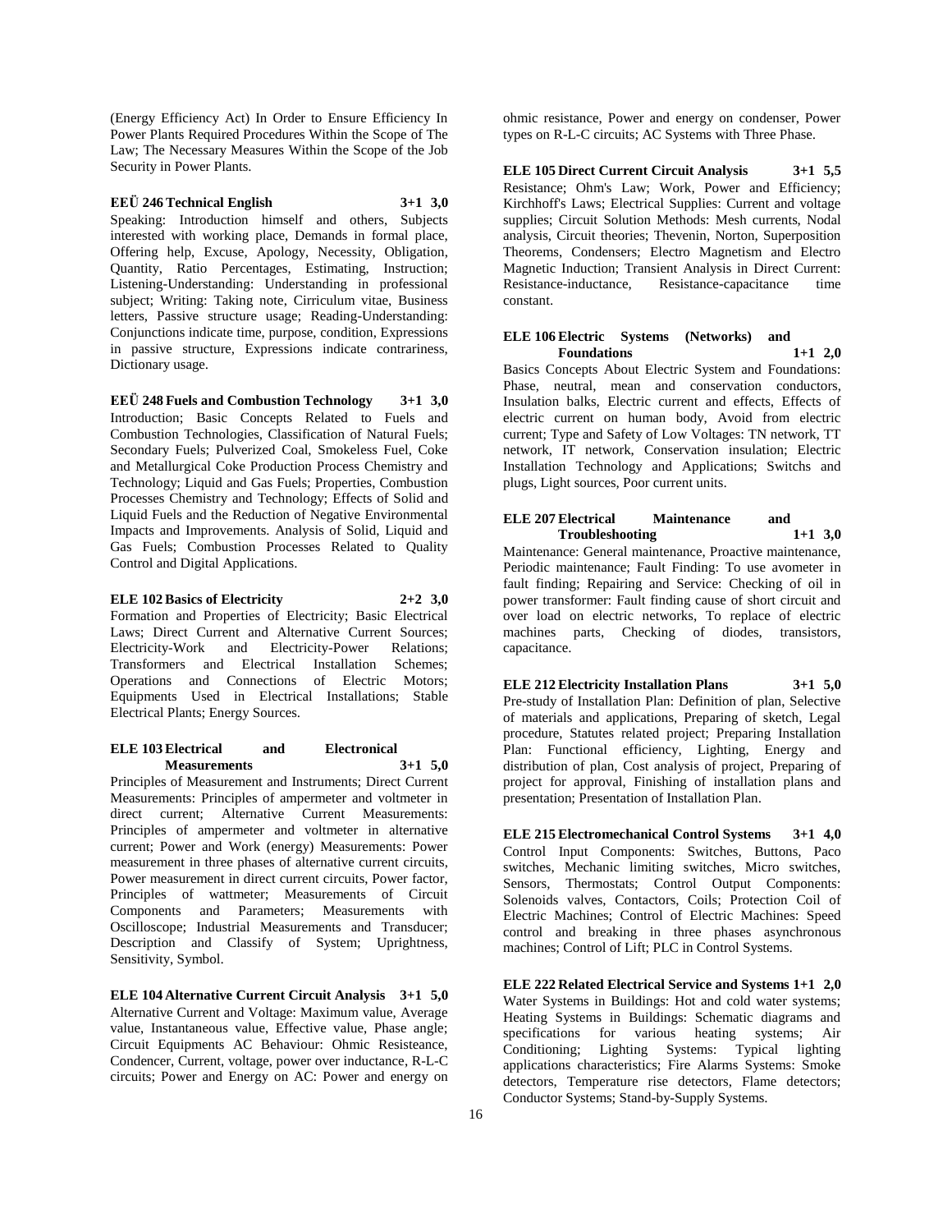(Energy Efficiency Act) In Order to Ensure Efficiency In Power Plants Required Procedures Within the Scope of The Law; The Necessary Measures Within the Scope of the Job Security in Power Plants.

**EEÜ 246 Technical English 3+1 3,0**

Speaking: Introduction himself and others, Subjects interested with working place, Demands in formal place, Offering help, Excuse, Apology, Necessity, Obligation, Quantity, Ratio Percentages, Estimating, Instruction; Listening-Understanding: Understanding in professional subject; Writing: Taking note, Cirriculum vitae, Business letters, Passive structure usage; Reading-Understanding: Conjunctions indicate time, purpose, condition, Expressions in passive structure, Expressions indicate contrariness, Dictionary usage.

**EEÜ 248 Fuels and Combustion Technology 3+1 3,0**

Introduction; Basic Concepts Related to Fuels and Combustion Technologies, Classification of Natural Fuels; Secondary Fuels; Pulverized Coal, Smokeless Fuel, Coke and Metallurgical Coke Production Process Chemistry and Technology; Liquid and Gas Fuels; Properties, Combustion Processes Chemistry and Technology; Effects of Solid and Liquid Fuels and the Reduction of Negative Environmental Impacts and Improvements. Analysis of Solid, Liquid and Gas Fuels; Combustion Processes Related to Quality Control and Digital Applications.

**ELE 102 Basics of Electricity 2+2 3,0**

Formation and Properties of Electricity; Basic Electrical Laws; Direct Current and Alternative Current Sources; Electricity-Work and Electricity-Power Relations; Transformers and Electrical Installation Schemes; Operations and Connections of Electric Motors; Equipments Used in Electrical Installations; Stable Electrical Plants; Energy Sources.

**ELE 103 Electrical and Electronical Measurements 3+1 5,0**

Principles of Measurement and Instruments; Direct Current Measurements: Principles of ampermeter and voltmeter in direct current; Alternative Current Measurements: Principles of ampermeter and voltmeter in alternative current; Power and Work (energy) Measurements: Power measurement in three phases of alternative current circuits, Power measurement in direct current circuits, Power factor, Principles of wattmeter; Measurements of Circuit Components and Parameters; Measurements with Oscilloscope; Industrial Measurements and Transducer; Description and Classify of System; Uprightness, Sensitivity, Symbol.

**ELE 104 Alternative Current Circuit Analysis 3+1 5,0**

Alternative Current and Voltage: Maximum value, Average value, Instantaneous value, Effective value, Phase angle; Circuit Equipments AC Behaviour: Ohmic Resisteance, Condencer, Current, voltage, power over inductance, R-L-C circuits; Power and Energy on AC: Power and energy on ohmic resistance, Power and energy on condenser, Power types on R-L-C circuits; AC Systems with Three Phase.

**ELE 105 Direct Current Circuit Analysis 3+1 5,5**

Resistance; Ohm's Law; Work, Power and Efficiency; Kirchhoff's Laws; Electrical Supplies: Current and voltage supplies; Circuit Solution Methods: Mesh currents, Nodal analysis, Circuit theories; Thevenin, Norton, Superposition Theorems, Condensers; Electro Magnetism and Electro Magnetic Induction; Transient Analysis in Direct Current: Resistance-inductance, Resistance-capacitance time constant.

**ELE 106 Electric Systems (Networks) and Foundations 1+1 2,0**

Basics Concepts About Electric System and Foundations: Phase, neutral, mean and conservation conductors, Insulation balks, Electric current and effects, Effects of electric current on human body, Avoid from electric current; Type and Safety of Low Voltages: TN network, TT network, IT network, Conservation insulation; Electric Installation Technology and Applications; Switchs and plugs, Light sources, Poor current units.

**ELE 207 Electrical Maintenance and Troubleshooting 1+1 3,0**

Maintenance: General maintenance, Proactive maintenance, Periodic maintenance; Fault Finding: To use avometer in fault finding; Repairing and Service: Checking of oil in power transformer: Fault finding cause of short circuit and over load on electric networks, To replace of electric machines parts, Checking of diodes, transistors, capacitance.

**ELE 212 Electricity Installation Plans 3+1 5,0**

Pre-study of Installation Plan: Definition of plan, Selective of materials and applications, Preparing of sketch, Legal procedure, Statutes related project; Preparing Installation Plan: Functional efficiency, Lighting, Energy and distribution of plan, Cost analysis of project, Preparing of project for approval, Finishing of installation plans and presentation; Presentation of Installation Plan.

**ELE 215 Electromechanical Control Systems 3+1 4,0**

Control Input Components: Switches, Buttons, Paco switches, Mechanic limiting switches, Micro switches, Sensors, Thermostats; Control Output Components: Solenoids valves, Contactors, Coils; Protection Coil of Electric Machines; Control of Electric Machines: Speed control and breaking in three phases asynchronous machines; Control of Lift; PLC in Control Systems.

**ELE 222 Related Electrical Service and Systems 1+1 2,0**

Water Systems in Buildings: Hot and cold water systems; Heating Systems in Buildings: Schematic diagrams and specifications for various heating systems; Air Conditioning; Lighting Systems: Typical lighting applications characteristics; Fire Alarms Systems: Smoke detectors, Temperature rise detectors, Flame detectors; Conductor Systems; Stand-by-Supply Systems.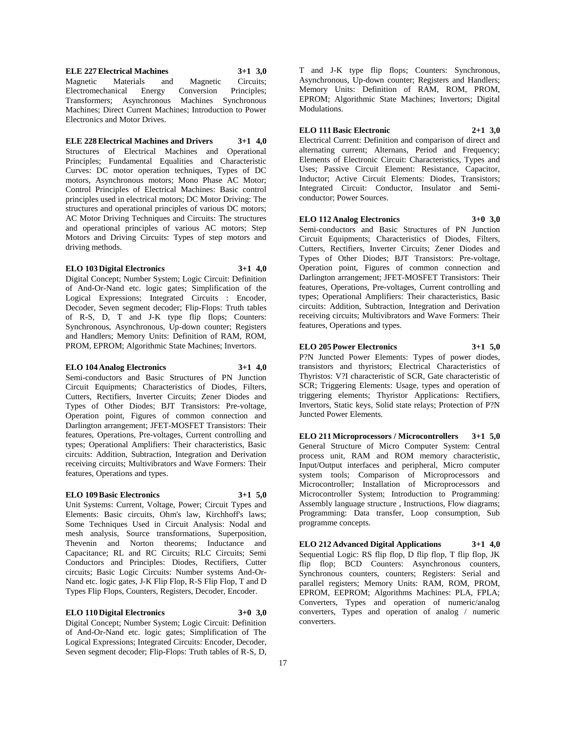**ELE 227 Electrical Machines 3+1 3,0**

Magnetic Materials and Magnetic Circuits; Electromechanical Energy Conversion Principles; Transformers; Asynchronous Machines Synchronous Machines; Direct Current Machines; Introduction to Power Electronics and Motor Drives.

**ELE 228 Electrical Machines and Drivers 3+1 4,0**

Structures of Electrical Machines and Operational Principles; Fundamental Equalities and Characteristic Curves: DC motor operation techniques, Types of DC motors, Asynchronous motors; Mono Phase AC Motor; Control Principles of Electrical Machines: Basic control principles used in electrical motors; DC Motor Driving: The structures and operational principles of various DC motors; AC Motor Driving Techniques and Circuits: The structures and operational principles of various AC motors; Step Motors and Driving Circuits: Types of step motors and driving methods.

**ELO 103 Digital Electronics 3+1 4,0**

Digital Concept; Number System; Logic Circuit: Definition of And-Or-Nand etc. logic gates; Simplification of the Logical Expressions; Integrated Circuits : Encoder, Decoder, Seven segment decoder; Flip-Flops: Truth tables of R-S, D, T and J-K type flip flops; Counters: Synchronous, Asynchronous, Up-down counter; Registers and Handlers; Memory Units: Definition of RAM, ROM, PROM, EPROM; Algorithmic State Machines; Invertors.

**ELO 104 Analog Electronics 3+1 4,0**

Semi-conductors and Basic Structures of PN Junction Circuit Equipments; Characteristics of Diodes, Filters, Cutters, Rectifiers, Inverter Circuits; Zener Diodes and Types of Other Diodes; BJT Transistors: Pre-voltage, Operation point, Figures of common connection and Darlington arrangement; JFET-MOSFET Transistors: Their features, Operations, Pre-voltages, Current controlling and types; Operational Amplifiers: Their characteristics, Basic circuits: Addition, Subtraction, Integration and Derivation receiving circuits; Multivibrators and Wave Formers: Their features, Operations and types.

**ELO 109 Basic Electronics 3+1 5,0**

Unit Systems: Current, Voltage, Power; Circuit Types and Elements: Basic circuits, Ohm's law, Kirchhoff's laws; Some Techniques Used in Circuit Analysis: Nodal and mesh analysis, Source transformations, Superposition, Thevenin and Norton theorems; Inductance and Capacitance; RL and RC Circuits; RLC Circuits; Semi Conductors and Principles: Diodes, Rectifiers, Cutter circuits; Basic Logic Circuits: Number systems And-Or-Nand etc. logic gates, J-K Flip Flop, R-S Flip Flop, T and D Types Flip Flops, Counters, Registers, Decoder, Encoder.

**ELO 110 Digital Electronics 3+0 3,0**

Digital Concept; Number System; Logic Circuit: Definition of And-Or-Nand etc. logic gates; Simplification of The Logical Expressions; Integrated Circuits: Encoder, Decoder, Seven segment decoder; Flip-Flops: Truth tables of R-S, D, T and J-K type flip flops; Counters: Synchronous, Asynchronous, Up-down counter; Registers and Handlers; Memory Units: Definition of RAM, ROM, PROM, EPROM; Algorithmic State Machines; Invertors; Digital Modulations.

**ELO 111 Basic Electronic 2+1 3,0**

Electrical Current: Definition and comparison of direct and alternating current; Alternans, Period and Frequency; Elements of Electronic Circuit: Characteristics, Types and Uses; Passive Circuit Element: Resistance, Capacitor, Inductor; Active Circuit Elements: Diodes, Transistors; Integrated Circuit: Conductor, Insulator and Semi-conductor; Power Sources.

**ELO 112 Analog Electronics 3+0 3,0**

Semi-conductors and Basic Structures of PN Junction Circuit Equipments; Characteristics of Diodes, Filters, Cutters, Rectifiers, Inverter Circuits; Zener Diodes and Types of Other Diodes; BJT Transistors: Pre-voltage, Operation point, Figures of common connection and Darlington arrangement; JFET-MOSFET Transistors: Their features, Operations, Pre-voltages, Current controlling and types; Operational Amplifiers: Their characteristics, Basic circuits: Addition, Subtraction, Integration and Derivation receiving circuits; Multivibrators and Wave Formers: Their features, Operations and types.

**ELO 205 Power Electronics 3+1 5,0**

P?N Juncted Power Elements: Types of power diodes, transistors and thyristors; Electrical Characteristics of Thyristos: V?I characteristic of SCR, Gate characteristic of SCR; Triggering Elements: Usage, types and operation of triggering elements; Thyristor Applications: Rectifiers, Invertors, Static keys, Solid state relays; Protection of P?N Juncted Power Elements.

**ELO 211 Microprocessors / Microcontrollers 3+1 5,0**

General Structure of Micro Computer System: Central process unit, RAM and ROM memory characteristic, Input/Output interfaces and peripheral, Micro computer system tools; Comparison of Microprocessors and Microcontroller; Installation of Microprocessors and Microcontroller System; Introduction to Programming: Assembly language structure , Instructions, Flow diagrams; Programming: Data transfer, Loop consumption, Sub programme concepts.

**ELO 212 Advanced Digital Applications 3+1 4,0**

Sequential Logic: RS flip flop, D flip flop, T flip flop, JK flip flop; BCD Counters: Asynchronous counters, Synchronous counters, counters; Registers: Serial and parallel registers; Memory Units: RAM, ROM, PROM, EPROM, EEPROM; Algorithms Machines: PLA, FPLA; Converters, Types and operation of numeric/analog converters, Types and operation of analog / numeric converters.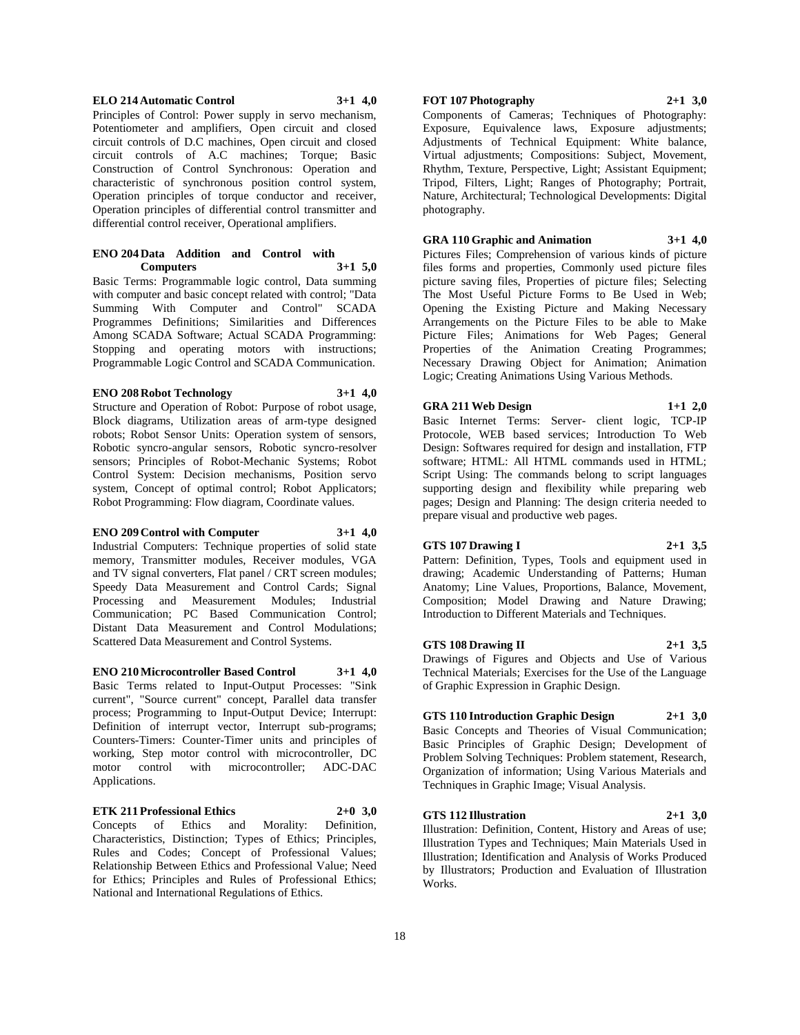**ELO 214 Automatic Control 3+1 4,0**

Principles of Control: Power supply in servo mechanism, Potentiometer and amplifiers, Open circuit and closed circuit controls of D.C machines, Open circuit and closed circuit controls of A.C machines; Torque; Basic Construction of Control Synchronous: Operation and characteristic of synchronous position control system, Operation principles of torque conductor and receiver, Operation principles of differential control transmitter and differential control receiver, Operational amplifiers.

**ENO 204 Data Addition and Control with Computers 3+1 5,0**

Basic Terms: Programmable logic control, Data summing with computer and basic concept related with control; "Data Summing With Computer and Control" SCADA Programmes Definitions; Similarities and Differences Among SCADA Software; Actual SCADA Programming: Stopping and operating motors with instructions; Programmable Logic Control and SCADA Communication.

**ENO 208 Robot Technology 3+1 4,0**

Structure and Operation of Robot: Purpose of robot usage, Block diagrams, Utilization areas of arm-type designed robots; Robot Sensor Units: Operation system of sensors, Robotic syncro-angular sensors, Robotic syncro-resolver sensors; Principles of Robot-Mechanic Systems; Robot Control System: Decision mechanisms, Position servo system, Concept of optimal control; Robot Applicators; Robot Programming: Flow diagram, Coordinate values.

**ENO 209 Control with Computer 3+1 4,0**

Industrial Computers: Technique properties of solid state memory, Transmitter modules, Receiver modules, VGA and TV signal converters, Flat panel / CRT screen modules; Speedy Data Measurement and Control Cards; Signal Processing and Measurement Modules; Industrial Communication; PC Based Communication Control; Distant Data Measurement and Control Modulations; Scattered Data Measurement and Control Systems.

**ENO 210 Microcontroller Based Control 3+1 4,0**

Basic Terms related to Input-Output Processes: "Sink current", "Source current" concept, Parallel data transfer process; Programming to Input-Output Device; Interrupt: Definition of interrupt vector, Interrupt sub-programs; Counters-Timers: Counter-Timer units and principles of working, Step motor control with microcontroller, DC motor control with microcontroller; ADC-DAC Applications.

**ETK 211 Professional Ethics 2+0 3,0**

Concepts of Ethics and Morality: Definition, Characteristics, Distinction; Types of Ethics; Principles, Rules and Codes; Concept of Professional Values; Relationship Between Ethics and Professional Value; Need for Ethics; Principles and Rules of Professional Ethics; National and International Regulations of Ethics.

**FOT 107 Photography 2+1 3,0**

Components of Cameras; Techniques of Photography: Exposure, Equivalence laws, Exposure adjustments; Adjustments of Technical Equipment: White balance, Virtual adjustments; Compositions: Subject, Movement, Rhythm, Texture, Perspective, Light; Assistant Equipment; Tripod, Filters, Light; Ranges of Photography; Portrait, Nature, Architectural; Technological Developments: Digital photography.

**GRA 110 Graphic and Animation 3+1 4,0**

Pictures Files; Comprehension of various kinds of picture files forms and properties, Commonly used picture files picture saving files, Properties of picture files; Selecting The Most Useful Picture Forms to Be Used in Web; Opening the Existing Picture and Making Necessary Arrangements on the Picture Files to be able to Make Picture Files; Animations for Web Pages; General Properties of the Animation Creating Programmes; Necessary Drawing Object for Animation; Animation Logic; Creating Animations Using Various Methods.

**GRA 211 Web Design 1+1 2,0**

Basic Internet Terms: Server- client logic, TCP-IP Protocole, WEB based services; Introduction To Web Design: Softwares required for design and installation, FTP software; HTML: All HTML commands used in HTML; Script Using: The commands belong to script languages supporting design and flexibility while preparing web pages; Design and Planning: The design criteria needed to prepare visual and productive web pages.

**GTS 107 Drawing I 2+1 3,5**

Pattern: Definition, Types, Tools and equipment used in drawing; Academic Understanding of Patterns; Human Anatomy; Line Values, Proportions, Balance, Movement, Composition; Model Drawing and Nature Drawing; Introduction to Different Materials and Techniques.

**GTS 108 Drawing II 2+1 3,5**

Drawings of Figures and Objects and Use of Various Technical Materials; Exercises for the Use of the Language of Graphic Expression in Graphic Design.

**GTS 110 Introduction Graphic Design 2+1 3,0**

Basic Concepts and Theories of Visual Communication; Basic Principles of Graphic Design; Development of Problem Solving Techniques: Problem statement, Research, Organization of information; Using Various Materials and Techniques in Graphic Image; Visual Analysis.

**GTS 112 Illustration 2+1 3,0**

Illustration: Definition, Content, History and Areas of use; Illustration Types and Techniques; Main Materials Used in Illustration; Identification and Analysis of Works Produced by Illustrators; Production and Evaluation of Illustration Works.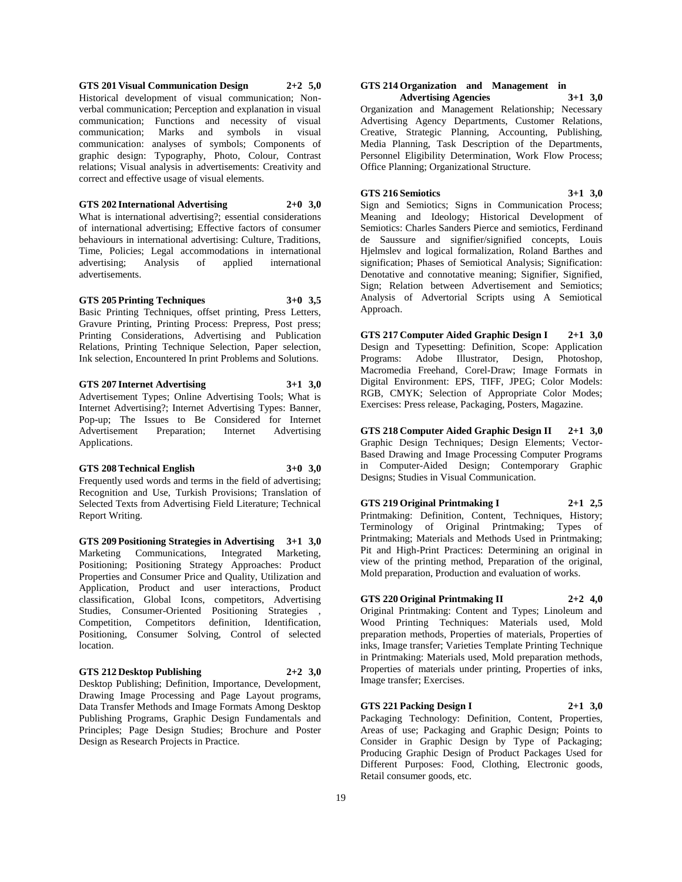**GTS 201 Visual Communication Design 2+2 5,0**

Historical development of visual communication; Non-verbal communication; Perception and explanation in visual communication; Functions and necessity of visual communication; Marks and symbols in visual communication: analyses of symbols; Components of graphic design: Typography, Photo, Colour, Contrast relations; Visual analysis in advertisements: Creativity and correct and effective usage of visual elements.

**GTS 202 International Advertising 2+0 3,0**

What is international advertising?; essential considerations of international advertising; Effective factors of consumer behaviours in international advertising: Culture, Traditions, Time, Policies; Legal accommodations in international advertising; Analysis of applied international advertisements.

**GTS 205 Printing Techniques 3+0 3,5**

Basic Printing Techniques, offset printing, Press Letters, Gravure Printing, Printing Process: Prepress, Post press; Printing Considerations, Advertising and Publication Relations, Printing Technique Selection, Paper selection, Ink selection, Encountered In print Problems and Solutions.

**GTS 207 Internet Advertising 3+1 3,0**

Advertisement Types; Online Advertising Tools; What is Internet Advertising?; Internet Advertising Types: Banner, Pop-up; The Issues to Be Considered for Internet Advertisement Preparation; Internet Advertising Applications.

**GTS 208 Technical English 3+0 3,0**

Frequently used words and terms in the field of advertising; Recognition and Use, Turkish Provisions; Translation of Selected Texts from Advertising Field Literature; Technical Report Writing.

**GTS 209 Positioning Strategies in Advertising 3+1 3,0**

Marketing Communications, Integrated Marketing, Positioning; Positioning Strategy Approaches: Product Properties and Consumer Price and Quality, Utilization and Application, Product and user interactions, Product classification, Global Icons, competitors, Advertising Studies, Consumer-Oriented Positioning Strategies , Competition, Competitors definition, Identification, Positioning, Consumer Solving, Control of selected location.

**GTS 212 Desktop Publishing 2+2 3,0**

Desktop Publishing; Definition, Importance, Development, Drawing Image Processing and Page Layout programs, Data Transfer Methods and Image Formats Among Desktop Publishing Programs, Graphic Design Fundamentals and Principles; Page Design Studies; Brochure and Poster Design as Research Projects in Practice.

**GTS 214 Organization and Management in Advertising Agencies 3+1 3,0**

Organization and Management Relationship; Necessary Advertising Agency Departments, Customer Relations, Creative, Strategic Planning, Accounting, Publishing, Media Planning, Task Description of the Departments, Personnel Eligibility Determination, Work Flow Process; Office Planning; Organizational Structure.

**GTS 216 Semiotics 3+1 3,0**

Sign and Semiotics; Signs in Communication Process; Meaning and Ideology; Historical Development of Semiotics: Charles Sanders Pierce and semiotics, Ferdinand de Saussure and signifier/signified concepts, Louis Hjelmslev and logical formalization, Roland Barthes and signification; Phases of Semiotical Analysis; Signification: Denotative and connotative meaning; Signifier, Signified, Sign; Relation between Advertisement and Semiotics; Analysis of Advertorial Scripts using A Semiotical Approach.

**GTS 217 Computer Aided Graphic Design I 2+1 3,0**

Design and Typesetting: Definition, Scope: Application Programs: Adobe Illustrator, Design, Photoshop, Macromedia Freehand, Corel-Draw; Image Formats in Digital Environment: EPS, TIFF, JPEG; Color Models: RGB, CMYK; Selection of Appropriate Color Modes; Exercises: Press release, Packaging, Posters, Magazine.

**GTS 218 Computer Aided Graphic Design II 2+1 3,0**

Graphic Design Techniques; Design Elements; Vector-Based Drawing and Image Processing Computer Programs in Computer-Aided Design; Contemporary Graphic Designs; Studies in Visual Communication.

**GTS 219 Original Printmaking I 2+1 2,5**

Printmaking: Definition, Content, Techniques, History; Terminology of Original Printmaking; Types of Printmaking; Materials and Methods Used in Printmaking; Pit and High-Print Practices: Determining an original in view of the printing method, Preparation of the original, Mold preparation, Production and evaluation of works.

**GTS 220 Original Printmaking II 2+2 4,0**

Original Printmaking: Content and Types; Linoleum and Wood Printing Techniques: Materials used, Mold preparation methods, Properties of materials, Properties of inks, Image transfer; Varieties Template Printing Technique in Printmaking: Materials used, Mold preparation methods, Properties of materials under printing, Properties of inks, Image transfer; Exercises.

**GTS 221 Packing Design I 2+1 3,0**

Packaging Technology: Definition, Content, Properties, Areas of use; Packaging and Graphic Design; Points to Consider in Graphic Design by Type of Packaging; Producing Graphic Design of Product Packages Used for Different Purposes: Food, Clothing, Electronic goods, Retail consumer goods, etc.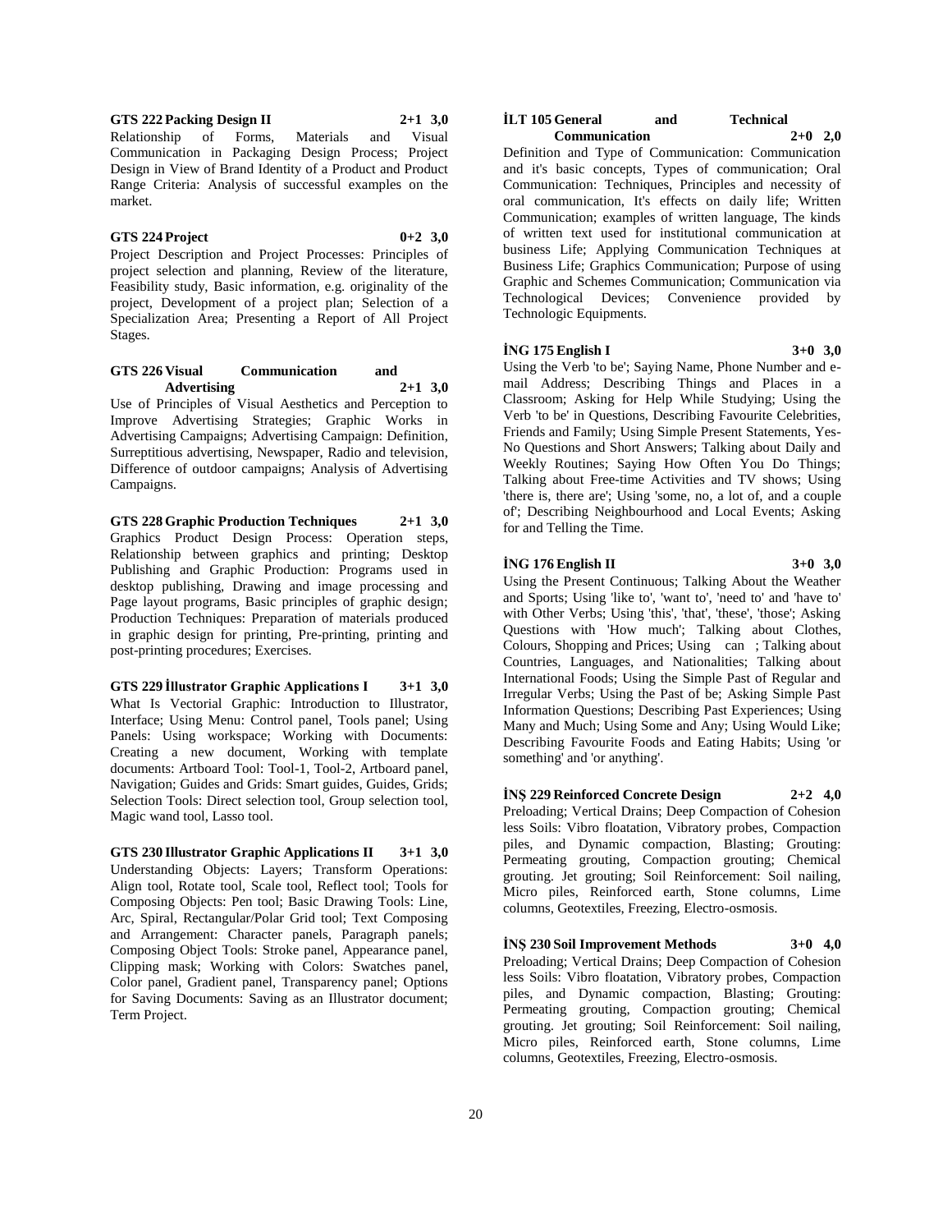**GTS 222 Packing Design II 2+1 3,0**

Relationship of Forms, Materials and Visual Communication in Packaging Design Process; Project Design in View of Brand Identity of a Product and Product Range Criteria: Analysis of successful examples on the market.

**GTS 224 Project 0+2 3,0**

Project Description and Project Processes: Principles of project selection and planning, Review of the literature, Feasibility study, Basic information, e.g. originality of the project, Development of a project plan; Selection of a Specialization Area; Presenting a Report of All Project Stages.

**GTS 226 Visual Communication and Advertising 2+1 3,0**

Use of Principles of Visual Aesthetics and Perception to Improve Advertising Strategies; Graphic Works in Advertising Campaigns; Advertising Campaign: Definition, Surreptitious advertising, Newspaper, Radio and television, Difference of outdoor campaigns; Analysis of Advertising Campaigns.

**GTS 228 Graphic Production Techniques 2+1 3,0**

Graphics Product Design Process: Operation steps, Relationship between graphics and printing; Desktop Publishing and Graphic Production: Programs used in desktop publishing, Drawing and image processing and Page layout programs, Basic principles of graphic design; Production Techniques: Preparation of materials produced in graphic design for printing, Pre-printing, printing and post-printing procedures; Exercises.

**GTS 229 İllustrator Graphic Applications I 3+1 3,0**

What Is Vectorial Graphic: Introduction to Illustrator, Interface; Using Menu: Control panel, Tools panel; Using Panels: Using workspace; Working with Documents: Creating a new document, Working with template documents: Artboard Tool: Tool-1, Tool-2, Artboard panel, Navigation; Guides and Grids: Smart guides, Guides, Grids; Selection Tools: Direct selection tool, Group selection tool, Magic wand tool, Lasso tool.

**GTS 230 Illustrator Graphic Applications II 3+1 3,0**

Understanding Objects: Layers; Transform Operations: Align tool, Rotate tool, Scale tool, Reflect tool; Tools for Composing Objects: Pen tool; Basic Drawing Tools: Line, Arc, Spiral, Rectangular/Polar Grid tool; Text Composing and Arrangement: Character panels, Paragraph panels; Composing Object Tools: Stroke panel, Appearance panel, Clipping mask; Working with Colors: Swatches panel, Color panel, Gradient panel, Transparency panel; Options for Saving Documents: Saving as an Illustrator document; Term Project.

**İLT 105 General and Technical Communication 2+0 2,0**

Definition and Type of Communication: Communication and it's basic concepts, Types of communication; Oral Communication: Techniques, Principles and necessity of oral communication, It's effects on daily life; Written Communication; examples of written language, The kinds of written text used for institutional communication at business Life; Applying Communication Techniques at Business Life; Graphics Communication; Purpose of using Graphic and Schemes Communication; Communication via Technological Devices; Convenience provided by Technologic Equipments.

**İNG 175 English I 3+0 3,0**

Using the Verb 'to be'; Saying Name, Phone Number and e-mail Address; Describing Things and Places in a Classroom; Asking for Help While Studying; Using the Verb 'to be' in Questions, Describing Favourite Celebrities, Friends and Family; Using Simple Present Statements, Yes-No Questions and Short Answers; Talking about Daily and Weekly Routines; Saying How Often You Do Things; Talking about Free-time Activities and TV shows; Using 'there is, there are'; Using 'some, no, a lot of, and a couple of'; Describing Neighbourhood and Local Events; Asking for and Telling the Time.

**İNG 176 English II 3+0 3,0**

Using the Present Continuous; Talking About the Weather and Sports; Using 'like to', 'want to', 'need to' and 'have to' with Other Verbs; Using 'this', 'that', 'these', 'those'; Asking Questions with 'How much'; Talking about Clothes, Colours, Shopping and Prices; Using can ; Talking about Countries, Languages, and Nationalities; Talking about International Foods; Using the Simple Past of Regular and Irregular Verbs; Using the Past of be; Asking Simple Past Information Questions; Describing Past Experiences; Using Many and Much; Using Some and Any; Using Would Like; Describing Favourite Foods and Eating Habits; Using 'or something' and 'or anything'.

**İNŞ 229 Reinforced Concrete Design 2+2 4,0**

Preloading; Vertical Drains; Deep Compaction of Cohesion less Soils: Vibro floatation, Vibratory probes, Compaction piles, and Dynamic compaction, Blasting; Grouting: Permeating grouting, Compaction grouting; Chemical grouting. Jet grouting; Soil Reinforcement: Soil nailing, Micro piles, Reinforced earth, Stone columns, Lime columns, Geotextiles, Freezing, Electro-osmosis.

**İNŞ 230 Soil Improvement Methods 3+0 4,0**

Preloading; Vertical Drains; Deep Compaction of Cohesion less Soils: Vibro floatation, Vibratory probes, Compaction piles, and Dynamic compaction, Blasting; Grouting: Permeating grouting, Compaction grouting; Chemical grouting. Jet grouting; Soil Reinforcement: Soil nailing, Micro piles, Reinforced earth, Stone columns, Lime columns, Geotextiles, Freezing, Electro-osmosis.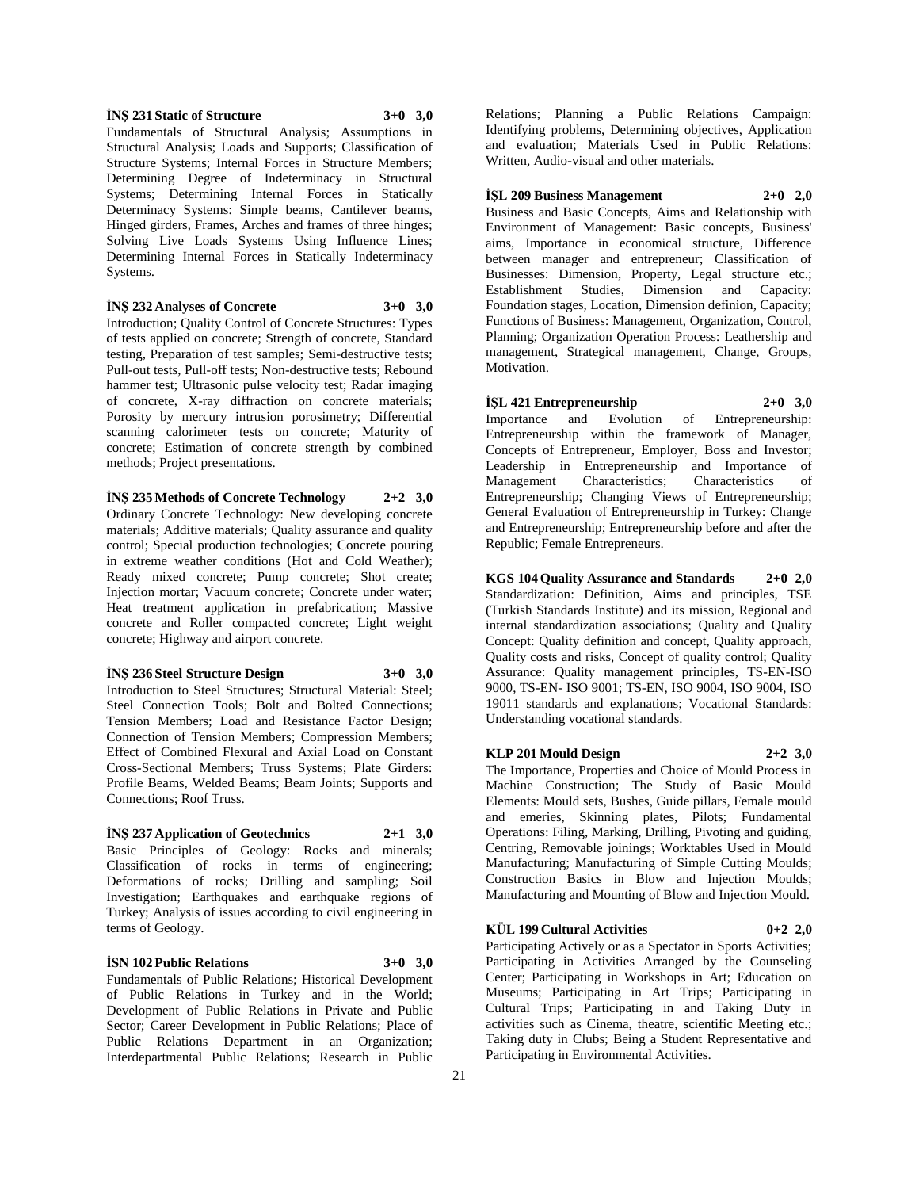**İNŞ 231 Static of Structure 3+0 3,0**

Fundamentals of Structural Analysis; Assumptions in Structural Analysis; Loads and Supports; Classification of Structure Systems; Internal Forces in Structure Members; Determining Degree of Indeterminacy in Structural Systems; Determining Internal Forces in Statically Determinacy Systems: Simple beams, Cantilever beams, Hinged girders, Frames, Arches and frames of three hinges; Solving Live Loads Systems Using Influence Lines; Determining Internal Forces in Statically Indeterminacy Systems.

**İNŞ 232 Analyses of Concrete 3+0 3,0**

Introduction; Quality Control of Concrete Structures: Types of tests applied on concrete; Strength of concrete, Standard testing, Preparation of test samples; Semi-destructive tests; Pull-out tests, Pull-off tests; Non-destructive tests; Rebound hammer test; Ultrasonic pulse velocity test; Radar imaging of concrete, X-ray diffraction on concrete materials; Porosity by mercury intrusion porosimetry; Differential scanning calorimeter tests on concrete; Maturity of concrete; Estimation of concrete strength by combined methods; Project presentations.

**İNŞ 235 Methods of Concrete Technology 2+2 3,0**

Ordinary Concrete Technology: New developing concrete materials; Additive materials; Quality assurance and quality control; Special production technologies; Concrete pouring in extreme weather conditions (Hot and Cold Weather); Ready mixed concrete; Pump concrete; Shot create; Injection mortar; Vacuum concrete; Concrete under water; Heat treatment application in prefabrication; Massive concrete and Roller compacted concrete; Light weight concrete; Highway and airport concrete.

**İNŞ 236 Steel Structure Design 3+0 3,0**

Introduction to Steel Structures; Structural Material: Steel; Steel Connection Tools; Bolt and Bolted Connections; Tension Members; Load and Resistance Factor Design; Connection of Tension Members; Compression Members; Effect of Combined Flexural and Axial Load on Constant Cross-Sectional Members; Truss Systems; Plate Girders: Profile Beams, Welded Beams; Beam Joints; Supports and Connections; Roof Truss.

**İNŞ 237 Application of Geotechnics 2+1 3,0**

Basic Principles of Geology: Rocks and minerals; Classification of rocks in terms of engineering; Deformations of rocks; Drilling and sampling; Soil Investigation; Earthquakes and earthquake regions of Turkey; Analysis of issues according to civil engineering in terms of Geology.

**İSN 102 Public Relations 3+0 3,0**

Fundamentals of Public Relations; Historical Development of Public Relations in Turkey and in the World; Development of Public Relations in Private and Public Sector; Career Development in Public Relations; Place of Public Relations Department in an Organization; Interdepartmental Public Relations; Research in Public Relations; Planning a Public Relations Campaign: Identifying problems, Determining objectives, Application and evaluation; Materials Used in Public Relations: Written, Audio-visual and other materials.

**İŞL 209 Business Management 2+0 2,0**

Business and Basic Concepts, Aims and Relationship with Environment of Management: Basic concepts, Business' aims, Importance in economical structure, Difference between manager and entrepreneur; Classification of Businesses: Dimension, Property, Legal structure etc.; Establishment Studies, Dimension and Capacity: Foundation stages, Location, Dimension definion, Capacity; Functions of Business: Management, Organization, Control, Planning; Organization Operation Process: Leathership and management, Strategical management, Change, Groups, Motivation.

**İŞL 421 Entrepreneurship 2+0 3,0**

Importance and Evolution of Entrepreneurship: Entrepreneurship within the framework of Manager, Concepts of Entrepreneur, Employer, Boss and Investor; Leadership in Entrepreneurship and Importance of Management Characteristics; Characteristics of Entrepreneurship; Changing Views of Entrepreneurship; General Evaluation of Entrepreneurship in Turkey: Change and Entrepreneurship; Entrepreneurship before and after the Republic; Female Entrepreneurs.

**KGS 104 Quality Assurance and Standards 2+0 2,0**

Standardization: Definition, Aims and principles, TSE (Turkish Standards Institute) and its mission, Regional and internal standardization associations; Quality and Quality Concept: Quality definition and concept, Quality approach, Quality costs and risks, Concept of quality control; Quality Assurance: Quality management principles, TS-EN-ISO 9000, TS-EN- ISO 9001; TS-EN, ISO 9004, ISO 9004, ISO 19011 standards and explanations; Vocational Standards: Understanding vocational standards.

**KLP 201 Mould Design 2+2 3,0**

The Importance, Properties and Choice of Mould Process in Machine Construction; The Study of Basic Mould Elements: Mould sets, Bushes, Guide pillars, Female mould and emeries, Skinning plates, Pilots; Fundamental Operations: Filing, Marking, Drilling, Pivoting and guiding, Centring, Removable joinings; Worktables Used in Mould Manufacturing; Manufacturing of Simple Cutting Moulds; Construction Basics in Blow and Injection Moulds; Manufacturing and Mounting of Blow and Injection Mould.

**KÜL 199 Cultural Activities 0+2 2,0**

Participating Actively or as a Spectator in Sports Activities; Participating in Activities Arranged by the Counseling Center; Participating in Workshops in Art; Education on Museums; Participating in Art Trips; Participating in Cultural Trips; Participating in and Taking Duty in activities such as Cinema, theatre, scientific Meeting etc.; Taking duty in Clubs; Being a Student Representative and Participating in Environmental Activities.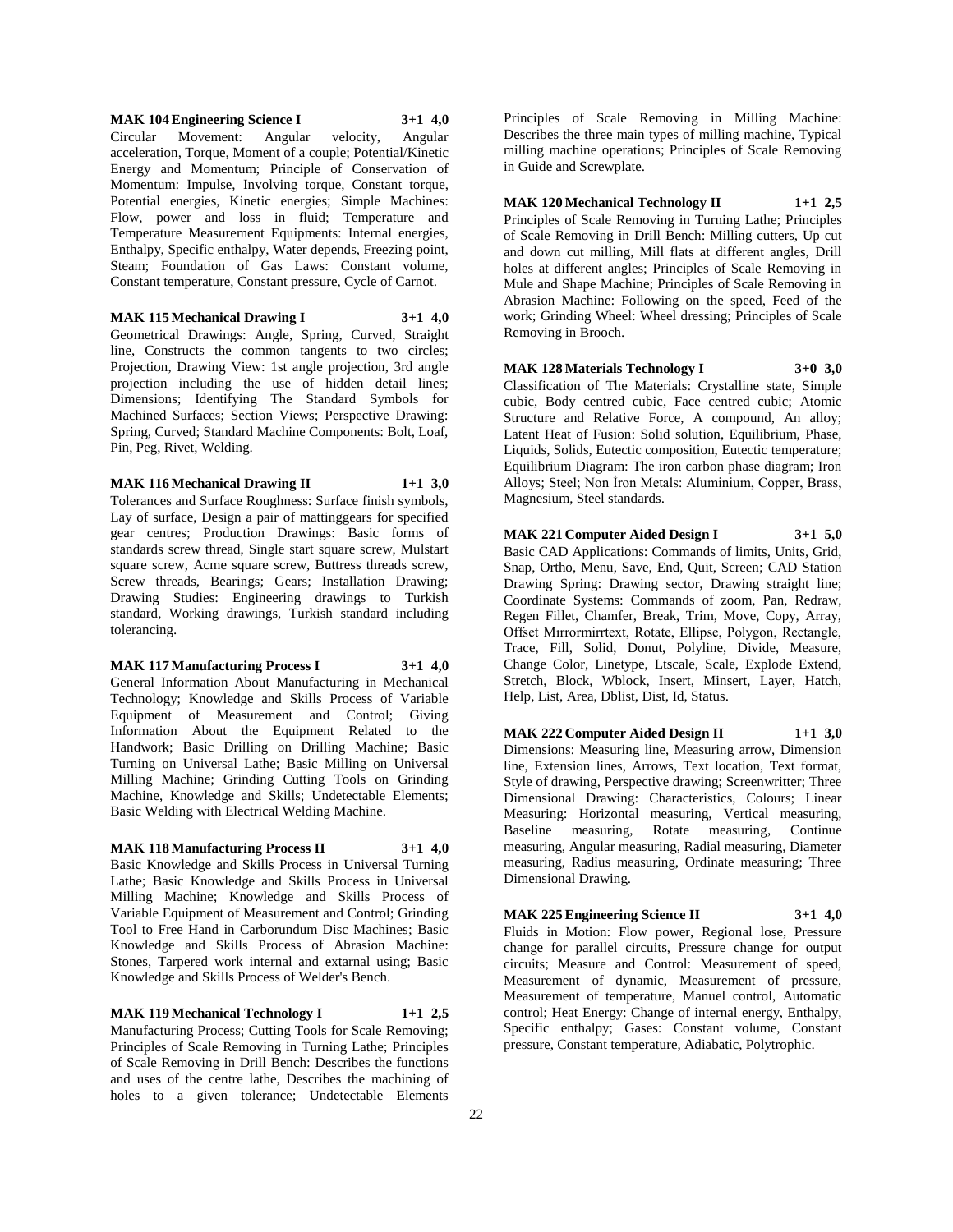**MAK 104 Engineering Science I 3+1 4,0**

Circular Movement: Angular velocity, Angular acceleration, Torque, Moment of a couple; Potential/Kinetic Energy and Momentum; Principle of Conservation of Momentum: Impulse, Involving torque, Constant torque, Potential energies, Kinetic energies; Simple Machines: Flow, power and loss in fluid; Temperature and Temperature Measurement Equipments: Internal energies, Enthalpy, Specific enthalpy, Water depends, Freezing point, Steam; Foundation of Gas Laws: Constant volume, Constant temperature, Constant pressure, Cycle of Carnot.

**MAK 115 Mechanical Drawing I 3+1 4,0**

Geometrical Drawings: Angle, Spring, Curved, Straight line, Constructs the common tangents to two circles; Projection, Drawing View: 1st angle projection, 3rd angle projection including the use of hidden detail lines; Dimensions; Identifying The Standard Symbols for Machined Surfaces; Section Views; Perspective Drawing: Spring, Curved; Standard Machine Components: Bolt, Loaf, Pin, Peg, Rivet, Welding.

**MAK 116 Mechanical Drawing II 1+1 3,0**

Tolerances and Surface Roughness: Surface finish symbols, Lay of surface, Design a pair of mattinggears for specified gear centres; Production Drawings: Basic forms of standards screw thread, Single start square screw, Mulstart square screw, Acme square screw, Buttress threads screw, Screw threads, Bearings; Gears; Installation Drawing; Drawing Studies: Engineering drawings to Turkish standard, Working drawings, Turkish standard including tolerancing.

**MAK 117 Manufacturing Process I 3+1 4,0**

General Information About Manufacturing in Mechanical Technology; Knowledge and Skills Process of Variable Equipment of Measurement and Control; Giving Information About the Equipment Related to the Handwork; Basic Drilling on Drilling Machine; Basic Turning on Universal Lathe; Basic Milling on Universal Milling Machine; Grinding Cutting Tools on Grinding Machine, Knowledge and Skills; Undetectable Elements; Basic Welding with Electrical Welding Machine.

**MAK 118 Manufacturing Process II 3+1 4,0**

Basic Knowledge and Skills Process in Universal Turning Lathe; Basic Knowledge and Skills Process in Universal Milling Machine; Knowledge and Skills Process of Variable Equipment of Measurement and Control; Grinding Tool to Free Hand in Carborundum Disc Machines; Basic Knowledge and Skills Process of Abrasion Machine: Stones, Tarpered work internal and extarnal using; Basic Knowledge and Skills Process of Welder's Bench.

**MAK 119 Mechanical Technology I 1+1 2,5**

Manufacturing Process; Cutting Tools for Scale Removing; Principles of Scale Removing in Turning Lathe; Principles of Scale Removing in Drill Bench: Describes the functions and uses of the centre lathe, Describes the machining of holes to a given tolerance; Undetectable Elements Principles of Scale Removing in Milling Machine: Describes the three main types of milling machine, Typical milling machine operations; Principles of Scale Removing in Guide and Screwplate.

**MAK 120 Mechanical Technology II 1+1 2,5**

Principles of Scale Removing in Turning Lathe; Principles of Scale Removing in Drill Bench: Milling cutters, Up cut and down cut milling, Mill flats at different angles, Drill holes at different angles; Principles of Scale Removing in Mule and Shape Machine; Principles of Scale Removing in Abrasion Machine: Following on the speed, Feed of the work; Grinding Wheel: Wheel dressing; Principles of Scale Removing in Brooch.

**MAK 128 Materials Technology I 3+0 3,0**

Classification of The Materials: Crystalline state, Simple cubic, Body centred cubic, Face centred cubic; Atomic Structure and Relative Force, A compound, An alloy; Latent Heat of Fusion: Solid solution, Equilibrium, Phase, Liquids, Solids, Eutectic composition, Eutectic temperature; Equilibrium Diagram: The iron carbon phase diagram; Iron Alloys; Steel; Non İron Metals: Aluminium, Copper, Brass, Magnesium, Steel standards.

**MAK 221 Computer Aided Design I 3+1 5,0**

Basic CAD Applications: Commands of limits, Units, Grid, Snap, Ortho, Menu, Save, End, Quit, Screen; CAD Station Drawing Spring: Drawing sector, Drawing straight line; Coordinate Systems: Commands of zoom, Pan, Redraw, Regen Fillet, Chamfer, Break, Trim, Move, Copy, Array, Offset Mırrormirrtext, Rotate, Ellipse, Polygon, Rectangle, Trace, Fill, Solid, Donut, Polyline, Divide, Measure, Change Color, Linetype, Ltscale, Scale, Explode Extend, Stretch, Block, Wblock, Insert, Minsert, Layer, Hatch, Help, List, Area, Dblist, Dist, Id, Status.

**MAK 222 Computer Aided Design II 1+1 3,0**

Dimensions: Measuring line, Measuring arrow, Dimension line, Extension lines, Arrows, Text location, Text format, Style of drawing, Perspective drawing; Screenwritter; Three Dimensional Drawing: Characteristics, Colours; Linear Measuring: Horizontal measuring, Vertical measuring, Baseline measuring, Rotate measuring, Continue measuring, Angular measuring, Radial measuring, Diameter measuring, Radius measuring, Ordinate measuring; Three Dimensional Drawing.

**MAK 225 Engineering Science II 3+1 4,0**

Fluids in Motion: Flow power, Regional lose, Pressure change for parallel circuits, Pressure change for output circuits; Measure and Control: Measurement of speed, Measurement of dynamic, Measurement of pressure, Measurement of temperature, Manuel control, Automatic control; Heat Energy: Change of internal energy, Enthalpy, Specific enthalpy; Gases: Constant volume, Constant pressure, Constant temperature, Adiabatic, Polytrophic.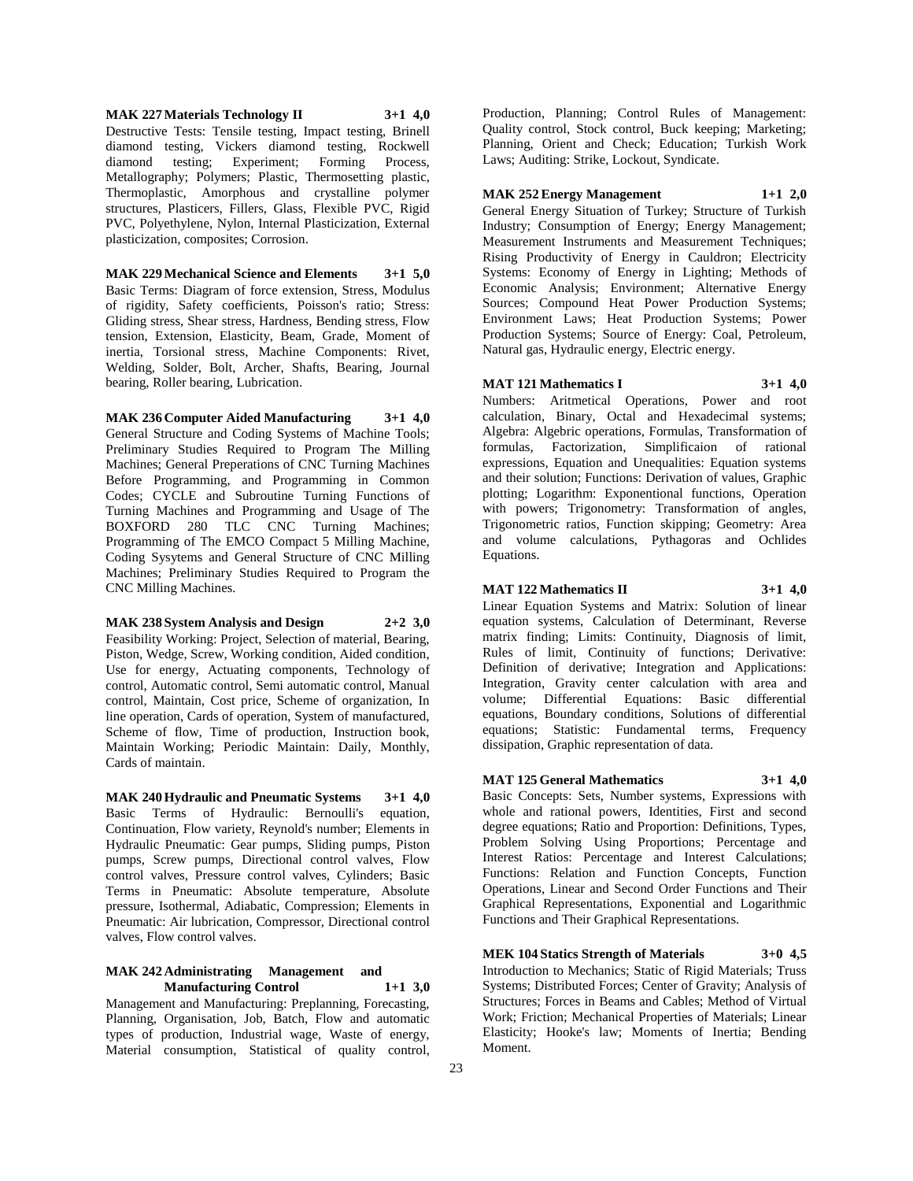**MAK 227 Materials Technology II 3+1 4,0**

Destructive Tests: Tensile testing, Impact testing, Brinell diamond testing, Vickers diamond testing, Rockwell diamond testing; Experiment; Forming Process, Metallography; Polymers; Plastic, Thermosetting plastic, Thermoplastic, Amorphous and crystalline polymer structures, Plasticers, Fillers, Glass, Flexible PVC, Rigid PVC, Polyethylene, Nylon, Internal Plasticization, External plasticization, composites; Corrosion.

**MAK 229 Mechanical Science and Elements 3+1 5,0**

Basic Terms: Diagram of force extension, Stress, Modulus of rigidity, Safety coefficients, Poisson's ratio; Stress: Gliding stress, Shear stress, Hardness, Bending stress, Flow tension, Extension, Elasticity, Beam, Grade, Moment of inertia, Torsional stress, Machine Components: Rivet, Welding, Solder, Bolt, Archer, Shafts, Bearing, Journal bearing, Roller bearing, Lubrication.

**MAK 236 Computer Aided Manufacturing 3+1 4,0**

General Structure and Coding Systems of Machine Tools; Preliminary Studies Required to Program The Milling Machines; General Preperations of CNC Turning Machines Before Programming, and Programming in Common Codes; CYCLE and Subroutine Turning Functions of Turning Machines and Programming and Usage of The BOXFORD 280 TLC CNC Turning Machines; Programming of The EMCO Compact 5 Milling Machine, Coding Sysytems and General Structure of CNC Milling Machines; Preliminary Studies Required to Program the CNC Milling Machines.

**MAK 238 System Analysis and Design 2+2 3,0**

Feasibility Working: Project, Selection of material, Bearing, Piston, Wedge, Screw, Working condition, Aided condition, Use for energy, Actuating components, Technology of control, Automatic control, Semi automatic control, Manual control, Maintain, Cost price, Scheme of organization, In line operation, Cards of operation, System of manufactured, Scheme of flow, Time of production, Instruction book, Maintain Working; Periodic Maintain: Daily, Monthly, Cards of maintain.

**MAK 240 Hydraulic and Pneumatic Systems 3+1 4,0**

Basic Terms of Hydraulic: Bernoulli's equation, Continuation, Flow variety, Reynold's number; Elements in Hydraulic Pneumatic: Gear pumps, Sliding pumps, Piston pumps, Screw pumps, Directional control valves, Flow control valves, Pressure control valves, Cylinders; Basic Terms in Pneumatic: Absolute temperature, Absolute pressure, Isothermal, Adiabatic, Compression; Elements in Pneumatic: Air lubrication, Compressor, Directional control valves, Flow control valves.

**MAK 242 Administrating Management and Manufacturing Control 1+1 3,0**

Management and Manufacturing: Preplanning, Forecasting, Planning, Organisation, Job, Batch, Flow and automatic types of production, Industrial wage, Waste of energy, Material consumption, Statistical of quality control, Production, Planning; Control Rules of Management: Quality control, Stock control, Buck keeping; Marketing; Planning, Orient and Check; Education; Turkish Work Laws; Auditing: Strike, Lockout, Syndicate.

**MAK 252 Energy Management 1+1 2,0**

General Energy Situation of Turkey; Structure of Turkish Industry; Consumption of Energy; Energy Management; Measurement Instruments and Measurement Techniques; Rising Productivity of Energy in Cauldron; Electricity Systems: Economy of Energy in Lighting; Methods of Economic Analysis; Environment; Alternative Energy Sources; Compound Heat Power Production Systems; Environment Laws; Heat Production Systems; Power Production Systems; Source of Energy: Coal, Petroleum, Natural gas, Hydraulic energy, Electric energy.

**MAT 121 Mathematics I 3+1 4,0**

Numbers: Aritmetical Operations, Power and root calculation, Binary, Octal and Hexadecimal systems; Algebra: Algebric operations, Formulas, Transformation of formulas, Factorization, Simplificaion of rational expressions, Equation and Unequalities: Equation systems and their solution; Functions: Derivation of values, Graphic plotting; Logarithm: Exponentional functions, Operation with powers; Trigonometry: Transformation of angles, Trigonometric ratios, Function skipping; Geometry: Area and volume calculations, Pythagoras and Ochlides Equations.

**MAT 122 Mathematics II 3+1 4,0**

Linear Equation Systems and Matrix: Solution of linear equation systems, Calculation of Determinant, Reverse matrix finding; Limits: Continuity, Diagnosis of limit, Rules of limit, Continuity of functions; Derivative: Definition of derivative; Integration and Applications: Integration, Gravity center calculation with area and volume; Differential Equations: Basic differential equations, Boundary conditions, Solutions of differential equations; Statistic: Fundamental terms, Frequency dissipation, Graphic representation of data.

**MAT 125 General Mathematics 3+1 4,0**

Basic Concepts: Sets, Number systems, Expressions with whole and rational powers, Identities, First and second degree equations; Ratio and Proportion: Definitions, Types, Problem Solving Using Proportions; Percentage and Interest Ratios: Percentage and Interest Calculations; Functions: Relation and Function Concepts, Function Operations, Linear and Second Order Functions and Their Graphical Representations, Exponential and Logarithmic Functions and Their Graphical Representations.

**MEK 104 Statics Strength of Materials 3+0 4,5**

Introduction to Mechanics; Static of Rigid Materials; Truss Systems; Distributed Forces; Center of Gravity; Analysis of Structures; Forces in Beams and Cables; Method of Virtual Work; Friction; Mechanical Properties of Materials; Linear Elasticity; Hooke's law; Moments of Inertia; Bending Moment.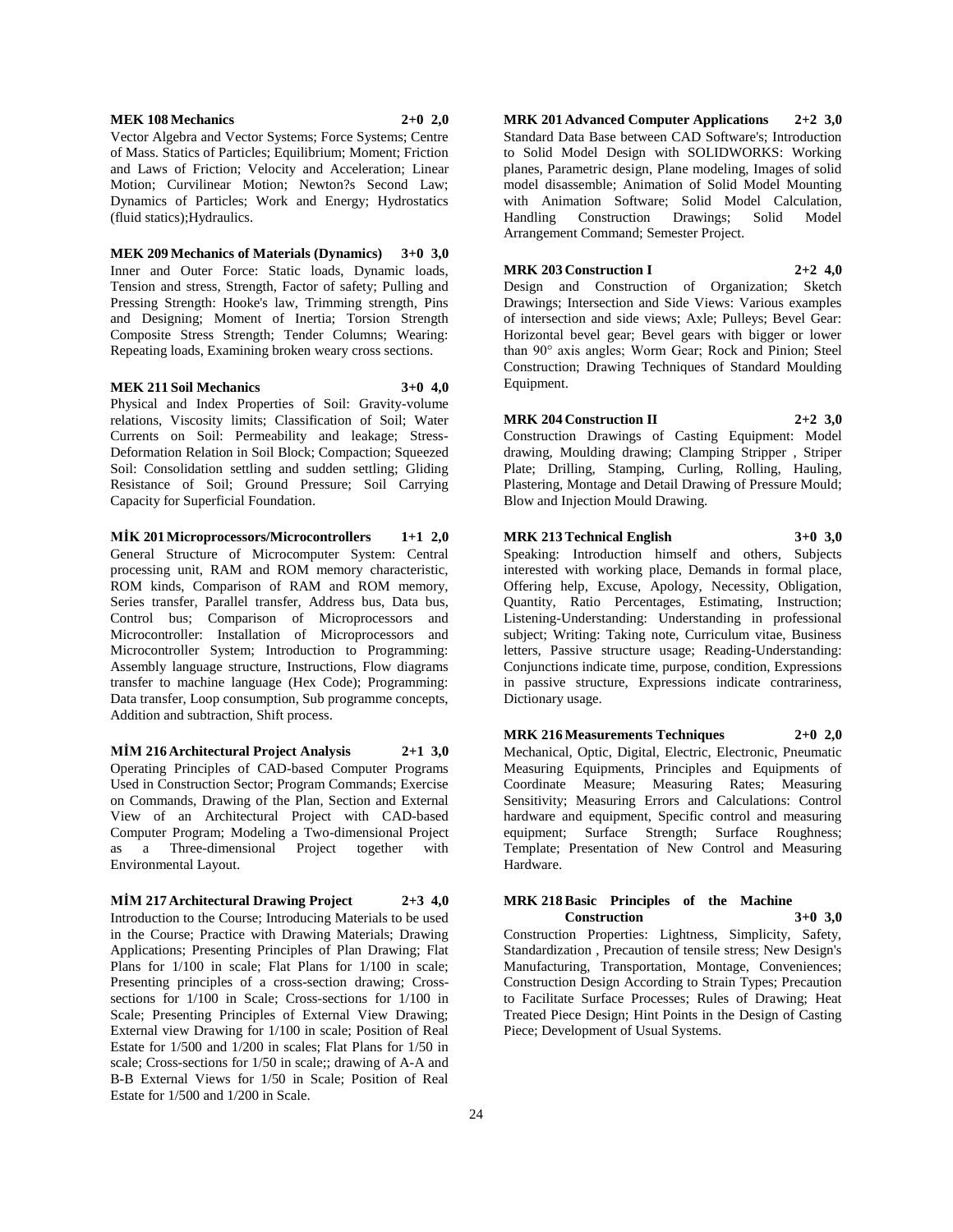**MEK 108 Mechanics 2+0 2,0**

Vector Algebra and Vector Systems; Force Systems; Centre of Mass. Statics of Particles; Equilibrium; Moment; Friction and Laws of Friction; Velocity and Acceleration; Linear Motion; Curvilinear Motion; Newton?s Second Law; Dynamics of Particles; Work and Energy; Hydrostatics (fluid statics);Hydraulics.

**MEK 209 Mechanics of Materials (Dynamics) 3+0 3,0**

Inner and Outer Force: Static loads, Dynamic loads, Tension and stress, Strength, Factor of safety; Pulling and Pressing Strength: Hooke's law, Trimming strength, Pins and Designing; Moment of Inertia; Torsion Strength Composite Stress Strength; Tender Columns; Wearing: Repeating loads, Examining broken weary cross sections.

**MEK 211 Soil Mechanics 3+0 4,0**

Physical and Index Properties of Soil: Gravity-volume relations, Viscosity limits; Classification of Soil; Water Currents on Soil: Permeability and leakage; Stress-Deformation Relation in Soil Block; Compaction; Squeezed Soil: Consolidation settling and sudden settling; Gliding Resistance of Soil; Ground Pressure; Soil Carrying Capacity for Superficial Foundation.

**MİK 201 Microprocessors/Microcontrollers 1+1 2,0**

General Structure of Microcomputer System: Central processing unit, RAM and ROM memory characteristic, ROM kinds, Comparison of RAM and ROM memory, Series transfer, Parallel transfer, Address bus, Data bus, Control bus; Comparison of Microprocessors and Microcontroller: Installation of Microprocessors and Microcontroller System; Introduction to Programming: Assembly language structure, Instructions, Flow diagrams transfer to machine language (Hex Code); Programming: Data transfer, Loop consumption, Sub programme concepts, Addition and subtraction, Shift process.

**MİM 216 Architectural Project Analysis 2+1 3,0**

Operating Principles of CAD-based Computer Programs Used in Construction Sector; Program Commands; Exercise on Commands, Drawing of the Plan, Section and External View of an Architectural Project with CAD-based Computer Program; Modeling a Two-dimensional Project as a Three-dimensional Project together with Environmental Layout.

**MİM 217 Architectural Drawing Project 2+3 4,0**

Introduction to the Course; Introducing Materials to be used in the Course; Practice with Drawing Materials; Drawing Applications; Presenting Principles of Plan Drawing; Flat Plans for 1/100 in scale; Flat Plans for 1/100 in scale; Presenting principles of a cross-section drawing; Cross-sections for 1/100 in Scale; Cross-sections for 1/100 in Scale; Presenting Principles of External View Drawing; External view Drawing for 1/100 in scale; Position of Real Estate for 1/500 and 1/200 in scales; Flat Plans for 1/50 in scale; Cross-sections for 1/50 in scale;; drawing of A-A and B-B External Views for 1/50 in Scale; Position of Real Estate for 1/500 and 1/200 in Scale.

**MRK 201 Advanced Computer Applications 2+2 3,0**

Standard Data Base between CAD Software's; Introduction to Solid Model Design with SOLIDWORKS: Working planes, Parametric design, Plane modeling, Images of solid model disassemble; Animation of Solid Model Mounting with Animation Software; Solid Model Calculation, Handling Construction Drawings; Solid Model Arrangement Command; Semester Project.

**MRK 203 Construction I 2+2 4,0**

Design and Construction of Organization; Sketch Drawings; Intersection and Side Views: Various examples of intersection and side views; Axle; Pulleys; Bevel Gear: Horizontal bevel gear; Bevel gears with bigger or lower than 90° axis angles; Worm Gear; Rock and Pinion; Steel Construction; Drawing Techniques of Standard Moulding Equipment.

**MRK 204 Construction II 2+2 3,0**

Construction Drawings of Casting Equipment: Model drawing, Moulding drawing; Clamping Stripper , Striper Plate; Drilling, Stamping, Curling, Rolling, Hauling, Plastering, Montage and Detail Drawing of Pressure Mould; Blow and Injection Mould Drawing.

**MRK 213 Technical English 3+0 3,0**

Speaking: Introduction himself and others, Subjects interested with working place, Demands in formal place, Offering help, Excuse, Apology, Necessity, Obligation, Quantity, Ratio Percentages, Estimating, Instruction; Listening-Understanding: Understanding in professional subject; Writing: Taking note, Curriculum vitae, Business letters, Passive structure usage; Reading-Understanding: Conjunctions indicate time, purpose, condition, Expressions in passive structure, Expressions indicate contrariness, Dictionary usage.

**MRK 216 Measurements Techniques 2+0 2,0**

Mechanical, Optic, Digital, Electric, Electronic, Pneumatic Measuring Equipments, Principles and Equipments of Coordinate Measure; Measuring Rates; Measuring Sensitivity; Measuring Errors and Calculations: Control hardware and equipment, Specific control and measuring equipment; Surface Strength; Surface Roughness; Template; Presentation of New Control and Measuring Hardware.

**MRK 218 Basic Principles of the Machine Construction 3+0 3,0**

Construction Properties: Lightness, Simplicity, Safety, Standardization , Precaution of tensile stress; New Design's Manufacturing, Transportation, Montage, Conveniences; Construction Design According to Strain Types; Precaution to Facilitate Surface Processes; Rules of Drawing; Heat Treated Piece Design; Hint Points in the Design of Casting Piece; Development of Usual Systems.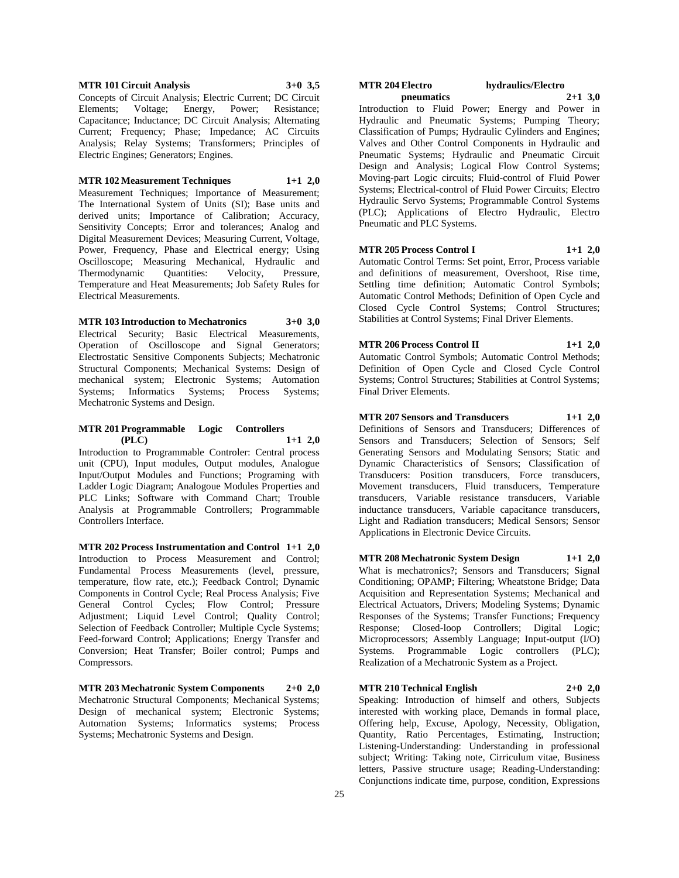**MTR 101 Circuit Analysis 3+0 3,5**

Concepts of Circuit Analysis; Electric Current; DC Circuit Elements; Voltage; Energy, Power; Resistance; Capacitance; Inductance; DC Circuit Analysis; Alternating Current; Frequency; Phase; Impedance; AC Circuits Analysis; Relay Systems; Transformers; Principles of Electric Engines; Generators; Engines.

**MTR 102 Measurement Techniques 1+1 2,0**

Measurement Techniques; Importance of Measurement; The International System of Units (SI); Base units and derived units; Importance of Calibration; Accuracy, Sensitivity Concepts; Error and tolerances; Analog and Digital Measurement Devices; Measuring Current, Voltage, Power, Frequency, Phase and Electrical energy; Using Oscilloscope; Measuring Mechanical, Hydraulic and Thermodynamic Quantities: Velocity, Pressure, Temperature and Heat Measurements; Job Safety Rules for Electrical Measurements.

**MTR 103 Introduction to Mechatronics 3+0 3,0**

Electrical Security; Basic Electrical Measurements, Operation of Oscilloscope and Signal Generators; Electrostatic Sensitive Components Subjects; Mechatronic Structural Components; Mechanical Systems: Design of mechanical system; Electronic Systems; Automation Systems; Informatics Systems; Process Systems; Mechatronic Systems and Design.

**MTR 201 Programmable Logic Controllers (PLC) 1+1 2,0**

Introduction to Programmable Controler: Central process unit (CPU), Input modules, Output modules, Analogue Input/Output Modules and Functions; Programing with Ladder Logic Diagram; Analogoue Modules Properties and PLC Links; Software with Command Chart; Trouble Analysis at Programmable Controllers; Programmable Controllers Interface.

**MTR 202 Process Instrumentation and Control 1+1 2,0**

Introduction to Process Measurement and Control; Fundamental Process Measurements (level, pressure, temperature, flow rate, etc.); Feedback Control; Dynamic Components in Control Cycle; Real Process Analysis; Five General Control Cycles; Flow Control; Pressure Adjustment; Liquid Level Control; Quality Control; Selection of Feedback Controller; Multiple Cycle Systems; Feed-forward Control; Applications; Energy Transfer and Conversion; Heat Transfer; Boiler control; Pumps and Compressors.

**MTR 203 Mechatronic System Components 2+0 2,0**

Mechatronic Structural Components; Mechanical Systems; Design of mechanical system; Electronic Systems; Automation Systems; Informatics systems; Process Systems; Mechatronic Systems and Design.

**MTR 204 Electro hydraulics/Electro pneumatics 2+1 3,0**

Introduction to Fluid Power; Energy and Power in Hydraulic and Pneumatic Systems; Pumping Theory; Classification of Pumps; Hydraulic Cylinders and Engines; Valves and Other Control Components in Hydraulic and Pneumatic Systems; Hydraulic and Pneumatic Circuit Design and Analysis; Logical Flow Control Systems; Moving-part Logic circuits; Fluid-control of Fluid Power Systems; Electrical-control of Fluid Power Circuits; Electro Hydraulic Servo Systems; Programmable Control Systems (PLC); Applications of Electro Hydraulic, Electro Pneumatic and PLC Systems.

**MTR 205 Process Control I 1+1 2,0**

Automatic Control Terms: Set point, Error, Process variable and definitions of measurement, Overshoot, Rise time, Settling time definition; Automatic Control Symbols; Automatic Control Methods; Definition of Open Cycle and Closed Cycle Control Systems; Control Structures; Stabilities at Control Systems; Final Driver Elements.

**MTR 206 Process Control II 1+1 2,0**

Automatic Control Symbols; Automatic Control Methods; Definition of Open Cycle and Closed Cycle Control Systems; Control Structures; Stabilities at Control Systems; Final Driver Elements.

**MTR 207 Sensors and Transducers 1+1 2,0**

Definitions of Sensors and Transducers; Differences of Sensors and Transducers; Selection of Sensors; Self Generating Sensors and Modulating Sensors; Static and Dynamic Characteristics of Sensors; Classification of Transducers: Position transducers, Force transducers, Movement transducers, Fluid transducers, Temperature transducers, Variable resistance transducers, Variable inductance transducers, Variable capacitance transducers, Light and Radiation transducers; Medical Sensors; Sensor Applications in Electronic Device Circuits.

**MTR 208 Mechatronic System Design 1+1 2,0**

What is mechatronics?; Sensors and Transducers; Signal Conditioning; OPAMP; Filtering; Wheatstone Bridge; Data Acquisition and Representation Systems; Mechanical and Electrical Actuators, Drivers; Modeling Systems; Dynamic Responses of the Systems; Transfer Functions; Frequency Response; Closed-loop Controllers; Digital Logic; Microprocessors; Assembly Language; Input-output (I/O) Systems. Programmable Logic controllers (PLC); Realization of a Mechatronic System as a Project.

**MTR 210 Technical English 2+0 2,0**

Speaking: Introduction of himself and others, Subjects interested with working place, Demands in formal place, Offering help, Excuse, Apology, Necessity, Obligation, Quantity, Ratio Percentages, Estimating, Instruction; Listening-Understanding: Understanding in professional subject; Writing: Taking note, Cirriculum vitae, Business letters, Passive structure usage; Reading-Understanding: Conjunctions indicate time, purpose, condition, Expressions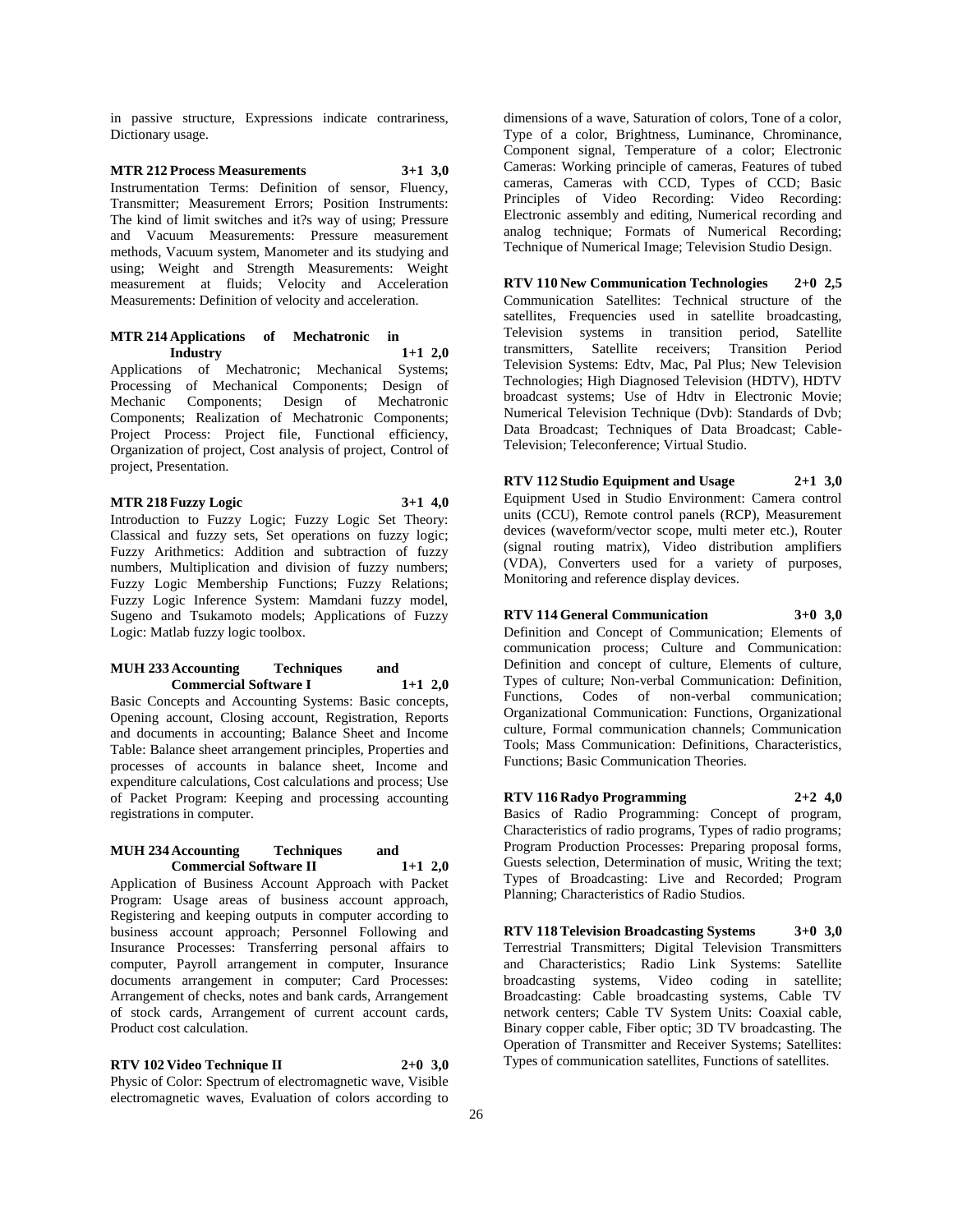in passive structure, Expressions indicate contrariness, Dictionary usage.

**MTR 212 Process Measurements 3+1 3,0**

Instrumentation Terms: Definition of sensor, Fluency, Transmitter; Measurement Errors; Position Instruments: The kind of limit switches and it?s way of using; Pressure and Vacuum Measurements: Pressure measurement methods, Vacuum system, Manometer and its studying and using; Weight and Strength Measurements: Weight measurement at fluids; Velocity and Acceleration Measurements: Definition of velocity and acceleration.

**MTR 214 Applications of Mechatronic in Industry 1+1 2,0**

Applications of Mechatronic; Mechanical Systems; Processing of Mechanical Components; Design of Mechanic Components; Design of Mechatronic Components; Realization of Mechatronic Components; Project Process: Project file, Functional efficiency, Organization of project, Cost analysis of project, Control of project, Presentation.

**MTR 218 Fuzzy Logic 3+1 4,0**

Introduction to Fuzzy Logic; Fuzzy Logic Set Theory: Classical and fuzzy sets, Set operations on fuzzy logic; Fuzzy Arithmetics: Addition and subtraction of fuzzy numbers, Multiplication and division of fuzzy numbers; Fuzzy Logic Membership Functions; Fuzzy Relations; Fuzzy Logic Inference System: Mamdani fuzzy model, Sugeno and Tsukamoto models; Applications of Fuzzy Logic: Matlab fuzzy logic toolbox.

**MUH 233 Accounting Techniques and Commercial Software I 1+1 2,0**

Basic Concepts and Accounting Systems: Basic concepts, Opening account, Closing account, Registration, Reports and documents in accounting; Balance Sheet and Income Table: Balance sheet arrangement principles, Properties and processes of accounts in balance sheet, Income and expenditure calculations, Cost calculations and process; Use of Packet Program: Keeping and processing accounting registrations in computer.

**MUH 234 Accounting Techniques and Commercial Software II 1+1 2,0**

Application of Business Account Approach with Packet Program: Usage areas of business account approach, Registering and keeping outputs in computer according to business account approach; Personnel Following and Insurance Processes: Transferring personal affairs to computer, Payroll arrangement in computer, Insurance documents arrangement in computer; Card Processes: Arrangement of checks, notes and bank cards, Arrangement of stock cards, Arrangement of current account cards, Product cost calculation.

**RTV 102 Video Technique II 2+0 3,0**

Physic of Color: Spectrum of electromagnetic wave, Visible electromagnetic waves, Evaluation of colors according to dimensions of a wave, Saturation of colors, Tone of a color, Type of a color, Brightness, Luminance, Chrominance, Component signal, Temperature of a color; Electronic Cameras: Working principle of cameras, Features of tubed cameras, Cameras with CCD, Types of CCD; Basic Principles of Video Recording: Video Recording: Electronic assembly and editing, Numerical recording and analog technique; Formats of Numerical Recording; Technique of Numerical Image; Television Studio Design.

**RTV 110 New Communication Technologies 2+0 2,5**

Communication Satellites: Technical structure of the satellites, Frequencies used in satellite broadcasting, Television systems in transition period, Satellite transmitters, Satellite receivers; Transition Period Television Systems: Edtv, Mac, Pal Plus; New Television Technologies; High Diagnosed Television (HDTV), HDTV broadcast systems; Use of Hdtv in Electronic Movie; Numerical Television Technique (Dvb): Standards of Dvb; Data Broadcast; Techniques of Data Broadcast; Cable-Television; Teleconference; Virtual Studio.

**RTV 112 Studio Equipment and Usage 2+1 3,0**

Equipment Used in Studio Environment: Camera control units (CCU), Remote control panels (RCP), Measurement devices (waveform/vector scope, multi meter etc.), Router (signal routing matrix), Video distribution amplifiers (VDA), Converters used for a variety of purposes, Monitoring and reference display devices.

**RTV 114 General Communication 3+0 3,0**

Definition and Concept of Communication; Elements of communication process; Culture and Communication: Definition and concept of culture, Elements of culture, Types of culture; Non-verbal Communication: Definition, Functions, Codes of non-verbal communication; Organizational Communication: Functions, Organizational culture, Formal communication channels; Communication Tools; Mass Communication: Definitions, Characteristics, Functions; Basic Communication Theories.

**RTV 116 Radyo Programming 2+2 4,0**

Basics of Radio Programming: Concept of program, Characteristics of radio programs, Types of radio programs; Program Production Processes: Preparing proposal forms, Guests selection, Determination of music, Writing the text; Types of Broadcasting: Live and Recorded; Program Planning; Characteristics of Radio Studios.

**RTV 118 Television Broadcasting Systems 3+0 3,0**

Terrestrial Transmitters; Digital Television Transmitters and Characteristics; Radio Link Systems: Satellite broadcasting systems, Video coding in satellite; Broadcasting: Cable broadcasting systems, Cable TV network centers; Cable TV System Units: Coaxial cable, Binary copper cable, Fiber optic; 3D TV broadcasting. The Operation of Transmitter and Receiver Systems; Satellites: Types of communication satellites, Functions of satellites.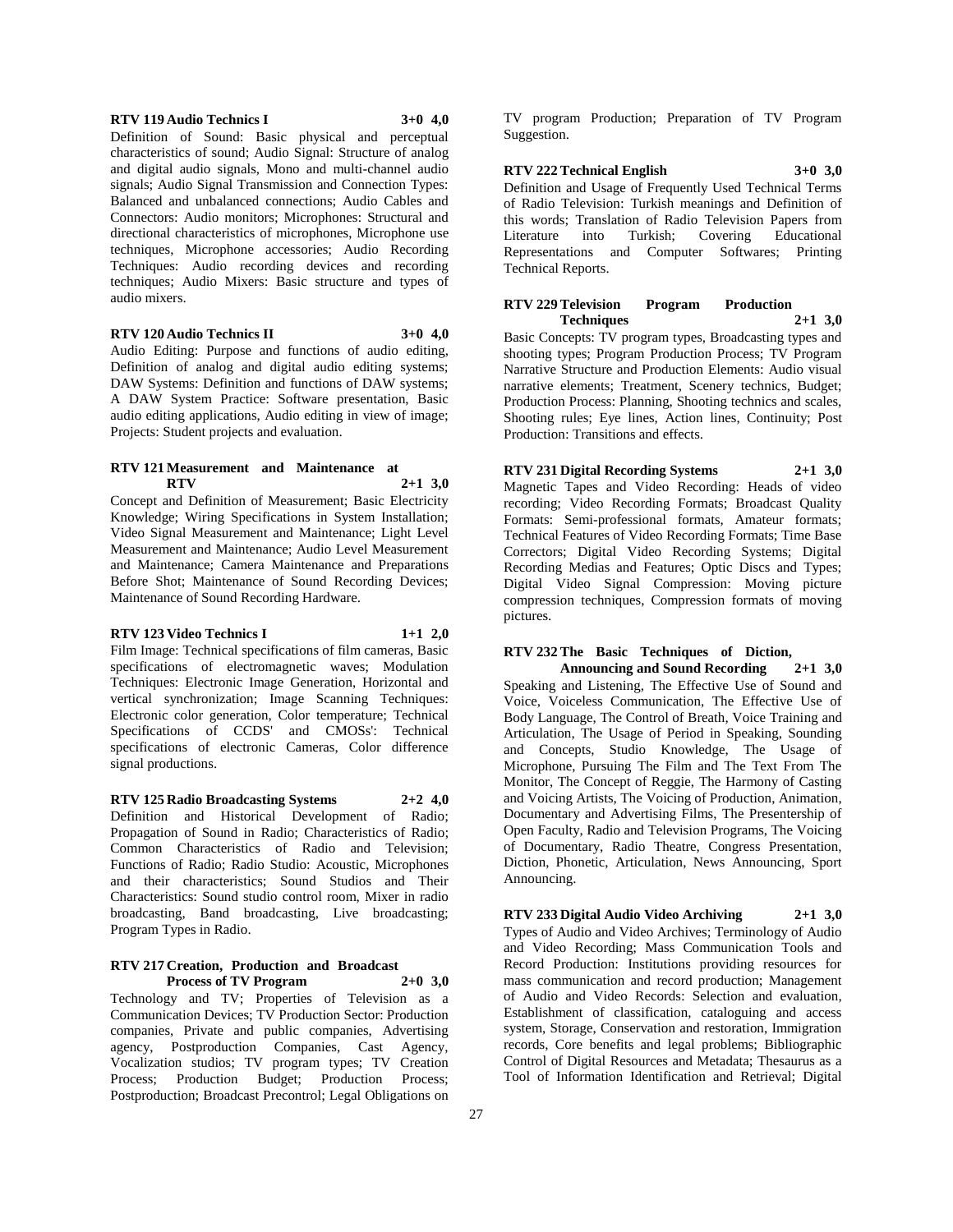**RTV 119 Audio Technics I 3+0 4,0**

Definition of Sound: Basic physical and perceptual characteristics of sound; Audio Signal: Structure of analog and digital audio signals, Mono and multi-channel audio signals; Audio Signal Transmission and Connection Types: Balanced and unbalanced connections; Audio Cables and Connectors: Audio monitors; Microphones: Structural and directional characteristics of microphones, Microphone use techniques, Microphone accessories; Audio Recording Techniques: Audio recording devices and recording techniques; Audio Mixers: Basic structure and types of audio mixers.

**RTV 120 Audio Technics II 3+0 4,0**

Audio Editing: Purpose and functions of audio editing, Definition of analog and digital audio editing systems; DAW Systems: Definition and functions of DAW systems; A DAW System Practice: Software presentation, Basic audio editing applications, Audio editing in view of image; Projects: Student projects and evaluation.

**RTV 121 Measurement and Maintenance at RTV 2+1 3,0**

Concept and Definition of Measurement; Basic Electricity Knowledge; Wiring Specifications in System Installation; Video Signal Measurement and Maintenance; Light Level Measurement and Maintenance; Audio Level Measurement and Maintenance; Camera Maintenance and Preparations Before Shot; Maintenance of Sound Recording Devices; Maintenance of Sound Recording Hardware.

**RTV 123 Video Technics I 1+1 2,0**

Film Image: Technical specifications of film cameras, Basic specifications of electromagnetic waves; Modulation Techniques: Electronic Image Generation, Horizontal and vertical synchronization; Image Scanning Techniques: Electronic color generation, Color temperature; Technical Specifications of CCDS' and CMOSs': Technical specifications of electronic Cameras, Color difference signal productions.

**RTV 125 Radio Broadcasting Systems 2+2 4,0**

Definition and Historical Development of Radio; Propagation of Sound in Radio; Characteristics of Radio; Common Characteristics of Radio and Television; Functions of Radio; Radio Studio: Acoustic, Microphones and their characteristics; Sound Studios and Their Characteristics: Sound studio control room, Mixer in radio broadcasting, Band broadcasting, Live broadcasting; Program Types in Radio.

**RTV 217 Creation, Production and Broadcast Process of TV Program 2+0 3,0**

Technology and TV; Properties of Television as a Communication Devices; TV Production Sector: Production companies, Private and public companies, Advertising agency, Postproduction Companies, Cast Agency, Vocalization studios; TV program types; TV Creation Process; Production Budget; Production Process; Postproduction; Broadcast Precontrol; Legal Obligations on TV program Production; Preparation of TV Program Suggestion.

**RTV 222 Technical English 3+0 3,0**

Definition and Usage of Frequently Used Technical Terms of Radio Television: Turkish meanings and Definition of this words; Translation of Radio Television Papers from Literature into Turkish; Covering Educational Representations and Computer Softwares; Printing Technical Reports.

**RTV 229 Television Program Production Techniques 2+1 3,0**

Basic Concepts: TV program types, Broadcasting types and shooting types; Program Production Process; TV Program Narrative Structure and Production Elements: Audio visual narrative elements; Treatment, Scenery technics, Budget; Production Process: Planning, Shooting technics and scales, Shooting rules; Eye lines, Action lines, Continuity; Post Production: Transitions and effects.

**RTV 231 Digital Recording Systems 2+1 3,0**

Magnetic Tapes and Video Recording: Heads of video recording; Video Recording Formats; Broadcast Quality Formats: Semi-professional formats, Amateur formats; Technical Features of Video Recording Formats; Time Base Correctors; Digital Video Recording Systems; Digital Recording Medias and Features; Optic Discs and Types; Digital Video Signal Compression: Moving picture compression techniques, Compression formats of moving pictures.

**RTV 232 The Basic Techniques of Diction, Announcing and Sound Recording 2+1 3,0**

Speaking and Listening, The Effective Use of Sound and Voice, Voiceless Communication, The Effective Use of Body Language, The Control of Breath, Voice Training and Articulation, The Usage of Period in Speaking, Sounding and Concepts, Studio Knowledge, The Usage of Microphone, Pursuing The Film and The Text From The Monitor, The Concept of Reggie, The Harmony of Casting and Voicing Artists, The Voicing of Production, Animation, Documentary and Advertising Films, The Presentership of Open Faculty, Radio and Television Programs, The Voicing of Documentary, Radio Theatre, Congress Presentation, Diction, Phonetic, Articulation, News Announcing, Sport Announcing.

**RTV 233 Digital Audio Video Archiving 2+1 3,0**

Types of Audio and Video Archives; Terminology of Audio and Video Recording; Mass Communication Tools and Record Production: Institutions providing resources for mass communication and record production; Management of Audio and Video Records: Selection and evaluation, Establishment of classification, cataloguing and access system, Storage, Conservation and restoration, Immigration records, Core benefits and legal problems; Bibliographic Control of Digital Resources and Metadata; Thesaurus as a Tool of Information Identification and Retrieval; Digital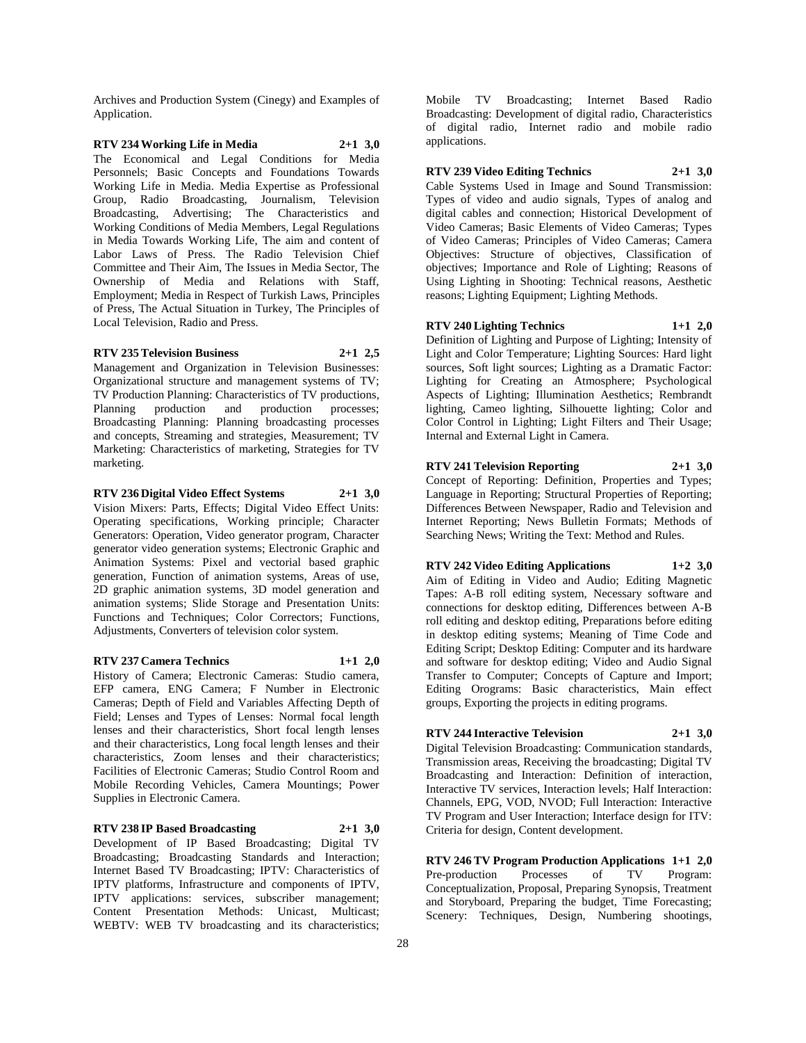Archives and Production System (Cinegy) and Examples of Application.

**RTV 234 Working Life in Media 2+1 3,0**

The Economical and Legal Conditions for Media Personnels; Basic Concepts and Foundations Towards Working Life in Media. Media Expertise as Professional Group, Radio Broadcasting, Journalism, Television Broadcasting, Advertising; The Characteristics and Working Conditions of Media Members, Legal Regulations in Media Towards Working Life, The aim and content of Labor Laws of Press. The Radio Television Chief Committee and Their Aim, The Issues in Media Sector, The Ownership of Media and Relations with Staff, Employment; Media in Respect of Turkish Laws, Principles of Press, The Actual Situation in Turkey, The Principles of Local Television, Radio and Press.

**RTV 235 Television Business 2+1 2,5**

Management and Organization in Television Businesses: Organizational structure and management systems of TV; TV Production Planning: Characteristics of TV productions, Planning production and production processes; Broadcasting Planning: Planning broadcasting processes and concepts, Streaming and strategies, Measurement; TV Marketing: Characteristics of marketing, Strategies for TV marketing.

**RTV 236 Digital Video Effect Systems 2+1 3,0**

Vision Mixers: Parts, Effects; Digital Video Effect Units: Operating specifications, Working principle; Character Generators: Operation, Video generator program, Character generator video generation systems; Electronic Graphic and Animation Systems: Pixel and vectorial based graphic generation, Function of animation systems, Areas of use, 2D graphic animation systems, 3D model generation and animation systems; Slide Storage and Presentation Units: Functions and Techniques; Color Correctors; Functions, Adjustments, Converters of television color system.

**RTV 237 Camera Technics 1+1 2,0**

History of Camera; Electronic Cameras: Studio camera, EFP camera, ENG Camera; F Number in Electronic Cameras; Depth of Field and Variables Affecting Depth of Field; Lenses and Types of Lenses: Normal focal length lenses and their characteristics, Short focal length lenses and their characteristics, Long focal length lenses and their characteristics, Zoom lenses and their characteristics; Facilities of Electronic Cameras; Studio Control Room and Mobile Recording Vehicles, Camera Mountings; Power Supplies in Electronic Camera.

**RTV 238 IP Based Broadcasting 2+1 3,0**

Development of IP Based Broadcasting; Digital TV Broadcasting; Broadcasting Standards and Interaction; Internet Based TV Broadcasting; IPTV: Characteristics of IPTV platforms, Infrastructure and components of IPTV, IPTV applications: services, subscriber management; Content Presentation Methods: Unicast, Multicast; WEBTV: WEB TV broadcasting and its characteristics; Mobile TV Broadcasting; Internet Based Radio Broadcasting: Development of digital radio, Characteristics of digital radio, Internet radio and mobile radio applications.

**RTV 239 Video Editing Technics 2+1 3,0**

Cable Systems Used in Image and Sound Transmission: Types of video and audio signals, Types of analog and digital cables and connection; Historical Development of Video Cameras; Basic Elements of Video Cameras; Types of Video Cameras; Principles of Video Cameras; Camera Objectives: Structure of objectives, Classification of objectives; Importance and Role of Lighting; Reasons of Using Lighting in Shooting: Technical reasons, Aesthetic reasons; Lighting Equipment; Lighting Methods.

**RTV 240 Lighting Technics 1+1 2,0**

Definition of Lighting and Purpose of Lighting; Intensity of Light and Color Temperature; Lighting Sources: Hard light sources, Soft light sources; Lighting as a Dramatic Factor: Lighting for Creating an Atmosphere; Psychological Aspects of Lighting; Illumination Aesthetics; Rembrandt lighting, Cameo lighting, Silhouette lighting; Color and Color Control in Lighting; Light Filters and Their Usage; Internal and External Light in Camera.

**RTV 241 Television Reporting 2+1 3,0**

Concept of Reporting: Definition, Properties and Types; Language in Reporting; Structural Properties of Reporting; Differences Between Newspaper, Radio and Television and Internet Reporting; News Bulletin Formats; Methods of Searching News; Writing the Text: Method and Rules.

**RTV 242 Video Editing Applications 1+2 3,0**

Aim of Editing in Video and Audio; Editing Magnetic Tapes: A-B roll editing system, Necessary software and connections for desktop editing, Differences between A-B roll editing and desktop editing, Preparations before editing in desktop editing systems; Meaning of Time Code and Editing Script; Desktop Editing: Computer and its hardware and software for desktop editing; Video and Audio Signal Transfer to Computer; Concepts of Capture and Import; Editing Orograms: Basic characteristics, Main effect groups, Exporting the projects in editing programs.

**RTV 244 Interactive Television 2+1 3,0**

Digital Television Broadcasting: Communication standards, Transmission areas, Receiving the broadcasting; Digital TV Broadcasting and Interaction: Definition of interaction, Interactive TV services, Interaction levels; Half Interaction: Channels, EPG, VOD, NVOD; Full Interaction: Interactive TV Program and User Interaction; Interface design for ITV: Criteria for design, Content development.

**RTV 246 TV Program Production Applications 1+1 2,0**

Pre-production Processes of TV Program: Conceptualization, Proposal, Preparing Synopsis, Treatment and Storyboard, Preparing the budget, Time Forecasting; Scenery: Techniques, Design, Numbering shootings,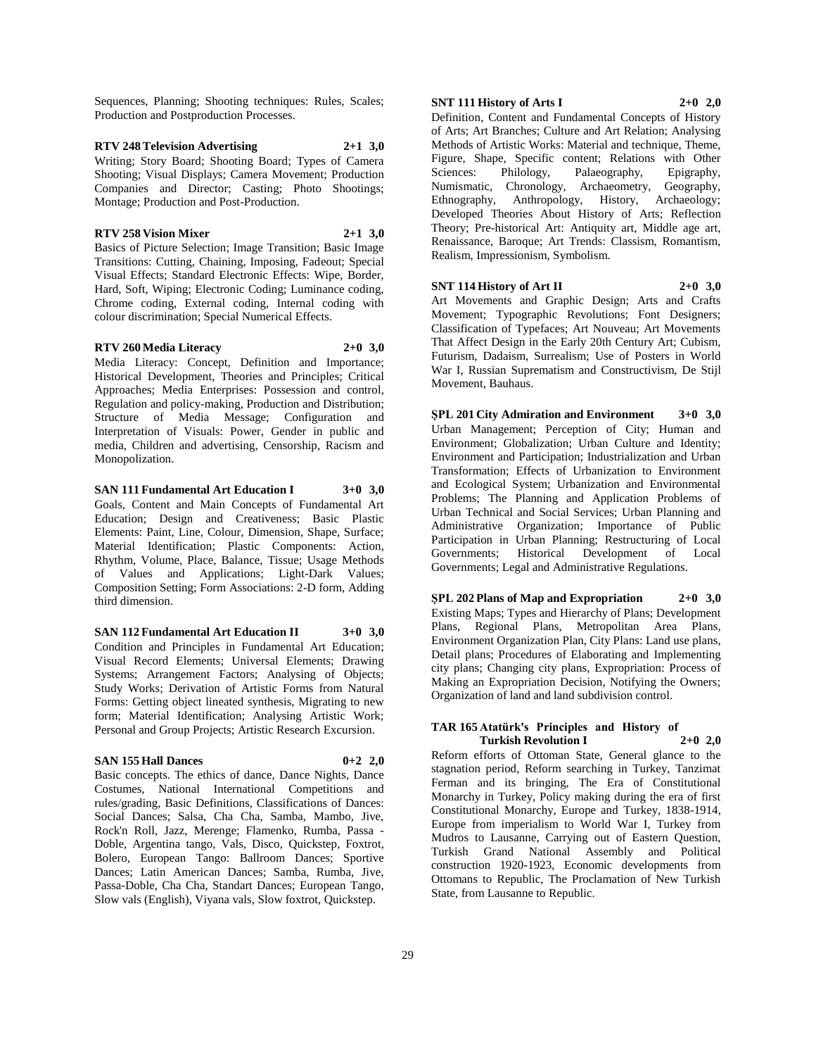Sequences, Planning; Shooting techniques: Rules, Scales; Production and Postproduction Processes.

**RTV 248 Television Advertising 2+1 3,0**

Writing; Story Board; Shooting Board; Types of Camera Shooting; Visual Displays; Camera Movement; Production Companies and Director; Casting; Photo Shootings; Montage; Production and Post-Production.

**RTV 258 Vision Mixer 2+1 3,0**

Basics of Picture Selection; Image Transition; Basic Image Transitions: Cutting, Chaining, Imposing, Fadeout; Special Visual Effects; Standard Electronic Effects: Wipe, Border, Hard, Soft, Wiping; Electronic Coding; Luminance coding, Chrome coding, External coding, Internal coding with colour discrimination; Special Numerical Effects.

**RTV 260 Media Literacy 2+0 3,0**

Media Literacy: Concept, Definition and Importance; Historical Development, Theories and Principles; Critical Approaches; Media Enterprises: Possession and control, Regulation and policy-making, Production and Distribution; Structure of Media Message; Configuration and Interpretation of Visuals: Power, Gender in public and media, Children and advertising, Censorship, Racism and Monopolization.

**SAN 111 Fundamental Art Education I 3+0 3,0**

Goals, Content and Main Concepts of Fundamental Art Education; Design and Creativeness; Basic Plastic Elements: Paint, Line, Colour, Dimension, Shape, Surface; Material Identification; Plastic Components: Action, Rhythm, Volume, Place, Balance, Tissue; Usage Methods of Values and Applications; Light-Dark Values; Composition Setting; Form Associations: 2-D form, Adding third dimension.

**SAN 112 Fundamental Art Education II 3+0 3,0**

Condition and Principles in Fundamental Art Education; Visual Record Elements; Universal Elements; Drawing Systems; Arrangement Factors; Analysing of Objects; Study Works; Derivation of Artistic Forms from Natural Forms: Getting object lineated synthesis, Migrating to new form; Material Identification; Analysing Artistic Work; Personal and Group Projects; Artistic Research Excursion.

**SAN 155 Hall Dances 0+2 2,0**

Basic concepts. The ethics of dance, Dance Nights, Dance Costumes, National International Competitions and rules/grading, Basic Definitions, Classifications of Dances: Social Dances; Salsa, Cha Cha, Samba, Mambo, Jive, Rock'n Roll, Jazz, Merenge; Flamenko, Rumba, Passa - Doble, Argentina tango, Vals, Disco, Quickstep, Foxtrot, Bolero, European Tango: Ballroom Dances; Sportive Dances; Latin American Dances; Samba, Rumba, Jive, Passa-Doble, Cha Cha, Standart Dances; European Tango, Slow vals (English), Viyana vals, Slow foxtrot, Quickstep.

**SNT 111 History of Arts I 2+0 2,0**

Definition, Content and Fundamental Concepts of History of Arts; Art Branches; Culture and Art Relation; Analysing Methods of Artistic Works: Material and technique, Theme, Figure, Shape, Specific content; Relations with Other Sciences: Philology, Palaeography, Epigraphy, Numismatic, Chronology, Archaeometry, Geography, Ethnography, Anthropology, History, Archaeology; Developed Theories About History of Arts; Reflection Theory; Pre-historical Art: Antiquity art, Middle age art, Renaissance, Baroque; Art Trends: Classism, Romantism, Realism, Impressionism, Symbolism.

**SNT 114 History of Art II 2+0 3,0**

Art Movements and Graphic Design; Arts and Crafts Movement; Typographic Revolutions; Font Designers; Classification of Typefaces; Art Nouveau; Art Movements That Affect Design in the Early 20th Century Art; Cubism, Futurism, Dadaism, Surrealism; Use of Posters in World War I, Russian Suprematism and Constructivism, De Stijl Movement, Bauhaus.

**ŞPL 201 City Admiration and Environment 3+0 3,0**

Urban Management; Perception of City; Human and Environment; Globalization; Urban Culture and Identity; Environment and Participation; Industrialization and Urban Transformation; Effects of Urbanization to Environment and Ecological System; Urbanization and Environmental Problems; The Planning and Application Problems of Urban Technical and Social Services; Urban Planning and Administrative Organization; Importance of Public Participation in Urban Planning; Restructuring of Local Governments; Historical Development of Local Governments; Legal and Administrative Regulations.

**ŞPL 202 Plans of Map and Expropriation 2+0 3,0**

Existing Maps; Types and Hierarchy of Plans; Development Plans, Regional Plans, Metropolitan Area Plans, Environment Organization Plan, City Plans: Land use plans, Detail plans; Procedures of Elaborating and Implementing city plans; Changing city plans, Expropriation: Process of Making an Expropriation Decision, Notifying the Owners; Organization of land and land subdivision control.

**TAR 165 Atatürk's Principles and History of Turkish Revolution I 2+0 2,0**

Reform efforts of Ottoman State, General glance to the stagnation period, Reform searching in Turkey, Tanzimat Ferman and its bringing, The Era of Constitutional Monarchy in Turkey, Policy making during the era of first Constitutional Monarchy, Europe and Turkey, 1838-1914, Europe from imperialism to World War I, Turkey from Mudros to Lausanne, Carrying out of Eastern Question, Turkish Grand National Assembly and Political construction 1920-1923, Economic developments from Ottomans to Republic, The Proclamation of New Turkish State, from Lausanne to Republic.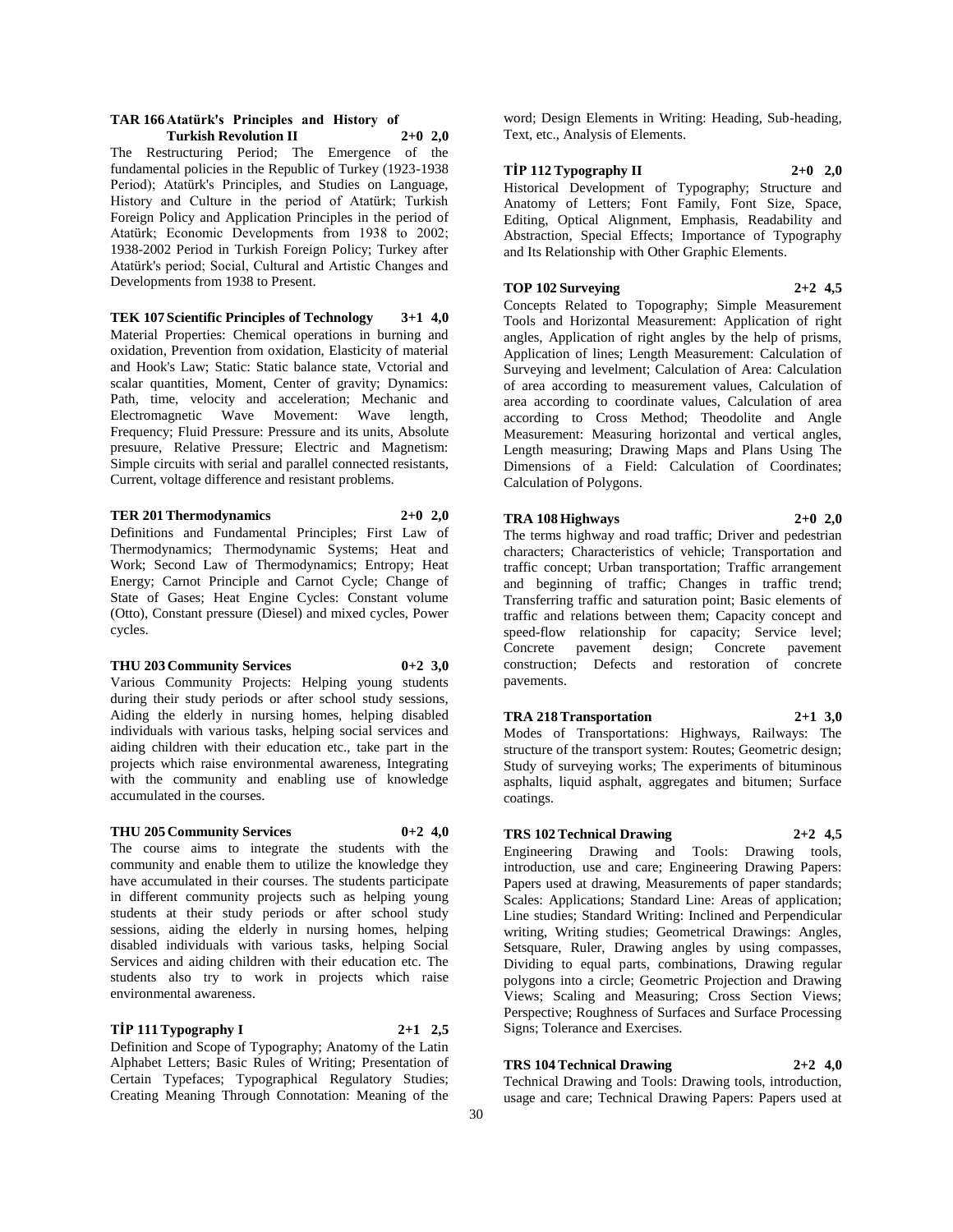**TAR 166 Atatürk's Principles and History of Turkish Revolution II 2+0 2,0**

The Restructuring Period; The Emergence of the fundamental policies in the Republic of Turkey (1923-1938 Period); Atatürk's Principles, and Studies on Language, History and Culture in the period of Atatürk; Turkish Foreign Policy and Application Principles in the period of Atatürk; Economic Developments from 1938 to 2002; 1938-2002 Period in Turkish Foreign Policy; Turkey after Atatürk's period; Social, Cultural and Artistic Changes and Developments from 1938 to Present.

**TEK 107 Scientific Principles of Technology 3+1 4,0**

Material Properties: Chemical operations in burning and oxidation, Prevention from oxidation, Elasticity of material and Hook's Law; Static: Static balance state, Vctorial and scalar quantities, Moment, Center of gravity; Dynamics: Path, time, velocity and acceleration; Mechanic and Electromagnetic Wave Movement: Wave length, Frequency; Fluid Pressure: Pressure and its units, Absolute presuure, Relative Pressure; Electric and Magnetism: Simple circuits with serial and parallel connected resistants, Current, voltage difference and resistant problems.

**TER 201 Thermodynamics 2+0 2,0**

Definitions and Fundamental Principles; First Law of Thermodynamics; Thermodynamic Systems; Heat and Work; Second Law of Thermodynamics; Entropy; Heat Energy; Carnot Principle and Carnot Cycle; Change of State of Gases; Heat Engine Cycles: Constant volume (Otto), Constant pressure (Diesel) and mixed cycles, Power cycles.

**THU 203 Community Services 0+2 3,0**

Various Community Projects: Helping young students during their study periods or after school study sessions, Aiding the elderly in nursing homes, helping disabled individuals with various tasks, helping social services and aiding children with their education etc., take part in the projects which raise environmental awareness, Integrating with the community and enabling use of knowledge accumulated in the courses.

**THU 205 Community Services 0+2 4,0**

The course aims to integrate the students with the community and enable them to utilize the knowledge they have accumulated in their courses. The students participate in different community projects such as helping young students at their study periods or after school study sessions, aiding the elderly in nursing homes, helping disabled individuals with various tasks, helping Social Services and aiding children with their education etc. The students also try to work in projects which raise environmental awareness.

**TİP 111 Typography I 2+1 2,5**

Definition and Scope of Typography; Anatomy of the Latin Alphabet Letters; Basic Rules of Writing; Presentation of Certain Typefaces; Typographical Regulatory Studies; Creating Meaning Through Connotation: Meaning of the word; Design Elements in Writing: Heading, Sub-heading, Text, etc., Analysis of Elements.

**TİP 112 Typography II 2+0 2,0**

Historical Development of Typography; Structure and Anatomy of Letters; Font Family, Font Size, Space, Editing, Optical Alignment, Emphasis, Readability and Abstraction, Special Effects; Importance of Typography and Its Relationship with Other Graphic Elements.

**TOP 102 Surveying 2+2 4,5**

Concepts Related to Topography; Simple Measurement Tools and Horizontal Measurement: Application of right angles, Application of right angles by the help of prisms, Application of lines; Length Measurement: Calculation of Surveying and levelment; Calculation of Area: Calculation of area according to measurement values, Calculation of area according to coordinate values, Calculation of area according to Cross Method; Theodolite and Angle Measurement: Measuring horizontal and vertical angles, Length measuring; Drawing Maps and Plans Using The Dimensions of a Field: Calculation of Coordinates; Calculation of Polygons.

**TRA 108 Highways 2+0 2,0**

The terms highway and road traffic; Driver and pedestrian characters; Characteristics of vehicle; Transportation and traffic concept; Urban transportation; Traffic arrangement and beginning of traffic; Changes in traffic trend; Transferring traffic and saturation point; Basic elements of traffic and relations between them; Capacity concept and speed-flow relationship for capacity; Service level; Concrete pavement design; Concrete pavement construction; Defects and restoration of concrete pavements.

**TRA 218 Transportation 2+1 3,0**

Modes of Transportations: Highways, Railways: The structure of the transport system: Routes; Geometric design; Study of surveying works; The experiments of bituminous asphalts, liquid asphalt, aggregates and bitumen; Surface coatings.

**TRS 102 Technical Drawing 2+2 4,5**

Engineering Drawing and Tools: Drawing tools, introduction, use and care; Engineering Drawing Papers: Papers used at drawing, Measurements of paper standards; Scales: Applications; Standard Line: Areas of application; Line studies; Standard Writing: Inclined and Perpendicular writing, Writing studies; Geometrical Drawings: Angles, Setsquare, Ruler, Drawing angles by using compasses, Dividing to equal parts, combinations, Drawing regular polygons into a circle; Geometric Projection and Drawing Views; Scaling and Measuring; Cross Section Views; Perspective; Roughness of Surfaces and Surface Processing Signs; Tolerance and Exercises.

**TRS 104 Technical Drawing 2+2 4,0**

Technical Drawing and Tools: Drawing tools, introduction, usage and care; Technical Drawing Papers: Papers used at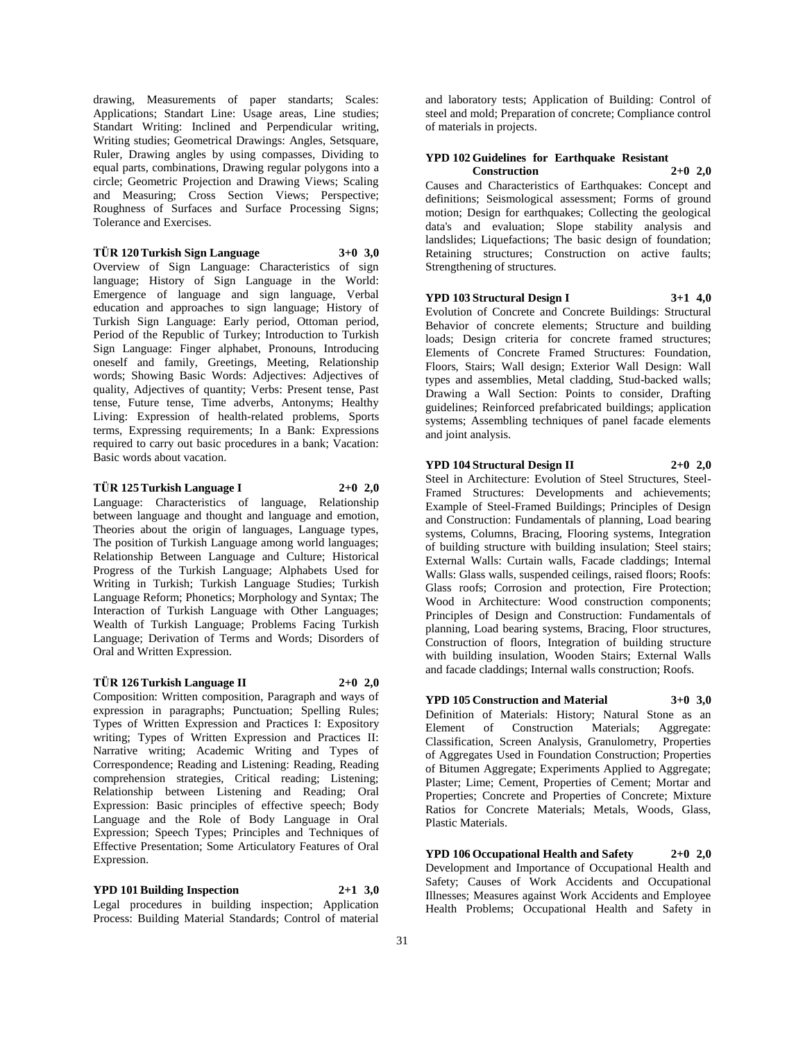drawing, Measurements of paper standarts; Scales: Applications; Standart Line: Usage areas, Line studies; Standart Writing: Inclined and Perpendicular writing, Writing studies; Geometrical Drawings: Angles, Setsquare, Ruler, Drawing angles by using compasses, Dividing to equal parts, combinations, Drawing regular polygons into a circle; Geometric Projection and Drawing Views; Scaling and Measuring; Cross Section Views; Perspective; Roughness of Surfaces and Surface Processing Signs; Tolerance and Exercises.

**TÜR 120 Turkish Sign Language 3+0 3,0**

Overview of Sign Language: Characteristics of sign language; History of Sign Language in the World: Emergence of language and sign language, Verbal education and approaches to sign language; History of Turkish Sign Language: Early period, Ottoman period, Period of the Republic of Turkey; Introduction to Turkish Sign Language: Finger alphabet, Pronouns, Introducing oneself and family, Greetings, Meeting, Relationship words; Showing Basic Words: Adjectives: Adjectives of quality, Adjectives of quantity; Verbs: Present tense, Past tense, Future tense, Time adverbs, Antonyms; Healthy Living: Expression of health-related problems, Sports terms, Expressing requirements; In a Bank: Expressions required to carry out basic procedures in a bank; Vacation: Basic words about vacation.

**TÜR 125 Turkish Language I 2+0 2,0**

Language: Characteristics of language, Relationship between language and thought and language and emotion, Theories about the origin of languages, Language types, The position of Turkish Language among world languages; Relationship Between Language and Culture; Historical Progress of the Turkish Language; Alphabets Used for Writing in Turkish; Turkish Language Studies; Turkish Language Reform; Phonetics; Morphology and Syntax; The Interaction of Turkish Language with Other Languages; Wealth of Turkish Language; Problems Facing Turkish Language; Derivation of Terms and Words; Disorders of Oral and Written Expression.

**TÜR 126 Turkish Language II 2+0 2,0**

Composition: Written composition, Paragraph and ways of expression in paragraphs; Punctuation; Spelling Rules; Types of Written Expression and Practices I: Expository writing; Types of Written Expression and Practices II: Narrative writing; Academic Writing and Types of Correspondence; Reading and Listening: Reading, Reading comprehension strategies, Critical reading; Listening; Relationship between Listening and Reading; Oral Expression: Basic principles of effective speech; Body Language and the Role of Body Language in Oral Expression; Speech Types; Principles and Techniques of Effective Presentation; Some Articulatory Features of Oral Expression.

**YPD 101 Building Inspection 2+1 3,0**

Legal procedures in building inspection; Application Process: Building Material Standards; Control of material and laboratory tests; Application of Building: Control of steel and mold; Preparation of concrete; Compliance control of materials in projects.

**YPD 102 Guidelines for Earthquake Resistant Construction 2+0 2,0**

Causes and Characteristics of Earthquakes: Concept and definitions; Seismological assessment; Forms of ground motion; Design for earthquakes; Collecting the geological data's and evaluation; Slope stability analysis and landslides; Liquefactions; The basic design of foundation; Retaining structures; Construction on active faults; Strengthening of structures.

**YPD 103 Structural Design I 3+1 4,0**

Evolution of Concrete and Concrete Buildings: Structural Behavior of concrete elements; Structure and building loads; Design criteria for concrete framed structures; Elements of Concrete Framed Structures: Foundation, Floors, Stairs; Wall design; Exterior Wall Design: Wall types and assemblies, Metal cladding, Stud-backed walls; Drawing a Wall Section: Points to consider, Drafting guidelines; Reinforced prefabricated buildings; application systems; Assembling techniques of panel facade elements and joint analysis.

**YPD 104 Structural Design II 2+0 2,0**

Steel in Architecture: Evolution of Steel Structures, Steel-Framed Structures: Developments and achievements; Example of Steel-Framed Buildings; Principles of Design and Construction: Fundamentals of planning, Load bearing systems, Columns, Bracing, Flooring systems, Integration of building structure with building insulation; Steel stairs; External Walls: Curtain walls, Facade claddings; Internal Walls: Glass walls, suspended ceilings, raised floors; Roofs: Glass roofs; Corrosion and protection, Fire Protection; Wood in Architecture: Wood construction components; Principles of Design and Construction: Fundamentals of planning, Load bearing systems, Bracing, Floor structures, Construction of floors, Integration of building structure with building insulation, Wooden Stairs; External Walls and facade claddings; Internal walls construction; Roofs.

**YPD 105 Construction and Material 3+0 3,0**

Definition of Materials: History; Natural Stone as an Element of Construction Materials; Aggregate: Classification, Screen Analysis, Granulometry, Properties of Aggregates Used in Foundation Construction; Properties of Bitumen Aggregate; Experiments Applied to Aggregate; Plaster; Lime; Cement, Properties of Cement; Mortar and Properties; Concrete and Properties of Concrete; Mixture Ratios for Concrete Materials; Metals, Woods, Glass, Plastic Materials.

**YPD 106 Occupational Health and Safety 2+0 2,0**

Development and Importance of Occupational Health and Safety; Causes of Work Accidents and Occupational Illnesses; Measures against Work Accidents and Employee Health Problems; Occupational Health and Safety in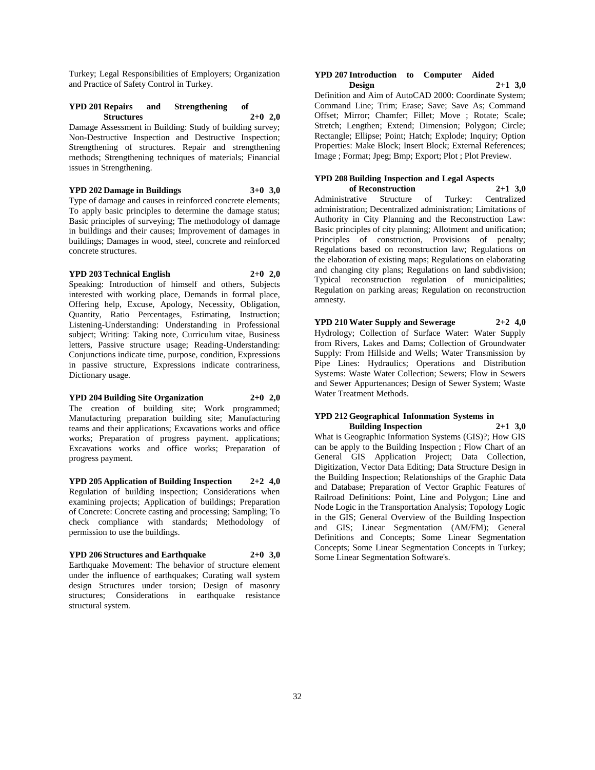Turkey; Legal Responsibilities of Employers; Organization and Practice of Safety Control in Turkey.

**YPD 201 Repairs and Strengthening of Structures 2+0 2,0**

Damage Assessment in Building: Study of building survey; Non-Destructive Inspection and Destructive Inspection; Strengthening of structures. Repair and strengthening methods; Strengthening techniques of materials; Financial issues in Strengthening.

**YPD 202 Damage in Buildings 3+0 3,0**

Type of damage and causes in reinforced concrete elements; To apply basic principles to determine the damage status; Basic principles of surveying; The methodology of damage in buildings and their causes; Improvement of damages in buildings; Damages in wood, steel, concrete and reinforced concrete structures.

**YPD 203 Technical English 2+0 2,0**

Speaking: Introduction of himself and others, Subjects interested with working place, Demands in formal place, Offering help, Excuse, Apology, Necessity, Obligation, Quantity, Ratio Percentages, Estimating, Instruction; Listening-Understanding: Understanding in Professional subject; Writing: Taking note, Curriculum vitae, Business letters, Passive structure usage; Reading-Understanding: Conjunctions indicate time, purpose, condition, Expressions in passive structure, Expressions indicate contrariness, Dictionary usage.

**YPD 204 Building Site Organization 2+0 2,0**

The creation of building site; Work programmed; Manufacturing preparation building site; Manufacturing teams and their applications; Excavations works and office works; Preparation of progress payment. applications; Excavations works and office works; Preparation of progress payment.

**YPD 205 Application of Building Inspection 2+2 4,0**

Regulation of building inspection; Considerations when examining projects; Application of buildings; Preparation of Concrete: Concrete casting and processing; Sampling; To check compliance with standards; Methodology of permission to use the buildings.

**YPD 206 Structures and Earthquake 2+0 3,0**

Earthquake Movement: The behavior of structure element under the influence of earthquakes; Curating wall system design Structures under torsion; Design of masonry structures; Considerations in earthquake resistance structural system.

**YPD 207 Introduction to Computer Aided Design 2+1 3,0**

Definition and Aim of AutoCAD 2000: Coordinate System; Command Line; Trim; Erase; Save; Save As; Command Offset; Mirror; Chamfer; Fillet; Move ; Rotate; Scale; Stretch; Lengthen; Extend; Dimension; Polygon; Circle; Rectangle; Ellipse; Point; Hatch; Explode; Inquiry; Option Properties: Make Block; Insert Block; External References; Image ; Format; Jpeg; Bmp; Export; Plot ; Plot Preview.

**YPD 208 Building Inspection and Legal Aspects of Reconstruction 2+1 3,0**

Administrative Structure of Turkey: Centralized administration; Decentralized administration; Limitations of Authority in City Planning and the Reconstruction Law: Basic principles of city planning; Allotment and unification; Principles of construction, Provisions of penalty; Regulations based on reconstruction law; Regulations on the elaboration of existing maps; Regulations on elaborating and changing city plans; Regulations on land subdivision; Typical reconstruction regulation of municipalities; Regulation on parking areas; Regulation on reconstruction amnesty.

**YPD 210 Water Supply and Sewerage 2+2 4,0**

Hydrology; Collection of Surface Water: Water Supply from Rivers, Lakes and Dams; Collection of Groundwater Supply: From Hillside and Wells; Water Transmission by Pipe Lines: Hydraulics; Operations and Distribution Systems: Waste Water Collection; Sewers; Flow in Sewers and Sewer Appurtenances; Design of Sewer System; Waste Water Treatment Methods.

**YPD 212 Geographical Infonmation Systems in Building Inspection 2+1 3,0**

What is Geographic Information Systems (GIS)?; How GIS can be apply to the Building Inspection ; Flow Chart of an General GIS Application Project; Data Collection, Digitization, Vector Data Editing; Data Structure Design in the Building Inspection; Relationships of the Graphic Data and Database; Preparation of Vector Graphic Features of Railroad Definitions: Point, Line and Polygon; Line and Node Logic in the Transportation Analysis; Topology Logic in the GIS; General Overview of the Building Inspection and GIS; Linear Segmentation (AM/FM); General Definitions and Concepts; Some Linear Segmentation Concepts; Some Linear Segmentation Concepts in Turkey; Some Linear Segmentation Software's.